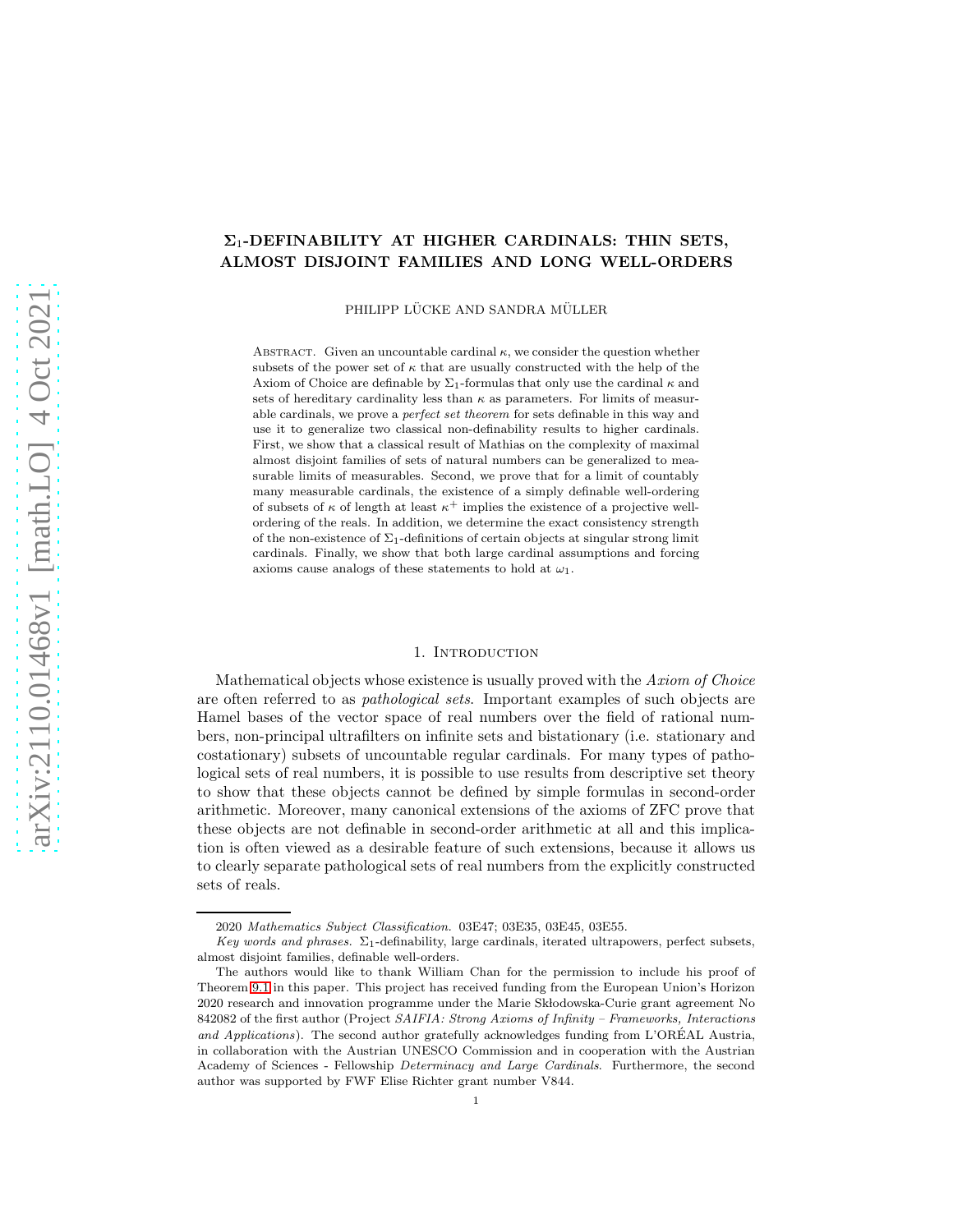# $\Sigma_1$-DEFINABILITY AT HIGHER CARDINALS: THIN SETS, ALMOST DISJOINT FAMILIES AND LONG WELL-ORDERS

PHILIPP LÜCKE AND SANDRA MÜLLER

ABSTRACT. Given an uncountable cardinal $\kappa$, we consider the question whether subsets of the power set of $\kappa$ that are usually constructed with the help of the Axiom of Choice are definable by $\Sigma_1$-formulas that only use the cardinal $\kappa$ and sets of hereditary cardinality less than $\kappa$ as parameters. For limits of measurable cardinals, we prove a *perfect set theorem* for sets definable in this way and use it to generalize two classical non-definability results to higher cardinals. First, we show that a classical result of Mathias on the complexity of maximal almost disjoint families of sets of natural numbers can be generalized to measurable limits of measurables. Second, we prove that for a limit of countably many measurable cardinals, the existence of a simply definable well-ordering of subsets of $\kappa$ of length at least $\kappa^+$ implies the existence of a projective well-ordering of the reals. In addition, we determine the exact consistency strength of the non-existence of $\Sigma_1$-definitions of certain objects at singular strong limit cardinals. Finally, we show that both large cardinal assumptions and forcing axioms cause analogs of these statements to hold at $\omega_1$.

## 1. Introduction

Mathematical objects whose existence is usually proved with the *Axiom of Choice* are often referred to as *pathological sets*. Important examples of such objects are Hamel bases of the vector space of real numbers over the field of rational numbers, non-principal ultrafilters on infinite sets and bistationary (i.e. stationary and costationary) subsets of uncountable regular cardinals. For many types of pathological sets of real numbers, it is possible to use results from descriptive set theory to show that these objects cannot be defined by simple formulas in second-order arithmetic. Moreover, many canonical extensions of the axioms of ZFC prove that these objects are not definable in second-order arithmetic at all and this implication is often viewed as a desirable feature of such extensions, because it allows us to clearly separate pathological sets of real numbers from the explicitly constructed sets of reals.

---

2020 *Mathematics Subject Classification.* 03E47; 03E35, 03E45, 03E55.

*Key words and phrases.* $\Sigma_1$-definability, large cardinals, iterated ultrapowers, perfect subsets, almost disjoint families, definable well-orders.

The authors would like to thank William Chan for the permission to include his proof of Theorem 9.1 in this paper. This project has received funding from the European Union's Horizon 2020 research and innovation programme under the Marie Skłodowska-Curie grant agreement No 842082 of the first author (Project *SAIFIA: Strong Axioms of Infinity – Frameworks, Interactions and Applications*). The second author gratefully acknowledges funding from L'ORÉAL Austria, in collaboration with the Austrian UNESCO Commission and in cooperation with the Austrian Academy of Sciences - Fellowship *Determinacy and Large Cardinals*. Furthermore, the second author was supported by FWF Elise Richter grant number V844.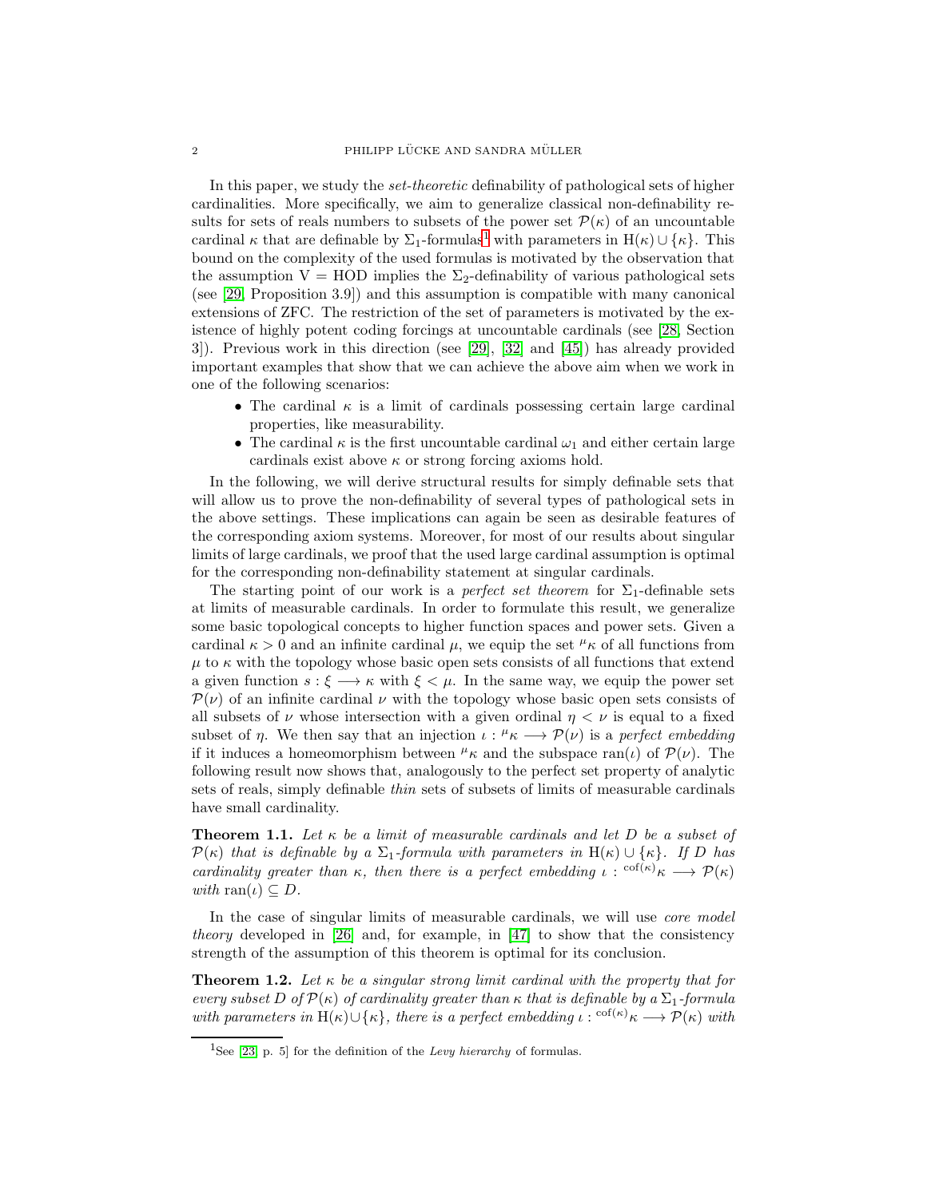In this paper, we study the *set-theoretic* definability of pathological sets of higher cardinalities. More specifically, we aim to generalize classical non-definability results for sets of reals numbers to subsets of the power set $\mathcal{P}(\kappa)$ of an uncountable cardinal $\kappa$ that are definable by $\Sigma_1$-formulas[1] with parameters in $\mathrm{H}(\kappa) \cup \{\kappa\}$. This bound on the complexity of the used formulas is motivated by the observation that the assumption $\mathrm{V} = \mathrm{HOD}$ implies the $\Sigma_2$-definability of various pathological sets (see [29, Proposition 3.9]) and this assumption is compatible with many canonical extensions of ZFC. The restriction of the set of parameters is motivated by the existence of highly potent coding forcings at uncountable cardinals (see [28, Section 3]). Previous work in this direction (see [29], [32] and [45]) has already provided important examples that show that we can achieve the above aim when we work in one of the following scenarios:

- The cardinal $\kappa$ is a limit of cardinals possessing certain large cardinal properties, like measurability.
- The cardinal $\kappa$ is the first uncountable cardinal $\omega_1$ and either certain large cardinals exist above $\kappa$ or strong forcing axioms hold.

In the following, we will derive structural results for simply definable sets that will allow us to prove the non-definability of several types of pathological sets in the above settings. These implications can again be seen as desirable features of the corresponding axiom systems. Moreover, for most of our results about singular limits of large cardinals, we proof that the used large cardinal assumption is optimal for the corresponding non-definability statement at singular cardinals.

The starting point of our work is a *perfect set theorem* for $\Sigma_1$-definable sets at limits of measurable cardinals. In order to formulate this result, we generalize some basic topological concepts to higher function spaces and power sets. Given a cardinal $\kappa > 0$ and an infinite cardinal $\mu$, we equip the set ${}^{\mu}\kappa$ of all functions from $\mu$ to $\kappa$ with the topology whose basic open sets consists of all functions that extend a given function $s : \xi \longrightarrow \kappa$ with $\xi < \mu$. In the same way, we equip the power set $\mathcal{P}(\nu)$ of an infinite cardinal $\nu$ with the topology whose basic open sets consists of all subsets of $\nu$ whose intersection with a given ordinal $\eta < \nu$ is equal to a fixed subset of $\eta$. We then say that an injection $\iota : {}^{\mu}\kappa \longrightarrow \mathcal{P}(\nu)$ is a *perfect embedding* if it induces a homeomorphism between ${}^{\mu}\kappa$ and the subspace $\mathrm{ran}(\iota)$ of $\mathcal{P}(\nu)$. The following result now shows that, analogously to the perfect set property of analytic sets of reals, simply definable *thin* sets of subsets of limits of measurable cardinals have small cardinality.

**Theorem 1.1.** *Let $\kappa$ be a limit of measurable cardinals and let $D$ be a subset of $\mathcal{P}(\kappa)$ that is definable by a $\Sigma_1$-formula with parameters in $\mathrm{H}(\kappa) \cup \{\kappa\}$. If $D$ has cardinality greater than $\kappa$, then there is a perfect embedding $\iota : {}^{\mathrm{cof}(\kappa)}\kappa \longrightarrow \mathcal{P}(\kappa)$ with $\mathrm{ran}(\iota) \subseteq D$.*

In the case of singular limits of measurable cardinals, we will use *core model theory* developed in [26] and, for example, in [47] to show that the consistency strength of the assumption of this theorem is optimal for its conclusion.

**Theorem 1.2.** *Let $\kappa$ be a singular strong limit cardinal with the property that for every subset $D$ of $\mathcal{P}(\kappa)$ of cardinality greater than $\kappa$ that is definable by a $\Sigma_1$-formula with parameters in $\mathrm{H}(\kappa) \cup \{\kappa\}$, there is a perfect embedding $\iota : {}^{\mathrm{cof}(\kappa)}\kappa \longrightarrow \mathcal{P}(\kappa)$ with*

[1] See [23, p. 5] for the definition of the *Levy hierarchy* of formulas.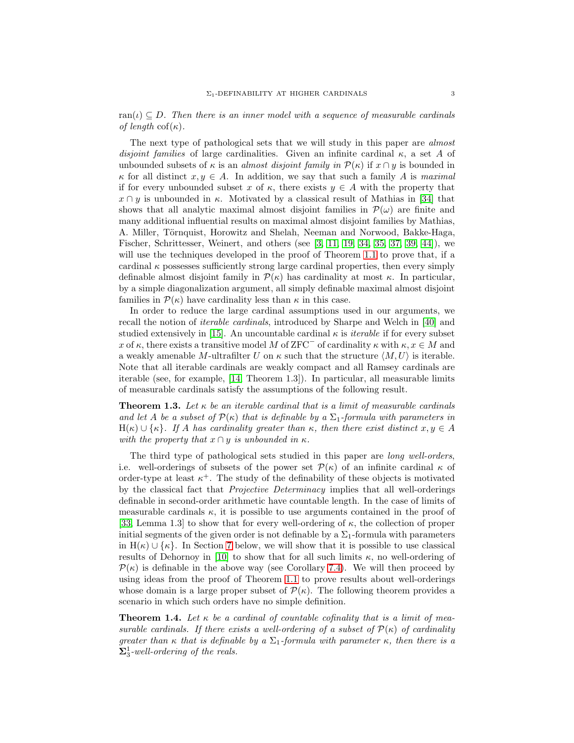$\mathrm{ran}(\iota) \subseteq D$. *Then there is an inner model with a sequence of measurable cardinals of length* $\mathrm{cof}(\kappa)$.

The next type of pathological sets that we will study in this paper are *almost disjoint families* of large cardinalities. Given an infinite cardinal $\kappa$, a set $A$ of unbounded subsets of $\kappa$ is an *almost disjoint family in* $\mathcal{P}(\kappa)$ if $x \cap y$ is bounded in $\kappa$ for all distinct $x, y \in A$. In addition, we say that such a family $A$ is *maximal* if for every unbounded subset $x$ of $\kappa$, there exists $y \in A$ with the property that $x \cap y$ is unbounded in $\kappa$. Motivated by a classical result of Mathias in [34] that shows that all analytic maximal almost disjoint families in $\mathcal{P}(\omega)$ are finite and many additional influential results on maximal almost disjoint families by Mathias, A. Miller, Törnquist, Horowitz and Shelah, Neeman and Norwood, Bakke-Haga, Fischer, Schrittesser, Weinert, and others (see [3, 11, 19, 34, 35, 37, 39, 44]), we will use the techniques developed in the proof of Theorem 1.1 to prove that, if a cardinal $\kappa$ possesses sufficiently strong large cardinal properties, then every simply definable almost disjoint family in $\mathcal{P}(\kappa)$ has cardinality at most $\kappa$. In particular, by a simple diagonalization argument, all simply definable maximal almost disjoint families in $\mathcal{P}(\kappa)$ have cardinality less than $\kappa$ in this case.

In order to reduce the large cardinal assumptions used in our arguments, we recall the notion of *iterable cardinals*, introduced by Sharpe and Welch in [40] and studied extensively in [15]. An uncountable cardinal $\kappa$ is *iterable* if for every subset $x$ of $\kappa$, there exists a transitive model $M$ of $\mathrm{ZFC}^-$ of cardinality $\kappa$ with $\kappa, x \in M$ and a weakly amenable $M$-ultrafilter $U$ on $\kappa$ such that the structure $\langle M, U\rangle$ is iterable. Note that all iterable cardinals are weakly compact and all Ramsey cardinals are iterable (see, for example, [14, Theorem 1.3]). In particular, all measurable limits of measurable cardinals satisfy the assumptions of the following result.

**Theorem 1.3.** *Let $\kappa$ be an iterable cardinal that is a limit of measurable cardinals and let $A$ be a subset of $\mathcal{P}(\kappa)$ that is definable by a $\Sigma_1$-formula with parameters in $\mathrm{H}(\kappa) \cup \{\kappa\}$. If $A$ has cardinality greater than $\kappa$, then there exist distinct $x, y \in A$ with the property that $x \cap y$ is unbounded in $\kappa$.*

The third type of pathological sets studied in this paper are *long well-orders*, i.e. well-orderings of subsets of the power set $\mathcal{P}(\kappa)$ of an infinite cardinal $\kappa$ of order-type at least $\kappa^+$. The study of the definability of these objects is motivated by the classical fact that *Projective Determinacy* implies that all well-orderings definable in second-order arithmetic have countable length. In the case of limits of measurable cardinals $\kappa$, it is possible to use arguments contained in the proof of [33, Lemma 1.3] to show that for every well-ordering of $\kappa$, the collection of proper initial segments of the given order is not definable by a $\Sigma_1$-formula with parameters in $\mathrm{H}(\kappa) \cup \{\kappa\}$. In Section 7 below, we will show that it is possible to use classical results of Dehornoy in [10] to show that for all such limits $\kappa$, no well-ordering of $\mathcal{P}(\kappa)$ is definable in the above way (see Corollary 7.4). We will then proceed by using ideas from the proof of Theorem 1.1 to prove results about well-orderings whose domain is a large proper subset of $\mathcal{P}(\kappa)$. The following theorem provides a scenario in which such orders have no simple definition.

**Theorem 1.4.** *Let $\kappa$ be a cardinal of countable cofinality that is a limit of measurable cardinals. If there exists a well-ordering of a subset of $\mathcal{P}(\kappa)$ of cardinality greater than $\kappa$ that is definable by a $\Sigma_1$-formula with parameter $\kappa$, then there is a $\mathbf{\Sigma}^1_3$-well-ordering of the reals.*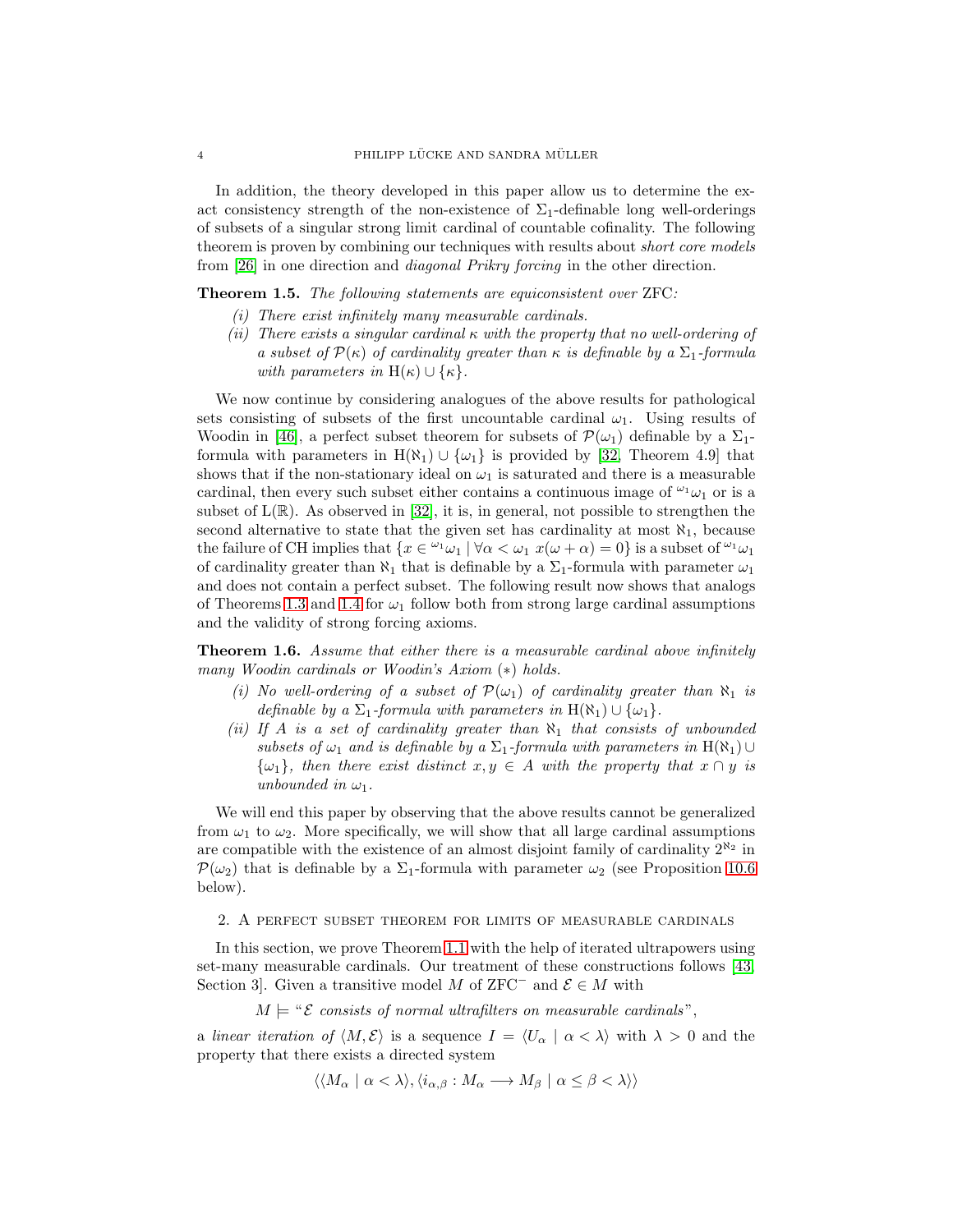In addition, the theory developed in this paper allow us to determine the exact consistency strength of the non-existence of $\Sigma_1$-definable long well-orderings of subsets of a singular strong limit cardinal of countable cofinality. The following theorem is proven by combining our techniques with results about *short core models* from [26] in one direction and *diagonal Prikry forcing* in the other direction.

**Theorem 1.5.** *The following statements are equiconsistent over* ZFC*:*

*(i) There exist infinitely many measurable cardinals.*

*(ii) There exists a singular cardinal $\kappa$ with the property that no well-ordering of a subset of $\mathcal{P}(\kappa)$ of cardinality greater than $\kappa$ is definable by a $\Sigma_1$-formula with parameters in $\mathrm{H}(\kappa) \cup \{\kappa\}$.*

We now continue by considering analogues of the above results for pathological sets consisting of subsets of the first uncountable cardinal $\omega_1$. Using results of Woodin in [46], a perfect subset theorem for subsets of $\mathcal{P}(\omega_1)$ definable by a $\Sigma_1$-formula with parameters in $\mathrm{H}(\aleph_1) \cup \{\omega_1\}$ is provided by [32, Theorem 4.9] that shows that if the non-stationary ideal on $\omega_1$ is saturated and there is a measurable cardinal, then every such subset either contains a continuous image of ${}^{\omega_1}\omega_1$ or is a subset of $\mathrm{L}(\mathbb{R})$. As observed in [32], it is, in general, not possible to strengthen the second alternative to state that the given set has cardinality at most $\aleph_1$, because the failure of CH implies that $\{x \in {}^{\omega_1}\omega_1 \mid \forall \alpha < \omega_1 \ x(\omega + \alpha) = 0\}$ is a subset of ${}^{\omega_1}\omega_1$ of cardinality greater than $\aleph_1$ that is definable by a $\Sigma_1$-formula with parameter $\omega_1$ and does not contain a perfect subset. The following result now shows that analogs of Theorems 1.3 and 1.4 for $\omega_1$ follow both from strong large cardinal assumptions and the validity of strong forcing axioms.

**Theorem 1.6.** *Assume that either there is a measurable cardinal above infinitely many Woodin cardinals or Woodin's Axiom $(*)$ holds.*

*(i) No well-ordering of a subset of $\mathcal{P}(\omega_1)$ of cardinality greater than $\aleph_1$ is definable by a $\Sigma_1$-formula with parameters in $\mathrm{H}(\aleph_1) \cup \{\omega_1\}$.*

*(ii) If $A$ is a set of cardinality greater than $\aleph_1$ that consists of unbounded subsets of $\omega_1$ and is definable by a $\Sigma_1$-formula with parameters in $\mathrm{H}(\aleph_1) \cup \{\omega_1\}$, then there exist distinct $x, y \in A$ with the property that $x \cap y$ is unbounded in $\omega_1$.*

We will end this paper by observing that the above results cannot be generalized from $\omega_1$ to $\omega_2$. More specifically, we will show that all large cardinal assumptions are compatible with the existence of an almost disjoint family of cardinality $2^{\aleph_2}$ in $\mathcal{P}(\omega_2)$ that is definable by a $\Sigma_1$-formula with parameter $\omega_2$ (see Proposition 10.6 below).

## 2. A perfect subset theorem for limits of measurable cardinals

In this section, we prove Theorem 1.1 with the help of iterated ultrapowers using set-many measurable cardinals. Our treatment of these constructions follows [43, Section 3]. Given a transitive model $M$ of $\mathrm{ZFC}^-$ and $\mathcal{E} \in M$ with

$$M \models \text{“}\mathcal{E} \text{ consists of normal ultrafilters on measurable cardinals”},$$

a *linear iteration of* $\langle M, \mathcal{E} \rangle$ is a sequence $I = \langle U_\alpha \mid \alpha < \lambda \rangle$ with $\lambda > 0$ and the property that there exists a directed system

$$\langle \langle M_\alpha \mid \alpha < \lambda \rangle, \langle i_{\alpha,\beta} : M_\alpha \longrightarrow M_\beta \mid \alpha \leq \beta < \lambda \rangle \rangle$$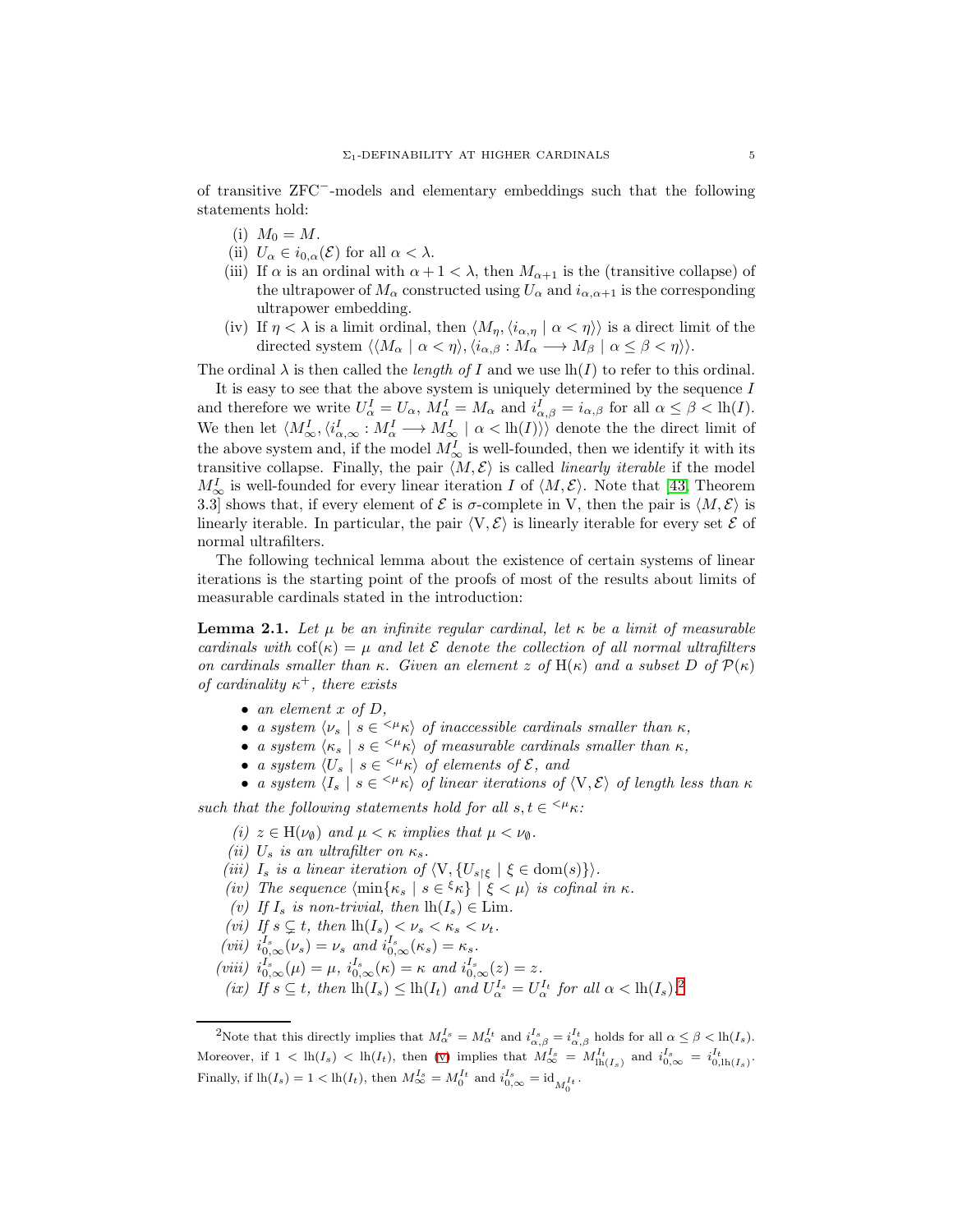of transitive ZFC$^-$-models and elementary embeddings such that the following statements hold:

(i) $M_0 = M$.
(ii) $U_\alpha \in i_{0,\alpha}(\mathcal{E})$ for all $\alpha < \lambda$.
(iii) If $\alpha$ is an ordinal with $\alpha + 1 < \lambda$, then $M_{\alpha+1}$ is the (transitive collapse) of the ultrapower of $M_\alpha$ constructed using $U_\alpha$ and $i_{\alpha,\alpha+1}$ is the corresponding ultrapower embedding.
(iv) If $\eta < \lambda$ is a limit ordinal, then $\langle M_\eta, \langle i_{\alpha,\eta} \mid \alpha < \eta \rangle \rangle$ is a direct limit of the directed system $\langle \langle M_\alpha \mid \alpha < \eta \rangle, \langle i_{\alpha,\beta} : M_\alpha \longrightarrow M_\beta \mid \alpha \leq \beta < \eta \rangle \rangle$.

The ordinal $\lambda$ is then called the *length of* $I$ and we use $\mathrm{lh}(I)$ to refer to this ordinal.

It is easy to see that the above system is uniquely determined by the sequence $I$ and therefore we write $U^I_\alpha = U_\alpha$, $M^I_\alpha = M_\alpha$ and $i^I_{\alpha,\beta} = i_{\alpha,\beta}$ for all $\alpha \leq \beta < \mathrm{lh}(I)$. We then let $\langle M^I_\infty, \langle i^I_{\alpha,\infty} : M^I_\alpha \longrightarrow M^I_\infty \mid \alpha < \mathrm{lh}(I) \rangle \rangle$ denote the the direct limit of the above system and, if the model $M^I_\infty$ is well-founded, then we identify it with its transitive collapse. Finally, the pair $\langle M, \mathcal{E} \rangle$ is called *linearly iterable* if the model $M^I_\infty$ is well-founded for every linear iteration $I$ of $\langle M, \mathcal{E} \rangle$. Note that [43, Theorem 3.3] shows that, if every element of $\mathcal{E}$ is $\sigma$-complete in V, then the pair is $\langle M, \mathcal{E} \rangle$ is linearly iterable. In particular, the pair $\langle \mathrm{V}, \mathcal{E} \rangle$ is linearly iterable for every set $\mathcal{E}$ of normal ultrafilters.

The following technical lemma about the existence of certain systems of linear iterations is the starting point of the proofs of most of the results about limits of measurable cardinals stated in the introduction:

**Lemma 2.1.** *Let $\mu$ be an infinite regular cardinal, let $\kappa$ be a limit of measurable cardinals with $\mathrm{cof}(\kappa) = \mu$ and let $\mathcal{E}$ denote the collection of all normal ultrafilters on cardinals smaller than $\kappa$. Given an element $z$ of $\mathrm{H}(\kappa)$ and a subset $D$ of $\mathcal{P}(\kappa)$ of cardinality $\kappa^+$, there exists*

- *an element $x$ of $D$,*
- *a system $\langle \nu_s \mid s \in {}^{<\mu}\kappa \rangle$ of inaccessible cardinals smaller than $\kappa$,*
- *a system $\langle \kappa_s \mid s \in {}^{<\mu}\kappa \rangle$ of measurable cardinals smaller than $\kappa$,*
- *a system $\langle U_s \mid s \in {}^{<\mu}\kappa \rangle$ of elements of $\mathcal{E}$, and*
- *a system $\langle I_s \mid s \in {}^{<\mu}\kappa \rangle$ of linear iterations of $\langle \mathrm{V}, \mathcal{E} \rangle$ of length less than $\kappa$*

*such that the following statements hold for all $s, t \in {}^{<\mu}\kappa$:*

*(i) $z \in \mathrm{H}(\nu_\emptyset)$ and $\mu < \kappa$ implies that $\mu < \nu_\emptyset$.*
*(ii) $U_s$ is an ultrafilter on $\kappa_s$.*
*(iii) $I_s$ is a linear iteration of $\langle \mathrm{V}, \{U_{s \restriction \xi} \mid \xi \in \mathrm{dom}(s)\} \rangle$.*
*(iv) The sequence $\langle \min\{\kappa_s \mid s \in {}^\xi\kappa\} \mid \xi < \mu \rangle$ is cofinal in $\kappa$.*
*(v) If $I_s$ is non-trivial, then $\mathrm{lh}(I_s) \in \mathrm{Lim}$.*
*(vi) If $s \subsetneq t$, then $\mathrm{lh}(I_s) < \nu_s < \kappa_s < \nu_t$.*
*(vii) $i^{I_s}_{0,\infty}(\nu_s) = \nu_s$ and $i^{I_s}_{0,\infty}(\kappa_s) = \kappa_s$.*
*(viii) $i^{I_s}_{0,\infty}(\mu) = \mu$, $i^{I_s}_{0,\infty}(\kappa) = \kappa$ and $i^{I_s}_{0,\infty}(z) = z$.*
*(ix) If $s \subseteq t$, then $\mathrm{lh}(I_s) \leq \mathrm{lh}(I_t)$ and $U^{I_s}_\alpha = U^{I_t}_\alpha$ for all $\alpha < \mathrm{lh}(I_s)$.*[2]

[2] Note that this directly implies that $M^{I_s}_\alpha = M^{I_t}_\alpha$ and $i^{I_s}_{\alpha,\beta} = i^{I_t}_{\alpha,\beta}$ holds for all $\alpha \leq \beta < \mathrm{lh}(I_s)$. Moreover, if $1 < \mathrm{lh}(I_s) < \mathrm{lh}(I_t)$, then (v) implies that $M^{I_s}_\infty = M^{I_t}_{\mathrm{lh}(I_s)}$ and $i^{I_s}_{0,\infty} = i^{I_t}_{0,\mathrm{lh}(I_s)}$. Finally, if $\mathrm{lh}(I_s) = 1 < \mathrm{lh}(I_t)$, then $M^{I_s}_\infty = M^{I_t}_0$ and $i^{I_s}_{0,\infty} = \mathrm{id}_{M^{I_t}_0}$.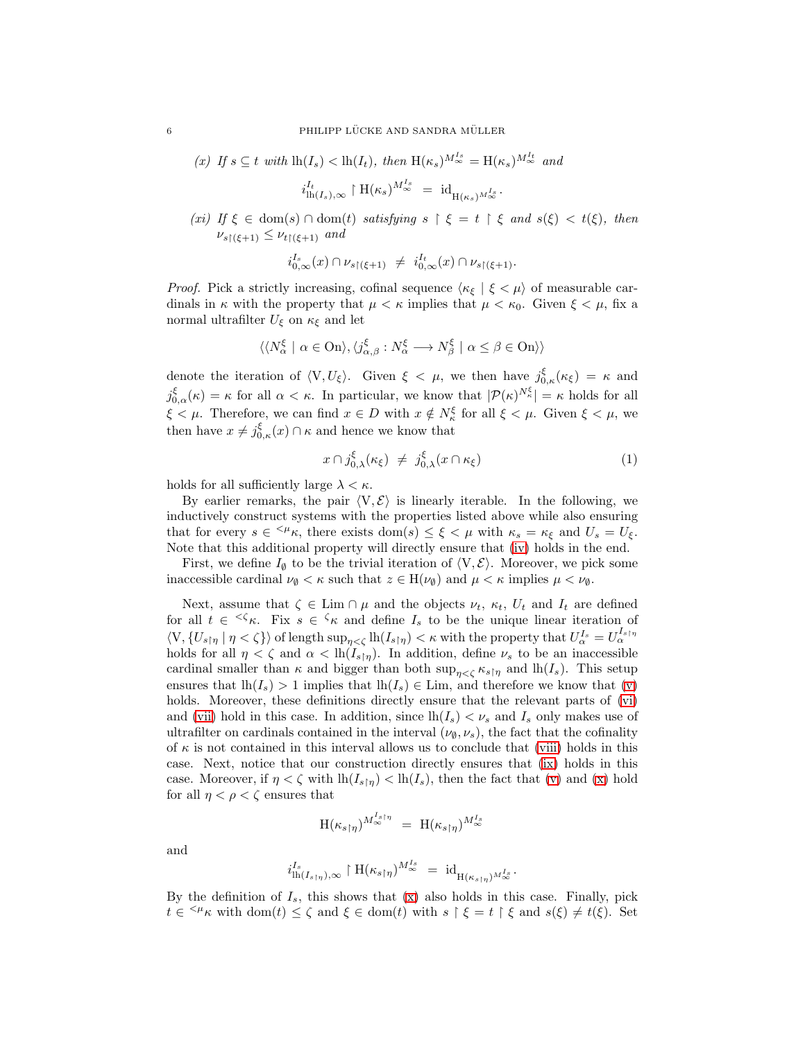*(x) If $s \subseteq t$ with $\mathrm{lh}(I_s) < \mathrm{lh}(I_t)$, then $\mathrm{H}(\kappa_s)^{M_\infty^{I_s}} = \mathrm{H}(\kappa_s)^{M_\infty^{I_t}}$ and*

$$i^{I_t}_{\mathrm{lh}(I_s),\infty} \restriction \mathrm{H}(\kappa_s)^{M_\infty^{I_s}} \ = \ \mathrm{id}_{\mathrm{H}(\kappa_s)^{M_\infty^{I_s}}}.$$

*(xi) If $\xi \in \mathrm{dom}(s) \cap \mathrm{dom}(t)$ satisfying $s \restriction \xi = t \restriction \xi$ and $s(\xi) < t(\xi)$, then $\nu_{s\restriction(\xi+1)} \leq \nu_{t\restriction(\xi+1)}$ and*

$$i^{I_s}_{0,\infty}(x) \cap \nu_{s\restriction(\xi+1)} \ \neq \ i^{I_t}_{0,\infty}(x) \cap \nu_{s\restriction(\xi+1)}.$$

*Proof.* Pick a strictly increasing, cofinal sequence $\langle \kappa_\xi \mid \xi < \mu \rangle$ of measurable cardinals in $\kappa$ with the property that $\mu < \kappa$ implies that $\mu < \kappa_0$. Given $\xi < \mu$, fix a normal ultrafilter $U_\xi$ on $\kappa_\xi$ and let

$$\langle \langle N^\xi_\alpha \mid \alpha \in \mathrm{On} \rangle, \langle j^\xi_{\alpha,\beta} : N^\xi_\alpha \longrightarrow N^\xi_\beta \mid \alpha \leq \beta \in \mathrm{On} \rangle \rangle$$

denote the iteration of $\langle \mathrm{V}, U_\xi \rangle$. Given $\xi < \mu$, we then have $j^\xi_{0,\kappa}(\kappa_\xi) = \kappa$ and $j^\xi_{0,\alpha}(\kappa) = \kappa$ for all $\alpha < \kappa$. In particular, we know that $|\mathcal{P}(\kappa)^{N^\xi_\kappa}| = \kappa$ holds for all $\xi < \mu$. Therefore, we can find $x \in D$ with $x \notin N^\xi_\kappa$ for all $\xi < \mu$. Given $\xi < \mu$, we then have $x \neq j^\xi_{0,\kappa}(x) \cap \kappa$ and hence we know that

$$x \cap j^\xi_{0,\lambda}(\kappa_\xi) \ \neq \ j^\xi_{0,\lambda}(x \cap \kappa_\xi) \tag{1}$$

holds for all sufficiently large $\lambda < \kappa$.

By earlier remarks, the pair $\langle \mathrm{V}, \mathcal{E} \rangle$ is linearly iterable. In the following, we inductively construct systems with the properties listed above while also ensuring that for every $s \in {}^{<\mu}\kappa$, there exists $\mathrm{dom}(s) \leq \xi < \mu$ with $\kappa_s = \kappa_\xi$ and $U_s = U_\xi$. Note that this additional property will directly ensure that (iv) holds in the end.

First, we define $I_\emptyset$ to be the trivial iteration of $\langle \mathrm{V}, \mathcal{E} \rangle$. Moreover, we pick some inaccessible cardinal $\nu_\emptyset < \kappa$ such that $z \in \mathrm{H}(\nu_\emptyset)$ and $\mu < \kappa$ implies $\mu < \nu_\emptyset$.

Next, assume that $\zeta \in \mathrm{Lim} \cap \mu$ and the objects $\nu_t$, $\kappa_t$, $U_t$ and $I_t$ are defined for all $t \in {}^{<\zeta}\kappa$. Fix $s \in {}^{\zeta}\kappa$ and define $I_s$ to be the unique linear iteration of $\langle \mathrm{V}, \{U_{s\restriction\eta} \mid \eta < \zeta\} \rangle$ of length $\sup_{\eta<\zeta} \mathrm{lh}(I_{s\restriction\eta}) < \kappa$ with the property that $U^{I_s}_\alpha = U^{I_{s\restriction\eta}}_\alpha$ holds for all $\eta < \zeta$ and $\alpha < \mathrm{lh}(I_{s\restriction\eta})$. In addition, define $\nu_s$ to be an inaccessible cardinal smaller than $\kappa$ and bigger than both $\sup_{\eta<\zeta} \kappa_{s\restriction\eta}$ and $\mathrm{lh}(I_s)$. This setup ensures that $\mathrm{lh}(I_s) > 1$ implies that $\mathrm{lh}(I_s) \in \mathrm{Lim}$, and therefore we know that (v) holds. Moreover, these definitions directly ensure that the relevant parts of (vi) and (vii) hold in this case. In addition, since $\mathrm{lh}(I_s) < \nu_s$ and $I_s$ only makes use of ultrafilter on cardinals contained in the interval $(\nu_\emptyset, \nu_s)$, the fact that the cofinality of $\kappa$ is not contained in this interval allows us to conclude that (viii) holds in this case. Next, notice that our construction directly ensures that (ix) holds in this case. Moreover, if $\eta < \zeta$ with $\mathrm{lh}(I_{s\restriction\eta}) < \mathrm{lh}(I_s)$, then the fact that (v) and (x) hold for all $\eta < \rho < \zeta$ ensures that

$$\mathrm{H}(\kappa_{s\restriction\eta})^{M_\infty^{I_{s\restriction\eta}}} \ = \ \mathrm{H}(\kappa_{s\restriction\eta})^{M_\infty^{I_s}}$$

and

$$i^{I_s}_{\mathrm{lh}(I_{s\restriction\eta}),\infty} \restriction \mathrm{H}(\kappa_{s\restriction\eta})^{M_\infty^{I_s}} \ = \ \mathrm{id}_{\mathrm{H}(\kappa_{s\restriction\eta})^{M_\infty^{I_s}}}.$$

By the definition of $I_s$, this shows that (x) also holds in this case. Finally, pick $t \in {}^{<\mu}\kappa$ with $\mathrm{dom}(t) \leq \zeta$ and $\xi \in \mathrm{dom}(t)$ with $s \restriction \xi = t \restriction \xi$ and $s(\xi) \neq t(\xi)$. Set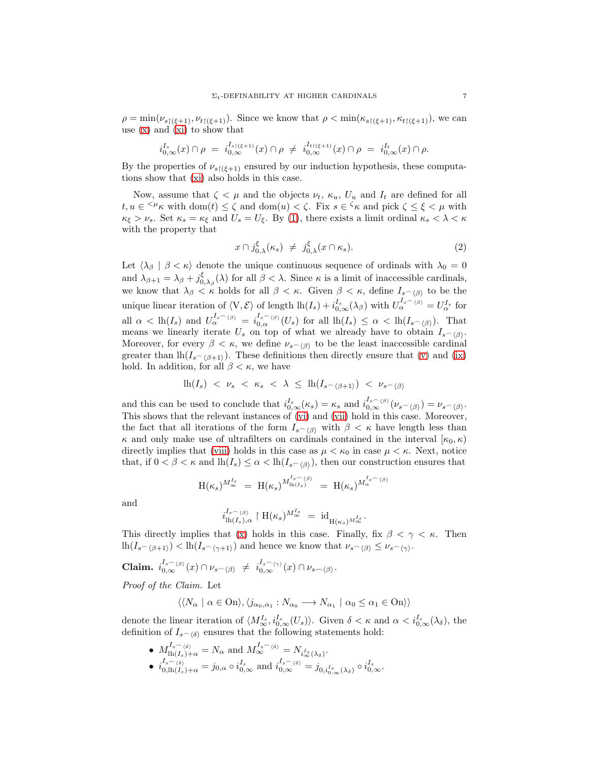$\rho = \min(\nu_{s\restriction(\xi+1)}, \nu_{t\restriction(\xi+1)})$. Since we know that $\rho < \min(\kappa_{s\restriction(\xi+1)}, \kappa_{t\restriction(\xi+1)})$, we can use (x) and (xi) to show that

$$i^{I_s}_{0,\infty}(x) \cap \rho \;=\; i^{I_{s\restriction(\xi+1)}}_{0,\infty}(x) \cap \rho \;\neq\; i^{I_{t\restriction(\xi+1)}}_{0,\infty}(x) \cap \rho \;=\; i^{I_t}_{0,\infty}(x) \cap \rho.$$

By the properties of $\nu_{s\restriction(\xi+1)}$ ensured by our induction hypothesis, these computations show that (xi) also holds in this case.

Now, assume that $\zeta < \mu$ and the objects $\nu_t$, $\kappa_u$, $U_u$ and $I_t$ are defined for all $t, u \in {}^{<\mu}\kappa$ with $\mathrm{dom}(t) \leq \zeta$ and $\mathrm{dom}(u) < \zeta$. Fix $s \in {}^{\zeta}\kappa$ and pick $\zeta \leq \xi < \mu$ with $\kappa_\xi > \nu_s$. Set $\kappa_s = \kappa_\xi$ and $U_s = U_\xi$. By (1), there exists a limit ordinal $\kappa_s < \lambda < \kappa$ with the property that

$$x \cap j^{\xi}_{0,\lambda}(\kappa_s) \;\neq\; j^{\xi}_{0,\lambda}(x \cap \kappa_s). \tag{2}$$

Let $\langle \lambda_\beta \mid \beta < \kappa \rangle$ denote the unique continuous sequence of ordinals with $\lambda_0 = 0$ and $\lambda_{\beta+1} = \lambda_\beta + j^{\xi}_{0,\lambda_\beta}(\lambda)$ for all $\beta < \lambda$. Since $\kappa$ is a limit of inaccessible cardinals, we know that $\lambda_\beta < \kappa$ holds for all $\beta < \kappa$. Given $\beta < \kappa$, define $I_{s^\frown\langle\beta\rangle}$ to be the unique linear iteration of $\langle \mathrm{V}, \mathcal{E} \rangle$ of length $\mathrm{lh}(I_s) + i^{I_s}_{0,\infty}(\lambda_\beta)$ with $U^{I_{s^\frown\langle\beta\rangle}}_\alpha = U^{I_s}_\alpha$ for all $\alpha < \mathrm{lh}(I_s)$ and $U^{I_{s^\frown\langle\beta\rangle}}_\alpha = i^{I_{s^\frown\langle\beta\rangle}}_{0,\alpha}(U_s)$ for all $\mathrm{lh}(I_s) \leq \alpha < \mathrm{lh}(I_{s^\frown\langle\beta\rangle})$. That means we linearly iterate $U_s$ on top of what we already have to obtain $I_{s^\frown\langle\beta\rangle}$. Moreover, for every $\beta < \kappa$, we define $\nu_{s^\frown\langle\beta\rangle}$ to be the least inaccessible cardinal greater than $\mathrm{lh}(I_{s^\frown\langle\beta+1\rangle})$. These definitions then directly ensure that (v) and (ix) hold. In addition, for all $\beta < \kappa$, we have

$$\mathrm{lh}(I_s) \;<\; \nu_s \;<\; \kappa_s \;<\; \lambda \;\leq\; \mathrm{lh}(I_{s^\frown\langle\beta+1\rangle}) \;<\; \nu_{s^\frown\langle\beta\rangle}$$

and this can be used to conclude that $i^{I_s}_{0,\infty}(\kappa_s) = \kappa_s$ and $i^{I_{s^\frown\langle\beta\rangle}}_{0,\infty}(\nu_{s^\frown\langle\beta\rangle}) = \nu_{s^\frown\langle\beta\rangle}$. This shows that the relevant instances of (vi) and (vii) hold in this case. Moreover, the fact that all iterations of the form $I_{s^\frown\langle\beta\rangle}$ with $\beta < \kappa$ have length less than $\kappa$ and only make use of ultrafilters on cardinals contained in the interval $[\kappa_0, \kappa)$ directly implies that (viii) holds in this case as $\mu < \kappa_0$ in case $\mu < \kappa$. Next, notice that, if $0 < \beta < \kappa$ and $\mathrm{lh}(I_s) \leq \alpha < \mathrm{lh}(I_{s^\frown\langle\beta\rangle})$, then our construction ensures that

$$\mathrm{H}(\kappa_s)^{M^{I_s}_\infty} \;=\; \mathrm{H}(\kappa_s)^{M^{I_{s^\frown\langle\beta\rangle}}_{\mathrm{lh}(I_s)}} \;=\; \mathrm{H}(\kappa_s)^{M^{I_{s^\frown\langle\beta\rangle}}_\alpha}$$

and

$$i^{I_{s^\frown\langle\beta\rangle}}_{\mathrm{lh}(I_s),\alpha} \restriction \mathrm{H}(\kappa_s)^{M^{I_s}_\infty} \;=\; \mathrm{id}_{\mathrm{H}(\kappa_s)^{M^{I_s}_\infty}}.$$

This directly implies that (x) holds in this case. Finally, fix $\beta < \gamma < \kappa$. Then $\mathrm{lh}(I_{s^\frown\langle\beta+1\rangle}) < \mathrm{lh}(I_{s^\frown\langle\gamma+1\rangle})$ and hence we know that $\nu_{s^\frown\langle\beta\rangle} \leq \nu_{s^\frown\langle\gamma\rangle}$.

**Claim.** $i^{I_{s^\frown\langle\beta\rangle}}_{0,\infty}(x) \cap \nu_{s^\frown\langle\beta\rangle} \;\neq\; i^{I_{s^\frown\langle\gamma\rangle}}_{0,\infty}(x) \cap \nu_{s^\frown\langle\beta\rangle}$.

*Proof of the Claim.* Let

$$\langle \langle N_\alpha \mid \alpha \in \mathrm{On} \rangle, \langle j_{\alpha_0,\alpha_1} : N_{\alpha_0} \longrightarrow N_{\alpha_1} \mid \alpha_0 \leq \alpha_1 \in \mathrm{On} \rangle \rangle$$

denote the linear iteration of $\langle M^{I_s}_\infty, i^{I_s}_{0,\infty}(U_s) \rangle$. Given $\delta < \kappa$ and $\alpha < i^{I_s}_{0,\infty}(\lambda_\delta)$, the definition of $I_{s^\frown\langle\delta\rangle}$ ensures that the following statements hold:

- $M^{I_{s^\frown\langle\delta\rangle}}_{\mathrm{lh}(I_s)+\alpha} = N_\alpha$ and $M^{I_{s^\frown\langle\delta\rangle}}_\infty = N_{i^{I_s}_\infty(\lambda_\delta)}$.
- $i^{I_{s^\frown\langle\delta\rangle}}_{0,\mathrm{lh}(I_s)+\alpha} = j_{0,\alpha} \circ i^{I_s}_{0,\infty}$ and $i^{I_{s^\frown\langle\delta\rangle}}_{0,\infty} = j_{0,i^{I_s}_{0,\infty}(\lambda_\delta)} \circ i^{I_s}_{0,\infty}$.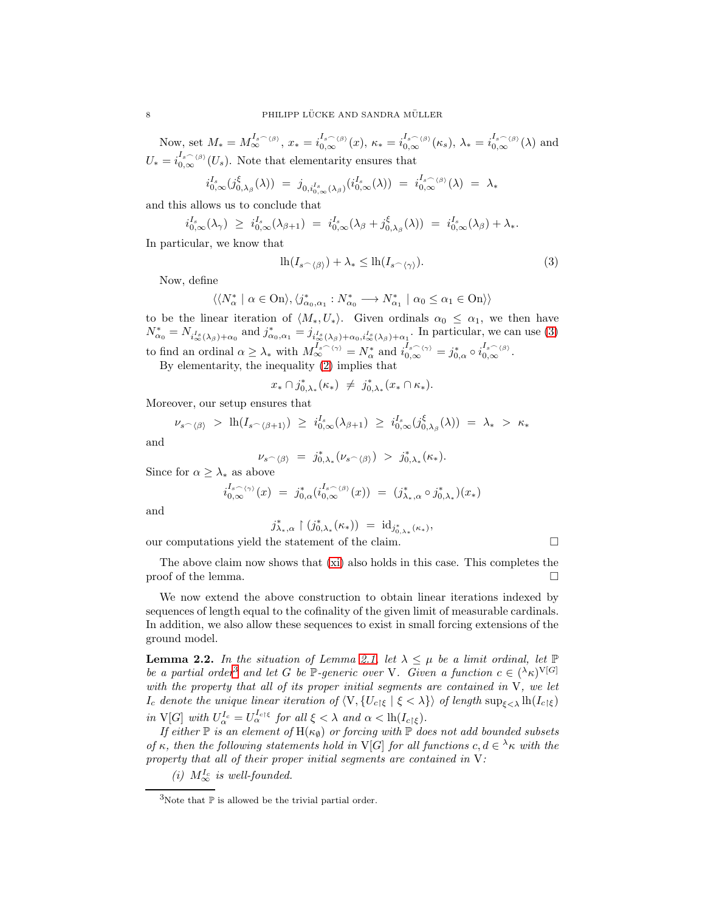Now, set $M_* = M_\infty^{I_s{}^\frown\langle\beta\rangle}$, $x_* = i_{0,\infty}^{I_s{}^\frown\langle\beta\rangle}(x)$, $\kappa_* = i_{0,\infty}^{I_s{}^\frown\langle\beta\rangle}(\kappa_s)$, $\lambda_* = i_{0,\infty}^{I_s{}^\frown\langle\beta\rangle}(\lambda)$ and $U_* = i_{0,\infty}^{I_s{}^\frown\langle\beta\rangle}(U_s)$. Note that elementarity ensures that

$$i_{0,\infty}^{I_s}(j_{0,\lambda_\beta}^{\xi}(\lambda)) \;=\; j_{0,i_{0,\infty}^{I_s}(\lambda_\beta)}(i_{0,\infty}^{I_s}(\lambda)) \;=\; i_{0,\infty}^{I_s{}^\frown\langle\beta\rangle}(\lambda) \;=\; \lambda_*$$

and this allows us to conclude that

$$i_{0,\infty}^{I_s}(\lambda_\gamma) \;\geq\; i_{0,\infty}^{I_s}(\lambda_{\beta+1}) \;=\; i_{0,\infty}^{I_s}(\lambda_\beta + j_{0,\lambda_\beta}^{\xi}(\lambda)) \;=\; i_{0,\infty}^{I_s}(\lambda_\beta) + \lambda_*.$$

In particular, we know that

$$\mathrm{lh}(I_{s^\frown\langle\beta\rangle}) + \lambda_* \leq \mathrm{lh}(I_{s^\frown\langle\gamma\rangle}). \tag{3}$$

Now, define

$$\langle\langle N_\alpha^* \mid \alpha \in \mathrm{On}\rangle, \langle j_{\alpha_0,\alpha_1}^* : N_{\alpha_0}^* \longrightarrow N_{\alpha_1}^* \mid \alpha_0 \leq \alpha_1 \in \mathrm{On}\rangle\rangle$$

to be the linear iteration of $\langle M_*, U_*\rangle$. Given ordinals $\alpha_0 \leq \alpha_1$, we then have $N_{\alpha_0}^* = N_{i_\infty^{I_s}(\lambda_\beta)+\alpha_0}$ and $j_{\alpha_0,\alpha_1}^* = j_{i_\infty^{I_s}(\lambda_\beta)+\alpha_0, i_\infty^{I_s}(\lambda_\beta)+\alpha_1}$. In particular, we can use (3) to find an ordinal $\alpha \geq \lambda_*$ with $M_\infty^{I_s{}^\frown\langle\gamma\rangle} = N_\alpha^*$ and $i_{0,\infty}^{I_s{}^\frown\langle\gamma\rangle} = j_{0,\alpha}^* \circ i_{0,\infty}^{I_s{}^\frown\langle\beta\rangle}$.

By elementarity, the inequality (2) implies that

$$x_* \cap j_{0,\lambda_*}^*(\kappa_*) \;\neq\; j_{0,\lambda_*}^*(x_* \cap \kappa_*).$$

Moreover, our setup ensures that

$$\nu_{s^\frown\langle\beta\rangle} \;>\; \mathrm{lh}(I_{s^\frown\langle\beta+1\rangle}) \;\geq\; i_{0,\infty}^{I_s}(\lambda_{\beta+1}) \;\geq\; i_{0,\infty}^{I_s}(j_{0,\lambda_\beta}^{\xi}(\lambda)) \;=\; \lambda_* \;>\; \kappa_*$$

and

$$\nu_{s^\frown\langle\beta\rangle} \;=\; j_{0,\lambda_*}^*(\nu_{s^\frown\langle\beta\rangle}) \;>\; j_{0,\lambda_*}^*(\kappa_*).$$

Since for $\alpha \geq \lambda_*$ as above

$$i_{0,\infty}^{I_s{}^\frown\langle\gamma\rangle}(x) \;=\; j_{0,\alpha}^*(i_{0,\infty}^{I_s{}^\frown\langle\beta\rangle}(x)) \;=\; (j_{\lambda_*,\alpha}^* \circ j_{0,\lambda_*}^*)(x_*)$$

and

$$j_{\lambda_*,\alpha}^* \restriction (j_{0,\lambda_*}^*(\kappa_*)) \;=\; \mathrm{id}_{j_{0,\lambda_*}^*(\kappa_*)},$$

our computations yield the statement of the claim. □

The above claim now shows that (xi) also holds in this case. This completes the proof of the lemma. □

We now extend the above construction to obtain linear iterations indexed by sequences of length equal to the cofinality of the given limit of measurable cardinals. In addition, we also allow these sequences to exist in small forcing extensions of the ground model.

**Lemma 2.2.** *In the situation of Lemma 2.1, let $\lambda \leq \mu$ be a limit ordinal, let $\mathbb{P}$ be a partial order*[3] *and let $G$ be $\mathbb{P}$-generic over* V*. Given a function $c \in ({}^\lambda\kappa)^{\mathrm{V}[G]}$ with the property that all of its proper initial segments are contained in* V*, we let $I_c$ denote the unique linear iteration of $\langle \mathrm{V}, \{U_{c\restriction\xi} \mid \xi < \lambda\}\rangle$ of length $\sup_{\xi<\lambda} \mathrm{lh}(I_{c\restriction\xi})$ in $\mathrm{V}[G]$ with $U_\alpha^{I_c} = U_\alpha^{I_{c\restriction\xi}}$ for all $\xi < \lambda$ and $\alpha < \mathrm{lh}(I_{c\restriction\xi})$.*

*If either $\mathbb{P}$ is an element of $\mathrm{H}(\kappa_\emptyset)$ or forcing with $\mathbb{P}$ does not add bounded subsets of $\kappa$, then the following statements hold in $\mathrm{V}[G]$ for all functions $c, d \in {}^\lambda\kappa$ with the property that all of their proper initial segments are contained in* V*:*

*(i) $M_\infty^{I_c}$ is well-founded.*

[3] Note that $\mathbb{P}$ is allowed be the trivial partial order.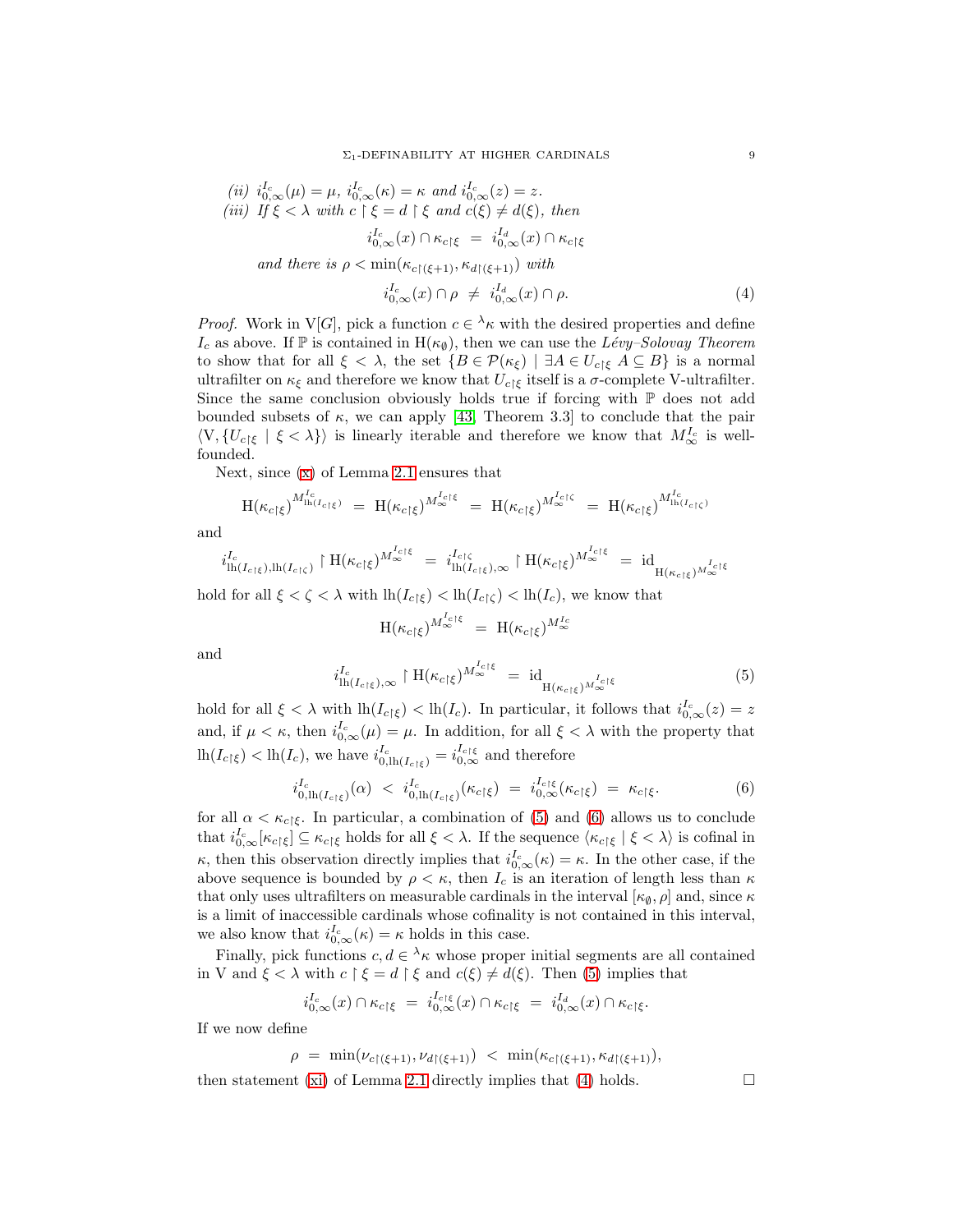*(ii)* $i^{I_c}_{0,\infty}(\mu) = \mu$, $i^{I_c}_{0,\infty}(\kappa) = \kappa$ *and* $i^{I_c}_{0,\infty}(z) = z$.

*(iii) If* $\xi < \lambda$ *with* $c \restriction \xi = d \restriction \xi$ *and* $c(\xi) \neq d(\xi)$*, then*

$$i^{I_c}_{0,\infty}(x) \cap \kappa_{c\restriction\xi} \ = \ i^{I_d}_{0,\infty}(x) \cap \kappa_{c\restriction\xi}$$

*and there is* $\rho < \min(\kappa_{c\restriction(\xi+1)}, \kappa_{d\restriction(\xi+1)})$ *with*

$$i^{I_c}_{0,\infty}(x) \cap \rho \ \neq \ i^{I_d}_{0,\infty}(x) \cap \rho. \tag{4}$$

*Proof.* Work in $\mathrm{V}[G]$, pick a function $c \in {}^{\lambda}\kappa$ with the desired properties and define $I_c$ as above. If $\mathbb{P}$ is contained in $\mathrm{H}(\kappa_\emptyset)$, then we can use the *Lévy–Solovay Theorem* to show that for all $\xi < \lambda$, the set $\{B \in \mathcal{P}(\kappa_\xi) \mid \exists A \in U_{c\restriction\xi} \ A \subseteq B\}$ is a normal ultrafilter on $\kappa_\xi$ and therefore we know that $U_{c\restriction\xi}$ itself is a $\sigma$-complete V-ultrafilter. Since the same conclusion obviously holds true if forcing with $\mathbb{P}$ does not add bounded subsets of $\kappa$, we can apply [43, Theorem 3.3] to conclude that the pair $\langle \mathrm{V}, \{U_{c\restriction\xi} \mid \xi < \lambda\}\rangle$ is linearly iterable and therefore we know that $M^{I_c}_\infty$ is well-founded.

Next, since (x) of Lemma 2.1 ensures that

$$\mathrm{H}(\kappa_{c\restriction\xi})^{M^{I_c}_{\mathrm{lh}(I_{c\restriction\xi})}} \ = \ \mathrm{H}(\kappa_{c\restriction\xi})^{M^{I_{c\restriction\xi}}_\infty} \ = \ \mathrm{H}(\kappa_{c\restriction\xi})^{M^{I_{c\restriction\zeta}}_\infty} \ = \ \mathrm{H}(\kappa_{c\restriction\xi})^{M^{I_c}_{\mathrm{lh}(I_{c\restriction\zeta})}}$$

and

$$i^{I_c}_{\mathrm{lh}(I_{c\restriction\xi}),\mathrm{lh}(I_{c\restriction\zeta})} \restriction \mathrm{H}(\kappa_{c\restriction\xi})^{M^{I_{c\restriction\xi}}_\infty} \ = \ i^{I_{c\restriction\zeta}}_{\mathrm{lh}(I_{c\restriction\xi}),\infty} \restriction \mathrm{H}(\kappa_{c\restriction\xi})^{M^{I_{c\restriction\xi}}_\infty} \ = \ \mathrm{id}_{\mathrm{H}(\kappa_{c\restriction\xi})^{M^{I_{c\restriction\xi}}_\infty}}$$

hold for all $\xi < \zeta < \lambda$ with $\mathrm{lh}(I_{c\restriction\xi}) < \mathrm{lh}(I_{c\restriction\zeta}) < \mathrm{lh}(I_c)$, we know that

$$\mathrm{H}(\kappa_{c\restriction\xi})^{M^{I_{c\restriction\xi}}_\infty} \ = \ \mathrm{H}(\kappa_{c\restriction\xi})^{M^{I_c}_\infty}$$

and

$$i^{I_c}_{\mathrm{lh}(I_{c\restriction\xi}),\infty} \restriction \mathrm{H}(\kappa_{c\restriction\xi})^{M^{I_{c\restriction\xi}}_\infty} \ = \ \mathrm{id}_{\mathrm{H}(\kappa_{c\restriction\xi})^{M^{I_{c\restriction\xi}}_\infty}} \tag{5}$$

hold for all $\xi < \lambda$ with $\mathrm{lh}(I_{c\restriction\xi}) < \mathrm{lh}(I_c)$. In particular, it follows that $i^{I_c}_{0,\infty}(z) = z$ and, if $\mu < \kappa$, then $i^{I_c}_{0,\infty}(\mu) = \mu$. In addition, for all $\xi < \lambda$ with the property that $\mathrm{lh}(I_{c\restriction\xi}) < \mathrm{lh}(I_c)$, we have $i^{I_c}_{0,\mathrm{lh}(I_{c\restriction\xi})} = i^{I_{c\restriction\xi}}_{0,\infty}$ and therefore

$$i^{I_c}_{0,\mathrm{lh}(I_{c\restriction\xi})}(\alpha) \ < \ i^{I_c}_{0,\mathrm{lh}(I_{c\restriction\xi})}(\kappa_{c\restriction\xi}) \ = \ i^{I_{c\restriction\xi}}_{0,\infty}(\kappa_{c\restriction\xi}) \ = \ \kappa_{c\restriction\xi}. \tag{6}$$

for all $\alpha < \kappa_{c\restriction\xi}$. In particular, a combination of (5) and (6) allows us to conclude that $i^{I_c}_{0,\infty}[\kappa_{c\restriction\xi}] \subseteq \kappa_{c\restriction\xi}$ holds for all $\xi < \lambda$. If the sequence $\langle \kappa_{c\restriction\xi} \mid \xi < \lambda\rangle$ is cofinal in $\kappa$, then this observation directly implies that $i^{I_c}_{0,\infty}(\kappa) = \kappa$. In the other case, if the above sequence is bounded by $\rho < \kappa$, then $I_c$ is an iteration of length less than $\kappa$ that only uses ultrafilters on measurable cardinals in the interval $[\kappa_\emptyset, \rho]$ and, since $\kappa$ is a limit of inaccessible cardinals whose cofinality is not contained in this interval, we also know that $i^{I_c}_{0,\infty}(\kappa) = \kappa$ holds in this case.

Finally, pick functions $c, d \in {}^{\lambda}\kappa$ whose proper initial segments are all contained in V and $\xi < \lambda$ with $c \restriction \xi = d \restriction \xi$ and $c(\xi) \neq d(\xi)$. Then (5) implies that

$$i^{I_c}_{0,\infty}(x) \cap \kappa_{c\restriction\xi} \ = \ i^{I_{c\restriction\xi}}_{0,\infty}(x) \cap \kappa_{c\restriction\xi} \ = \ i^{I_d}_{0,\infty}(x) \cap \kappa_{c\restriction\xi}.$$

If we now define

$$\rho \ = \ \min(\nu_{c\restriction(\xi+1)}, \nu_{d\restriction(\xi+1)}) \ < \ \min(\kappa_{c\restriction(\xi+1)}, \kappa_{d\restriction(\xi+1)}),$$

then statement (xi) of Lemma 2.1 directly implies that (4) holds. □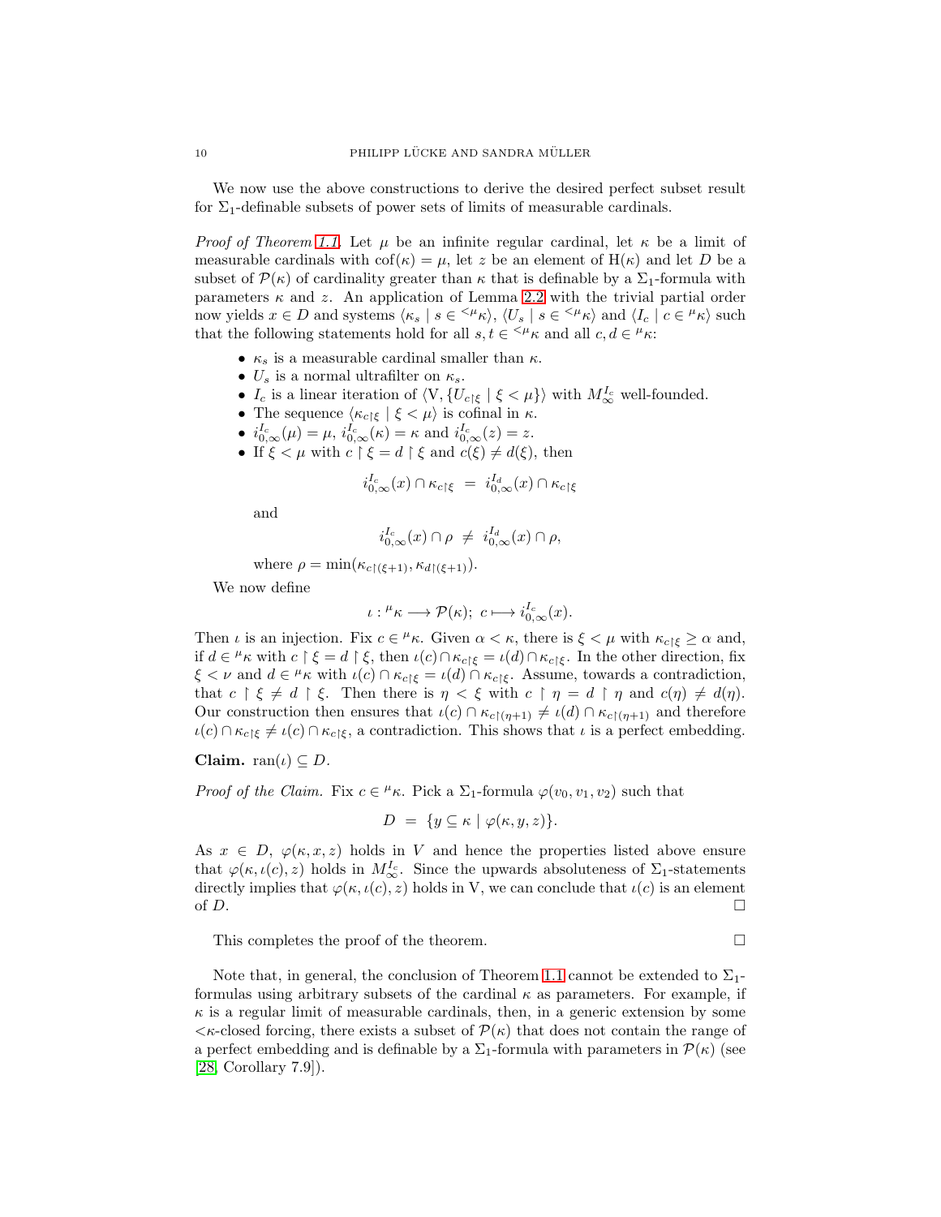We now use the above constructions to derive the desired perfect subset result for $\Sigma_1$-definable subsets of power sets of limits of measurable cardinals.

*Proof of Theorem 1.1.* Let $\mu$ be an infinite regular cardinal, let $\kappa$ be a limit of measurable cardinals with $\mathrm{cof}(\kappa) = \mu$, let $z$ be an element of $\mathrm{H}(\kappa)$ and let $D$ be a subset of $\mathcal{P}(\kappa)$ of cardinality greater than $\kappa$ that is definable by a $\Sigma_1$-formula with parameters $\kappa$ and $z$. An application of Lemma 2.2 with the trivial partial order now yields $x \in D$ and systems $\langle \kappa_s \mid s \in {}^{<\mu}\kappa \rangle$, $\langle U_s \mid s \in {}^{<\mu}\kappa \rangle$ and $\langle I_c \mid c \in {}^{\mu}\kappa \rangle$ such that the following statements hold for all $s, t \in {}^{<\mu}\kappa$ and all $c, d \in {}^{\mu}\kappa$:

- $\kappa_s$ is a measurable cardinal smaller than $\kappa$.
- $U_s$ is a normal ultrafilter on $\kappa_s$.
- $I_c$ is a linear iteration of $\langle \mathrm{V}, \{U_{c \restriction \xi} \mid \xi < \mu\} \rangle$ with $M^{I_c}_\infty$ well-founded.
- The sequence $\langle \kappa_{c \restriction \xi} \mid \xi < \mu \rangle$ is cofinal in $\kappa$.
- $i^{I_c}_{0,\infty}(\mu) = \mu$, $i^{I_c}_{0,\infty}(\kappa) = \kappa$ and $i^{I_c}_{0,\infty}(z) = z$.
- If $\xi < \mu$ with $c \restriction \xi = d \restriction \xi$ and $c(\xi) \neq d(\xi)$, then
$$i^{I_c}_{0,\infty}(x) \cap \kappa_{c \restriction \xi} \ = \ i^{I_d}_{0,\infty}(x) \cap \kappa_{c \restriction \xi}$$
and
$$i^{I_c}_{0,\infty}(x) \cap \rho \ \neq \ i^{I_d}_{0,\infty}(x) \cap \rho,$$
where $\rho = \min(\kappa_{c \restriction (\xi+1)}, \kappa_{d \restriction (\xi+1)})$.

We now define
$$\iota : {}^{\mu}\kappa \longrightarrow \mathcal{P}(\kappa); \ c \longmapsto i^{I_c}_{0,\infty}(x).$$

Then $\iota$ is an injection. Fix $c \in {}^{\mu}\kappa$. Given $\alpha < \kappa$, there is $\xi < \mu$ with $\kappa_{c \restriction \xi} \geq \alpha$ and, if $d \in {}^{\mu}\kappa$ with $c \restriction \xi = d \restriction \xi$, then $\iota(c) \cap \kappa_{c \restriction \xi} = \iota(d) \cap \kappa_{c \restriction \xi}$. In the other direction, fix $\xi < \nu$ and $d \in {}^{\mu}\kappa$ with $\iota(c) \cap \kappa_{c \restriction \xi} = \iota(d) \cap \kappa_{c \restriction \xi}$. Assume, towards a contradiction, that $c \restriction \xi \neq d \restriction \xi$. Then there is $\eta < \xi$ with $c \restriction \eta = d \restriction \eta$ and $c(\eta) \neq d(\eta)$. Our construction then ensures that $\iota(c) \cap \kappa_{c \restriction (\eta+1)} \neq \iota(d) \cap \kappa_{c \restriction (\eta+1)}$ and therefore $\iota(c) \cap \kappa_{c \restriction \xi} \neq \iota(c) \cap \kappa_{c \restriction \xi}$, a contradiction. This shows that $\iota$ is a perfect embedding.

**Claim.** $\mathrm{ran}(\iota) \subseteq D$.

*Proof of the Claim.* Fix $c \in {}^{\mu}\kappa$. Pick a $\Sigma_1$-formula $\varphi(v_0, v_1, v_2)$ such that
$$D \ = \ \{y \subseteq \kappa \mid \varphi(\kappa, y, z)\}.$$

As $x \in D$, $\varphi(\kappa, x, z)$ holds in $V$ and hence the properties listed above ensure that $\varphi(\kappa, \iota(c), z)$ holds in $M^{I_c}_\infty$. Since the upwards absoluteness of $\Sigma_1$-statements directly implies that $\varphi(\kappa, \iota(c), z)$ holds in V, we can conclude that $\iota(c)$ is an element of $D$. □

This completes the proof of the theorem. □

Note that, in general, the conclusion of Theorem 1.1 cannot be extended to $\Sigma_1$-formulas using arbitrary subsets of the cardinal $\kappa$ as parameters. For example, if $\kappa$ is a regular limit of measurable cardinals, then, in a generic extension by some $<\kappa$-closed forcing, there exists a subset of $\mathcal{P}(\kappa)$ that does not contain the range of a perfect embedding and is definable by a $\Sigma_1$-formula with parameters in $\mathcal{P}(\kappa)$ (see [28, Corollary 7.9]).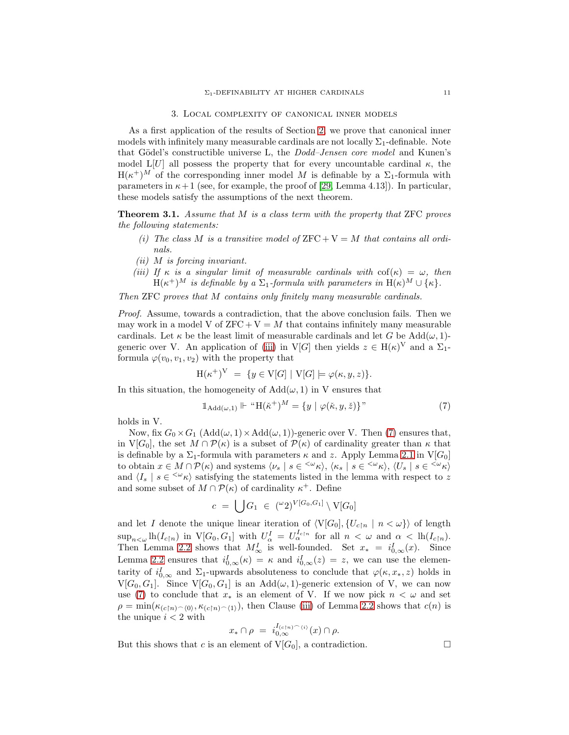## 3. Local complexity of canonical inner models

As a first application of the results of Section 2, we prove that canonical inner models with infinitely many measurable cardinals are not locally $\Sigma_1$-definable. Note that Gödel's constructible universe L, the *Dodd–Jensen core model* and Kunen's model $\mathrm{L}[U]$ all possess the property that for every uncountable cardinal $\kappa$, the $\mathrm{H}(\kappa^+)^M$ of the corresponding inner model $M$ is definable by a $\Sigma_1$-formula with parameters in $\kappa+1$ (see, for example, the proof of [29, Lemma 4.13]). In particular, these models satisfy the assumptions of the next theorem.

**Theorem 3.1.** *Assume that $M$ is a class term with the property that* ZFC *proves the following statements:*

*(i) The class $M$ is a transitive model of $\mathrm{ZFC} + \mathrm{V} = M$ that contains all ordinals.*

*(ii) $M$ is forcing invariant.*

*(iii) If $\kappa$ is a singular limit of measurable cardinals with $\mathrm{cof}(\kappa) = \omega$, then $\mathrm{H}(\kappa^+)^M$ is definable by a $\Sigma_1$-formula with parameters in $\mathrm{H}(\kappa)^M \cup \{\kappa\}$.*

*Then* ZFC *proves that $M$ contains only finitely many measurable cardinals.*

*Proof.* Assume, towards a contradiction, that the above conclusion fails. Then we may work in a model V of $\mathrm{ZFC} + \mathrm{V} = M$ that contains infinitely many measurable cardinals. Let $\kappa$ be the least limit of measurable cardinals and let $G$ be $\mathrm{Add}(\omega,1)$-generic over V. An application of (iii) in $\mathrm{V}[G]$ then yields $z \in \mathrm{H}(\kappa)^{\mathrm{V}}$ and a $\Sigma_1$-formula $\varphi(v_0,v_1,v_2)$ with the property that

$$\mathrm{H}(\kappa^+)^{\mathrm{V}} \ = \ \{y \in \mathrm{V}[G] \mid \mathrm{V}[G] \models \varphi(\kappa,y,z)\}.$$

In this situation, the homogeneity of $\mathrm{Add}(\omega,1)$ in V ensures that

$$\mathbb{1}_{\mathrm{Add}(\omega,1)} \Vdash \text{“}\mathrm{H}(\check{\kappa}^+)^M = \{y \mid \varphi(\check{\kappa},y,\check{z})\}\text{”} \tag{7}$$

holds in V.

Now, fix $G_0 \times G_1$ ($\mathrm{Add}(\omega,1) \times \mathrm{Add}(\omega,1)$)-generic over V. Then (7) ensures that, in $\mathrm{V}[G_0]$, the set $M \cap \mathcal{P}(\kappa)$ is a subset of $\mathcal{P}(\kappa)$ of cardinality greater than $\kappa$ that is definable by a $\Sigma_1$-formula with parameters $\kappa$ and $z$. Apply Lemma 2.1 in $\mathrm{V}[G_0]$ to obtain $x \in M \cap \mathcal{P}(\kappa)$ and systems $\langle \nu_s \mid s \in {}^{<\omega}\kappa\rangle$, $\langle \kappa_s \mid s \in {}^{<\omega}\kappa\rangle$, $\langle U_s \mid s \in {}^{<\omega}\kappa\rangle$ and $\langle I_s \mid s \in {}^{<\omega}\kappa\rangle$ satisfying the statements listed in the lemma with respect to $z$ and some subset of $M \cap \mathcal{P}(\kappa)$ of cardinality $\kappa^+$. Define

$$c \ = \ \bigcup G_1 \ \in \ ({}^{\omega}2)^{V[G_0,G_1]} \setminus \mathrm{V}[G_0]$$

and let $I$ denote the unique linear iteration of $\langle \mathrm{V}[G_0], \{U_{c\restriction n} \mid n < \omega\}\rangle$ of length $\sup_{n<\omega} \mathrm{lh}(I_{c\restriction n})$ in $\mathrm{V}[G_0,G_1]$ with $U^I_\alpha = U^{I_{c\restriction n}}_\alpha$ for all $n < \omega$ and $\alpha < \mathrm{lh}(I_{c\restriction n})$. Then Lemma 2.2 shows that $M^I_\infty$ is well-founded. Set $x_* = i^I_{0,\infty}(x)$. Since Lemma 2.2 ensures that $i^I_{0,\infty}(\kappa) = \kappa$ and $i^I_{0,\infty}(z) = z$, we can use the elementarity of $i^I_{0,\infty}$ and $\Sigma_1$-upwards absoluteness to conclude that $\varphi(\kappa,x_*,z)$ holds in $\mathrm{V}[G_0,G_1]$. Since $\mathrm{V}[G_0,G_1]$ is an $\mathrm{Add}(\omega,1)$-generic extension of V, we can now use (7) to conclude that $x_*$ is an element of V. If we now pick $n < \omega$ and set $\rho = \min(\kappa_{(c\restriction n)^\frown\langle 0\rangle}, \kappa_{(c\restriction n)^\frown\langle 1\rangle})$, then Clause (iii) of Lemma 2.2 shows that $c(n)$ is the unique $i < 2$ with

$$x_* \cap \rho \ = \ i^{I_{(c\restriction n)^\frown\langle i\rangle}}_{0,\infty}(x) \cap \rho.$$

But this shows that $c$ is an element of $\mathrm{V}[G_0]$, a contradiction. $\square$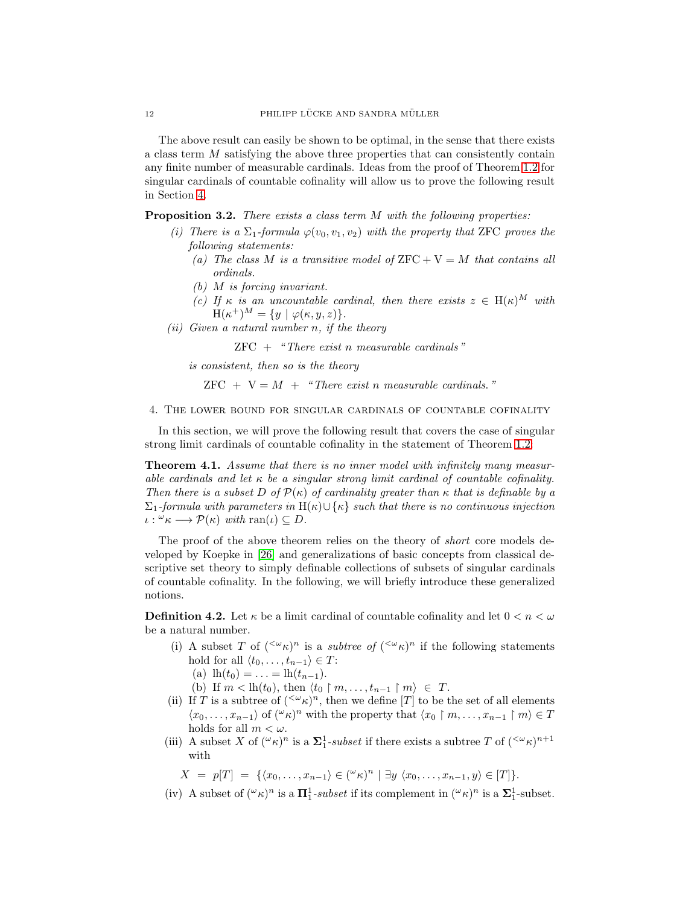The above result can easily be shown to be optimal, in the sense that there exists a class term $M$ satisfying the above three properties that can consistently contain any finite number of measurable cardinals. Ideas from the proof of Theorem 1.2 for singular cardinals of countable cofinality will allow us to prove the following result in Section 4.

**Proposition 3.2.** *There exists a class term $M$ with the following properties:*

- *(i) There is a $\Sigma_1$-formula $\varphi(v_0, v_1, v_2)$ with the property that ZFC proves the following statements:*
  - *(a) The class $M$ is a transitive model of $\mathrm{ZFC} + \mathrm{V} = M$ that contains all ordinals.*
  - *(b) $M$ is forcing invariant.*
  - *(c) If $\kappa$ is an uncountable cardinal, then there exists $z \in \mathrm{H}(\kappa)^M$ with $\mathrm{H}(\kappa^+)^M = \{y \mid \varphi(\kappa, y, z)\}$.*
- *(ii) Given a natural number $n$, if the theory*

$$\mathrm{ZFC} \ + \ \text{"There exist } n \text{ measurable cardinals"}$$

*is consistent, then so is the theory*

$$\mathrm{ZFC} \ + \ \mathrm{V} = M \ + \ \text{"There exist } n \text{ measurable cardinals."}$$

## 4. The lower bound for singular cardinals of countable cofinality

In this section, we will prove the following result that covers the case of singular strong limit cardinals of countable cofinality in the statement of Theorem 1.2.

**Theorem 4.1.** *Assume that there is no inner model with infinitely many measurable cardinals and let $\kappa$ be a singular strong limit cardinal of countable cofinality. Then there is a subset $D$ of $\mathcal{P}(\kappa)$ of cardinality greater than $\kappa$ that is definable by a $\Sigma_1$-formula with parameters in $\mathrm{H}(\kappa) \cup \{\kappa\}$ such that there is no continuous injection $\iota : {}^\omega\kappa \longrightarrow \mathcal{P}(\kappa)$ with $\mathrm{ran}(\iota) \subseteq D$.*

The proof of the above theorem relies on the theory of *short* core models developed by Koepke in [26] and generalizations of basic concepts from classical descriptive set theory to simply definable collections of subsets of singular cardinals of countable cofinality. In the following, we will briefly introduce these generalized notions.

**Definition 4.2.** Let $\kappa$ be a limit cardinal of countable cofinality and let $0 < n < \omega$ be a natural number.

- (i) A subset $T$ of $({}^{<\omega}\kappa)^n$ is a *subtree of* $({}^{<\omega}\kappa)^n$ if the following statements hold for all $\langle t_0, \ldots, t_{n-1} \rangle \in T$:
  - (a) $\mathrm{lh}(t_0) = \ldots = \mathrm{lh}(t_{n-1})$.
  - (b) If $m < \mathrm{lh}(t_0)$, then $\langle t_0 \restriction m, \ldots, t_{n-1} \restriction m \rangle \ \in \ T$.
- (ii) If $T$ is a subtree of $({}^{<\omega}\kappa)^n$, then we define $[T]$ to be the set of all elements $\langle x_0, \ldots, x_{n-1} \rangle$ of $({}^{\omega}\kappa)^n$ with the property that $\langle x_0 \restriction m, \ldots, x_{n-1} \restriction m \rangle \in T$ holds for all $m < \omega$.
- (iii) A subset $X$ of $({}^{\omega}\kappa)^n$ is a $\mathbf{\Sigma}^1_1$*-subset* if there exists a subtree $T$ of $({}^{<\omega}\kappa)^{n+1}$ with

$$X \ = \ p[T] \ = \ \{\langle x_0, \ldots, x_{n-1} \rangle \in ({}^{\omega}\kappa)^n \mid \exists y \ \langle x_0, \ldots, x_{n-1}, y \rangle \in [T]\}.$$

- (iv) A subset of $({}^{\omega}\kappa)^n$ is a $\mathbf{\Pi}^1_1$*-subset* if its complement in $({}^{\omega}\kappa)^n$ is a $\mathbf{\Sigma}^1_1$-subset.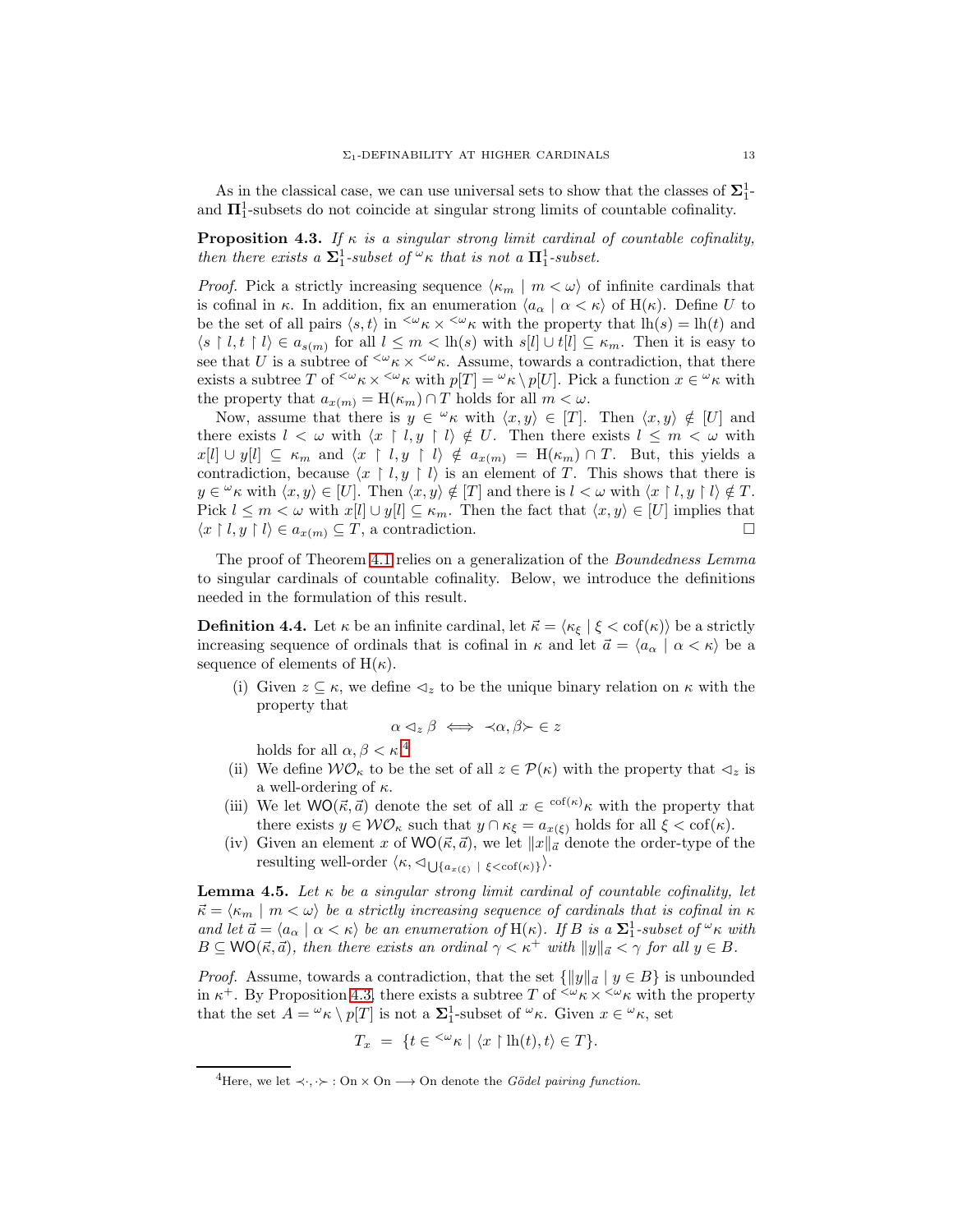As in the classical case, we can use universal sets to show that the classes of $\mathbf{\Sigma}^1_1$- and $\mathbf{\Pi}^1_1$-subsets do not coincide at singular strong limits of countable cofinality.

**Proposition 4.3.** *If $\kappa$ is a singular strong limit cardinal of countable cofinality, then there exists a $\mathbf{\Sigma}^1_1$-subset of ${}^\omega\kappa$ that is not a $\mathbf{\Pi}^1_1$-subset.*

*Proof.* Pick a strictly increasing sequence $\langle \kappa_m \mid m < \omega \rangle$ of infinite cardinals that is cofinal in $\kappa$. In addition, fix an enumeration $\langle a_\alpha \mid \alpha < \kappa \rangle$ of $\mathrm{H}(\kappa)$. Define $U$ to be the set of all pairs $\langle s, t\rangle$ in ${}^{<\omega}\kappa \times {}^{<\omega}\kappa$ with the property that $\mathrm{lh}(s) = \mathrm{lh}(t)$ and $\langle s \upharpoonright l, t \upharpoonright l\rangle \in a_{s(m)}$ for all $l \leq m < \mathrm{lh}(s)$ with $s[l] \cup t[l] \subseteq \kappa_m$. Then it is easy to see that $U$ is a subtree of ${}^{<\omega}\kappa \times {}^{<\omega}\kappa$. Assume, towards a contradiction, that there exists a subtree $T$ of ${}^{<\omega}\kappa \times {}^{<\omega}\kappa$ with $p[T] = {}^\omega\kappa \setminus p[U]$. Pick a function $x \in {}^\omega\kappa$ with the property that $a_{x(m)} = \mathrm{H}(\kappa_m) \cap T$ holds for all $m < \omega$.

Now, assume that there is $y \in {}^\omega\kappa$ with $\langle x, y\rangle \in [T]$. Then $\langle x, y \rangle \notin [U]$ and there exists $l < \omega$ with $\langle x \upharpoonright l, y \upharpoonright l\rangle \notin U$. Then there exists $l \leq m < \omega$ with $x[l] \cup y[l] \subseteq \kappa_m$ and $\langle x \upharpoonright l, y \upharpoonright l\rangle \notin a_{x(m)} = \mathrm{H}(\kappa_m) \cap T$. But, this yields a contradiction, because $\langle x \upharpoonright l, y \upharpoonright l\rangle$ is an element of $T$. This shows that there is $y \in {}^\omega\kappa$ with $\langle x, y\rangle \in [U]$. Then $\langle x, y\rangle \notin [T]$ and there is $l < \omega$ with $\langle x \upharpoonright l, y \upharpoonright l\rangle \notin T$. Pick $l \leq m < \omega$ with $x[l] \cup y[l] \subseteq \kappa_m$. Then the fact that $\langle x, y\rangle \in [U]$ implies that $\langle x \upharpoonright l, y \upharpoonright l\rangle \in a_{x(m)} \subseteq T$, a contradiction. $\square$

The proof of Theorem 4.1 relies on a generalization of the *Boundedness Lemma* to singular cardinals of countable cofinality. Below, we introduce the definitions needed in the formulation of this result.

**Definition 4.4.** Let $\kappa$ be an infinite cardinal, let $\vec{\kappa} = \langle \kappa_\xi \mid \xi < \mathrm{cof}(\kappa)\rangle$ be a strictly increasing sequence of ordinals that is cofinal in $\kappa$ and let $\vec{a} = \langle a_\alpha \mid \alpha < \kappa\rangle$ be a sequence of elements of $\mathrm{H}(\kappa)$.

(i) Given $z \subseteq \kappa$, we define $\lhd_z$ to be the unique binary relation on $\kappa$ with the property that
$$\alpha \lhd_z \beta \iff \prec\alpha, \beta\succ \in z$$
holds for all $\alpha, \beta < \kappa$.[4]

(ii) We define $\mathcal{WO}_\kappa$ to be the set of all $z \in \mathcal{P}(\kappa)$ with the property that $\lhd_z$ is a well-ordering of $\kappa$.

(iii) We let $\mathsf{WO}(\vec{\kappa}, \vec{a})$ denote the set of all $x \in {}^{\mathrm{cof}(\kappa)}\kappa$ with the property that there exists $y \in \mathcal{WO}_\kappa$ such that $y \cap \kappa_\xi = a_{x(\xi)}$ holds for all $\xi < \mathrm{cof}(\kappa)$.

(iv) Given an element $x$ of $\mathsf{WO}(\vec{\kappa}, \vec{a})$, we let $\|x\|_{\vec{a}}$ denote the order-type of the resulting well-order $\langle \kappa, \lhd_{\bigcup\{a_{x(\xi)} \mid \xi < \mathrm{cof}(\kappa)\}}\rangle$.

**Lemma 4.5.** *Let $\kappa$ be a singular strong limit cardinal of countable cofinality, let $\vec{\kappa} = \langle \kappa_m \mid m < \omega\rangle$ be a strictly increasing sequence of cardinals that is cofinal in $\kappa$ and let $\vec{a} = \langle a_\alpha \mid \alpha < \kappa\rangle$ be an enumeration of $\mathrm{H}(\kappa)$. If $B$ is a $\mathbf{\Sigma}^1_1$-subset of ${}^\omega\kappa$ with $B \subseteq \mathsf{WO}(\vec{\kappa}, \vec{a})$, then there exists an ordinal $\gamma < \kappa^+$ with $\|y\|_{\vec{a}} < \gamma$ for all $y \in B$.*

*Proof.* Assume, towards a contradiction, that the set $\{\|y\|_{\vec{a}} \mid y \in B\}$ is unbounded in $\kappa^+$. By Proposition 4.3, there exists a subtree $T$ of ${}^{<\omega}\kappa \times {}^{<\omega}\kappa$ with the property that the set $A = {}^\omega\kappa \setminus p[T]$ is not a $\mathbf{\Sigma}^1_1$-subset of ${}^\omega\kappa$. Given $x \in {}^\omega\kappa$, set
$$T_x = \{t \in {}^{<\omega}\kappa \mid \langle x \upharpoonright \mathrm{lh}(t), t\rangle \in T\}.$$

[4] Here, we let $\prec\cdot,\cdot\succ : \mathrm{On} \times \mathrm{On} \longrightarrow \mathrm{On}$ denote the *Gödel pairing function*.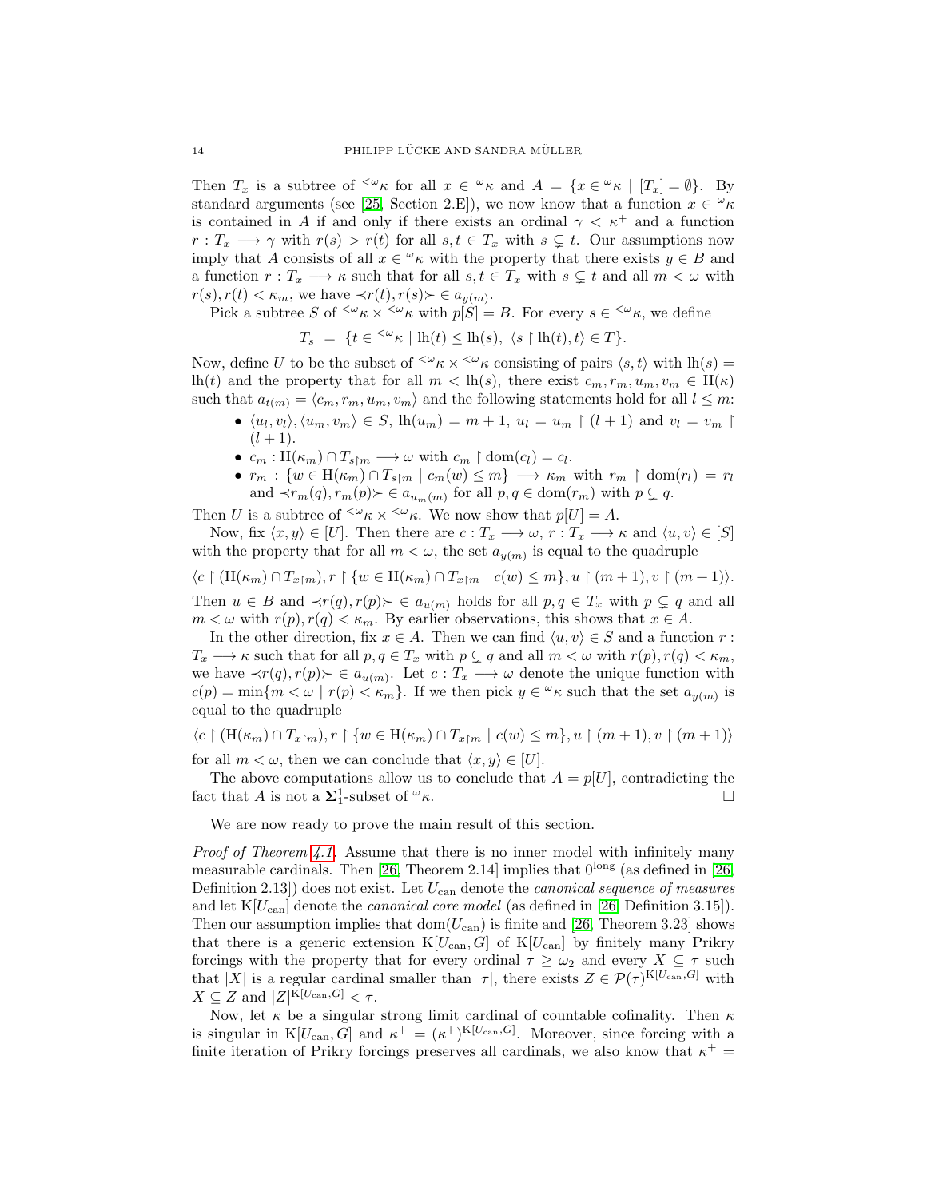Then $T_x$ is a subtree of ${}^{<\omega}\kappa$ for all $x \in {}^{\omega}\kappa$ and $A = \{x \in {}^{\omega}\kappa \mid [T_x] = \emptyset\}$. By standard arguments (see [25, Section 2.E]), we now know that a function $x \in {}^{\omega}\kappa$ is contained in $A$ if and only if there exists an ordinal $\gamma < \kappa^+$ and a function $r : T_x \longrightarrow \gamma$ with $r(s) > r(t)$ for all $s, t \in T_x$ with $s \subsetneq t$. Our assumptions now imply that $A$ consists of all $x \in {}^{\omega}\kappa$ with the property that there exists $y \in B$ and a function $r : T_x \longrightarrow \kappa$ such that for all $s, t \in T_x$ with $s \subsetneq t$ and all $m < \omega$ with $r(s), r(t) < \kappa_m$, we have $\prec r(t), r(s) \succ \in a_{y(m)}$.

Pick a subtree $S$ of ${}^{<\omega}\kappa \times {}^{<\omega}\kappa$ with $p[S] = B$. For every $s \in {}^{<\omega}\kappa$, we define

$$T_s \ = \ \{t \in {}^{<\omega}\kappa \mid \mathrm{lh}(t) \leq \mathrm{lh}(s), \ \langle s \restriction \mathrm{lh}(t), t\rangle \in T\}.$$

Now, define $U$ to be the subset of ${}^{<\omega}\kappa \times {}^{<\omega}\kappa$ consisting of pairs $\langle s, t\rangle$ with $\mathrm{lh}(s) = \mathrm{lh}(t)$ and the property that for all $m < \mathrm{lh}(s)$, there exist $c_m, r_m, u_m, v_m \in \mathrm{H}(\kappa)$ such that $a_{t(m)} = \langle c_m, r_m, u_m, v_m\rangle$ and the following statements hold for all $l \leq m$:

- $\langle u_l, v_l\rangle, \langle u_m, v_m\rangle \in S$, $\mathrm{lh}(u_m) = m + 1$, $u_l = u_m \restriction (l + 1)$ and $v_l = v_m \restriction (l + 1)$.
- $c_m : \mathrm{H}(\kappa_m) \cap T_{s \restriction m} \longrightarrow \omega$ with $c_m \restriction \mathrm{dom}(c_l) = c_l$.
- $r_m : \{w \in \mathrm{H}(\kappa_m) \cap T_{s \restriction m} \mid c_m(w) \leq m\} \longrightarrow \kappa_m$ with $r_m \restriction \mathrm{dom}(r_l) = r_l$ and $\prec r_m(q), r_m(p) \succ \in a_{u_m(m)}$ for all $p, q \in \mathrm{dom}(r_m)$ with $p \subsetneq q$.

Then $U$ is a subtree of ${}^{<\omega}\kappa \times {}^{<\omega}\kappa$. We now show that $p[U] = A$.

Now, fix $\langle x, y\rangle \in [U]$. Then there are $c : T_x \longrightarrow \omega$, $r : T_x \longrightarrow \kappa$ and $\langle u, v\rangle \in [S]$ with the property that for all $m < \omega$, the set $a_{y(m)}$ is equal to the quadruple

$$\langle c \restriction (\mathrm{H}(\kappa_m) \cap T_{x \restriction m}), r \restriction \{w \in \mathrm{H}(\kappa_m) \cap T_{x \restriction m} \mid c(w) \leq m\}, u \restriction (m + 1), v \restriction (m + 1)\rangle.$$

Then $u \in B$ and $\prec r(q), r(p) \succ \in a_{u(m)}$ holds for all $p, q \in T_x$ with $p \subsetneq q$ and all $m < \omega$ with $r(p), r(q) < \kappa_m$. By earlier observations, this shows that $x \in A$.

In the other direction, fix $x \in A$. Then we can find $\langle u, v\rangle \in S$ and a function $r : T_x \longrightarrow \kappa$ such that for all $p, q \in T_x$ with $p \subsetneq q$ and all $m < \omega$ with $r(p), r(q) < \kappa_m$, we have $\prec r(q), r(p) \succ \in a_{u(m)}$. Let $c : T_x \longrightarrow \omega$ denote the unique function with $c(p) = \min\{m < \omega \mid r(p) < \kappa_m\}$. If we then pick $y \in {}^{\omega}\kappa$ such that the set $a_{y(m)}$ is equal to the quadruple

$$\langle c \restriction (\mathrm{H}(\kappa_m) \cap T_{x \restriction m}), r \restriction \{w \in \mathrm{H}(\kappa_m) \cap T_{x \restriction m} \mid c(w) \leq m\}, u \restriction (m + 1), v \restriction (m + 1)\rangle$$

for all $m < \omega$, then we can conclude that $\langle x, y\rangle \in [U]$.

The above computations allow us to conclude that $A = p[U]$, contradicting the fact that $A$ is not a $\mathbf{\Sigma}^1_1$-subset of ${}^{\omega}\kappa$. □

We are now ready to prove the main result of this section.

*Proof of Theorem 4.1.* Assume that there is no inner model with infinitely many measurable cardinals. Then [26, Theorem 2.14] implies that $0^{\mathrm{long}}$ (as defined in [26, Definition 2.13]) does not exist. Let $U_{\mathrm{can}}$ denote the *canonical sequence of measures* and let $\mathrm{K}[U_{\mathrm{can}}]$ denote the *canonical core model* (as defined in [26, Definition 3.15]). Then our assumption implies that $\mathrm{dom}(U_{\mathrm{can}})$ is finite and [26, Theorem 3.23] shows that there is a generic extension $\mathrm{K}[U_{\mathrm{can}}, G]$ of $\mathrm{K}[U_{\mathrm{can}}]$ by finitely many Prikry forcings with the property that for every ordinal $\tau \geq \omega_2$ and every $X \subseteq \tau$ such that $|X|$ is a regular cardinal smaller than $|\tau|$, there exists $Z \in \mathcal{P}(\tau)^{\mathrm{K}[U_{\mathrm{can}}, G]}$ with $X \subseteq Z$ and $|Z|^{\mathrm{K}[U_{\mathrm{can}}, G]} < \tau$.

Now, let $\kappa$ be a singular strong limit cardinal of countable cofinality. Then $\kappa$ is singular in $\mathrm{K}[U_{\mathrm{can}}, G]$ and $\kappa^+ = (\kappa^+)^{\mathrm{K}[U_{\mathrm{can}}, G]}$. Moreover, since forcing with a finite iteration of Prikry forcings preserves all cardinals, we also know that $\kappa^+ =$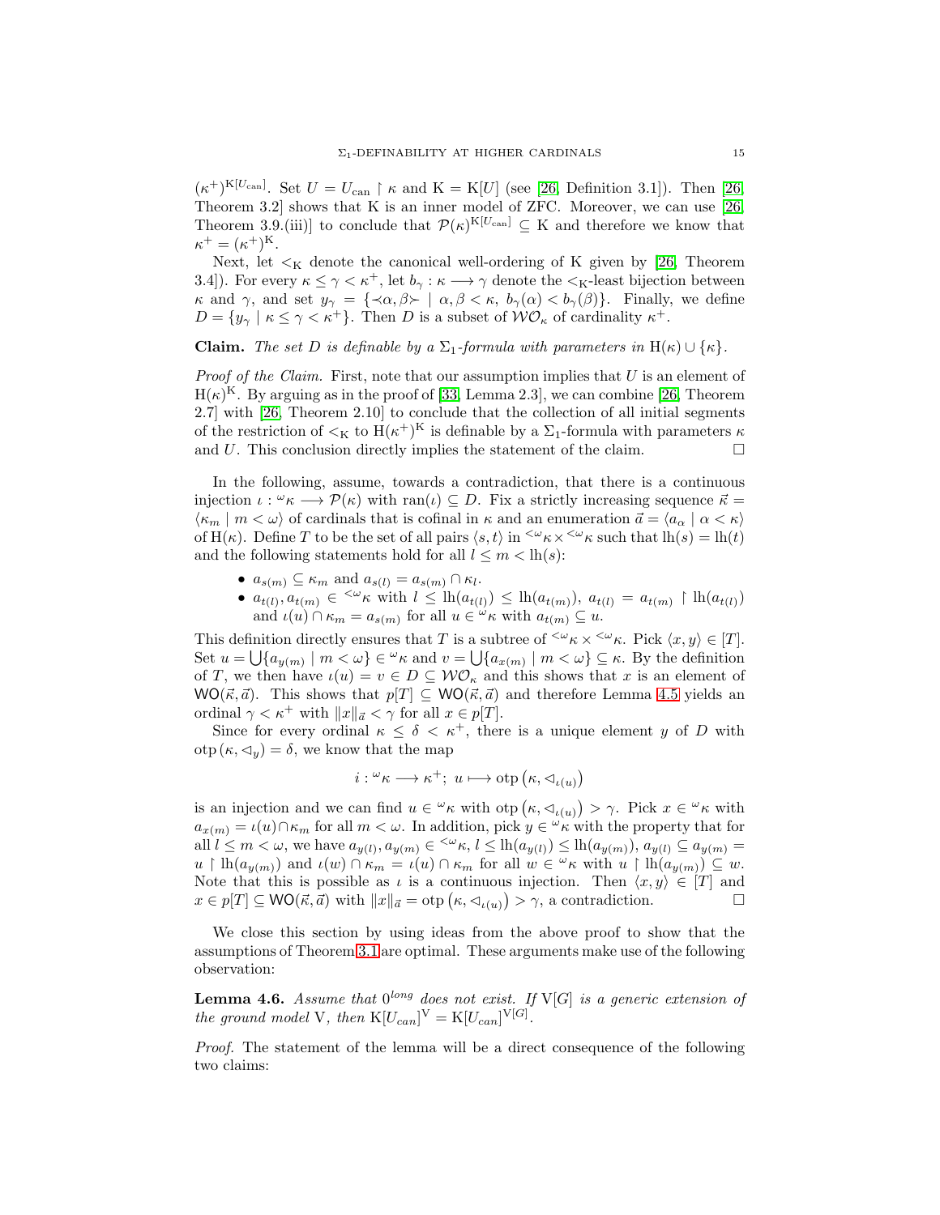$(\kappa^+)^{\mathrm{K}[U_{\mathrm{can}}]}$. Set $U = U_{\mathrm{can}} \upharpoonright \kappa$ and $\mathrm{K} = \mathrm{K}[U]$ (see [26, Definition 3.1]). Then [26, Theorem 3.2] shows that K is an inner model of ZFC. Moreover, we can use [26, Theorem 3.9.(iii)] to conclude that $\mathcal{P}(\kappa)^{\mathrm{K}[U_{\mathrm{can}}]} \subseteq \mathrm{K}$ and therefore we know that $\kappa^+ = (\kappa^+)^{\mathrm{K}}$.

Next, let $<_{\mathrm{K}}$ denote the canonical well-ordering of K given by [26, Theorem 3.4]). For every $\kappa \leq \gamma < \kappa^+$, let $b_\gamma : \kappa \longrightarrow \gamma$ denote the $<_{\mathrm{K}}$-least bijection between $\kappa$ and $\gamma$, and set $y_\gamma = \{\prec\alpha, \beta\succ \mid \alpha, \beta < \kappa,\ b_\gamma(\alpha) < b_\gamma(\beta)\}$. Finally, we define $D = \{y_\gamma \mid \kappa \leq \gamma < \kappa^+\}$. Then $D$ is a subset of $\mathcal{WO}_\kappa$ of cardinality $\kappa^+$.

**Claim.** *The set $D$ is definable by a $\Sigma_1$-formula with parameters in $\mathrm{H}(\kappa) \cup \{\kappa\}$.*

*Proof of the Claim.* First, note that our assumption implies that $U$ is an element of $\mathrm{H}(\kappa)^{\mathrm{K}}$. By arguing as in the proof of [33, Lemma 2.3], we can combine [26, Theorem 2.7] with [26, Theorem 2.10] to conclude that the collection of all initial segments of the restriction of $<_{\mathrm{K}}$ to $\mathrm{H}(\kappa^+)^{\mathrm{K}}$ is definable by a $\Sigma_1$-formula with parameters $\kappa$ and $U$. This conclusion directly implies the statement of the claim. $\square$

In the following, assume, towards a contradiction, that there is a continuous injection $\iota : {}^\omega\kappa \longrightarrow \mathcal{P}(\kappa)$ with $\mathrm{ran}(\iota) \subseteq D$. Fix a strictly increasing sequence $\vec{\kappa} = \langle \kappa_m \mid m < \omega\rangle$ of cardinals that is cofinal in $\kappa$ and an enumeration $\vec{a} = \langle a_\alpha \mid \alpha < \kappa\rangle$ of $\mathrm{H}(\kappa)$. Define $T$ to be the set of all pairs $\langle s, t\rangle$ in ${}^{<\omega}\kappa \times {}^{<\omega}\kappa$ such that $\mathrm{lh}(s) = \mathrm{lh}(t)$ and the following statements hold for all $l \leq m < \mathrm{lh}(s)$:

- $a_{s(m)} \subseteq \kappa_m$ and $a_{s(l)} = a_{s(m)} \cap \kappa_l$.
- $a_{t(l)}, a_{t(m)} \in {}^{<\omega}\kappa$ with $l \leq \mathrm{lh}(a_{t(l)}) \leq \mathrm{lh}(a_{t(m)})$, $a_{t(l)} = a_{t(m)} \upharpoonright \mathrm{lh}(a_{t(l)})$ and $\iota(u) \cap \kappa_m = a_{s(m)}$ for all $u \in {}^\omega\kappa$ with $a_{t(m)} \subseteq u$.

This definition directly ensures that $T$ is a subtree of ${}^{<\omega}\kappa \times {}^{<\omega}\kappa$. Pick $\langle x, y\rangle \in [T]$. Set $u = \bigcup\{a_{y(m)} \mid m < \omega\} \in {}^\omega\kappa$ and $v = \bigcup\{a_{x(m)} \mid m < \omega\} \subseteq \kappa$. By the definition of $T$, we then have $\iota(u) = v \in D \subseteq \mathcal{WO}_\kappa$ and this shows that $x$ is an element of $\mathsf{WO}(\vec{\kappa}, \vec{a})$. This shows that $p[T] \subseteq \mathsf{WO}(\vec{\kappa}, \vec{a})$ and therefore Lemma 4.5 yields an ordinal $\gamma < \kappa^+$ with $\|x\|_{\vec{a}} < \gamma$ for all $x \in p[T]$.

Since for every ordinal $\kappa \leq \delta < \kappa^+$, there is a unique element $y$ of $D$ with $\mathrm{otp}\,(\kappa, \lhd_y) = \delta$, we know that the map

$$i : {}^\omega\kappa \longrightarrow \kappa^+;\ u \longmapsto \mathrm{otp}\left(\kappa, \lhd_{\iota(u)}\right)$$

is an injection and we can find $u \in {}^\omega\kappa$ with $\mathrm{otp}\left(\kappa, \lhd_{\iota(u)}\right) > \gamma$. Pick $x \in {}^\omega\kappa$ with $a_{x(m)} = \iota(u) \cap \kappa_m$ for all $m < \omega$. In addition, pick $y \in {}^\omega\kappa$ with the property that for all $l \leq m < \omega$, we have $a_{y(l)}, a_{y(m)} \in {}^{<\omega}\kappa$, $l \leq \mathrm{lh}(a_{y(l)}) \leq \mathrm{lh}(a_{y(m)})$, $a_{y(l)} \subseteq a_{y(m)} = u \upharpoonright \mathrm{lh}(a_{y(m)})$ and $\iota(w) \cap \kappa_m = \iota(u) \cap \kappa_m$ for all $w \in {}^\omega\kappa$ with $u \upharpoonright \mathrm{lh}(a_{y(m)}) \subseteq w$. Note that this is possible as $\iota$ is a continuous injection. Then $\langle x, y\rangle \in [T]$ and $x \in p[T] \subseteq \mathsf{WO}(\vec{\kappa}, \vec{a})$ with $\|x\|_{\vec{a}} = \mathrm{otp}\left(\kappa, \lhd_{\iota(u)}\right) > \gamma$, a contradiction. $\square$

We close this section by using ideas from the above proof to show that the assumptions of Theorem 3.1 are optimal. These arguments make use of the following observation:

**Lemma 4.6.** *Assume that $0^{long}$ does not exist. If $\mathrm{V}[G]$ is a generic extension of the ground model $\mathrm{V}$, then $\mathrm{K}[U_{can}]^{\mathrm{V}} = \mathrm{K}[U_{can}]^{\mathrm{V}[G]}$.*

*Proof.* The statement of the lemma will be a direct consequence of the following two claims: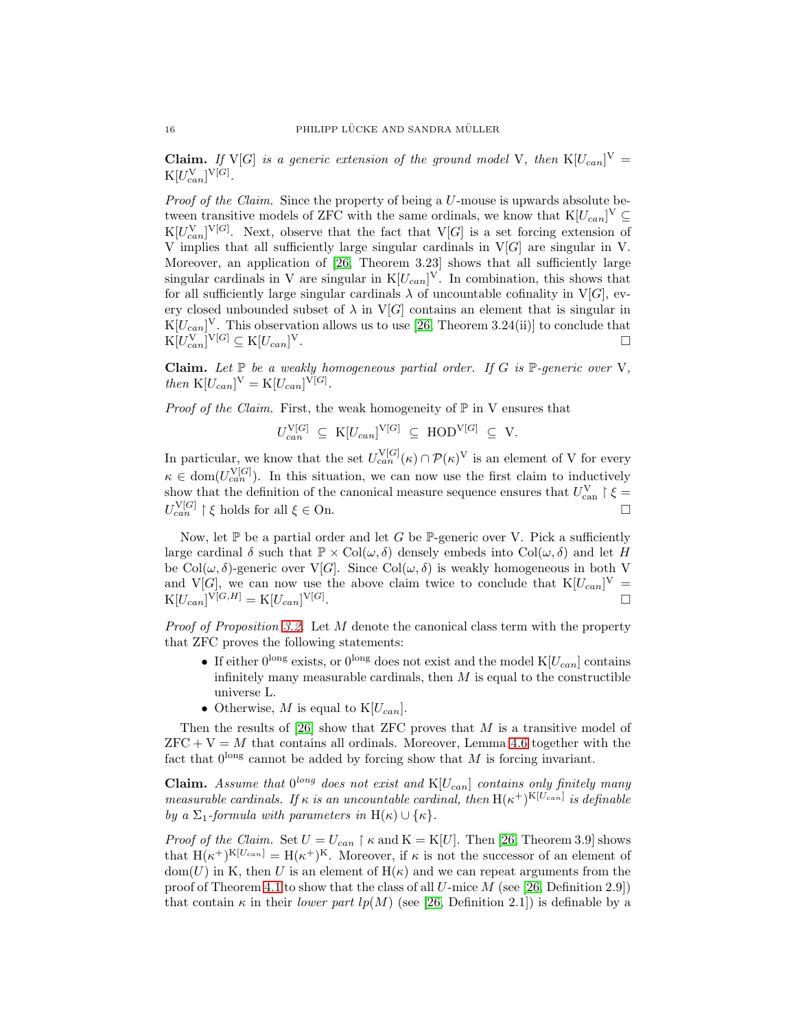**Claim.** *If* $\mathrm{V}[G]$ *is a generic extension of the ground model* $\mathrm{V}$*, then* $\mathrm{K}[U_{can}]^{\mathrm{V}} = \mathrm{K}[U_{can}^{\mathrm{V}}]^{\mathrm{V}[G]}$.

*Proof of the Claim.* Since the property of being a $U$-mouse is upwards absolute between transitive models of ZFC with the same ordinals, we know that $\mathrm{K}[U_{can}]^{\mathrm{V}} \subseteq \mathrm{K}[U_{can}^{\mathrm{V}}]^{\mathrm{V}[G]}$. Next, observe that the fact that $\mathrm{V}[G]$ is a set forcing extension of $\mathrm{V}$ implies that all sufficiently large singular cardinals in $\mathrm{V}[G]$ are singular in $\mathrm{V}$. Moreover, an application of [26, Theorem 3.23] shows that all sufficiently large singular cardinals in $\mathrm{V}$ are singular in $\mathrm{K}[U_{can}]^{\mathrm{V}}$. In combination, this shows that for all sufficiently large singular cardinals $\lambda$ of uncountable cofinality in $\mathrm{V}[G]$, every closed unbounded subset of $\lambda$ in $\mathrm{V}[G]$ contains an element that is singular in $\mathrm{K}[U_{can}]^{\mathrm{V}}$. This observation allows us to use [26, Theorem 3.24(ii)] to conclude that $\mathrm{K}[U_{can}^{\mathrm{V}}]^{\mathrm{V}[G]} \subseteq \mathrm{K}[U_{can}]^{\mathrm{V}}$. □

**Claim.** *Let* $\mathbb{P}$ *be a weakly homogeneous partial order. If* $G$ *is* $\mathbb{P}$*-generic over* $\mathrm{V}$*, then* $\mathrm{K}[U_{can}]^{\mathrm{V}} = \mathrm{K}[U_{can}]^{\mathrm{V}[G]}$.

*Proof of the Claim.* First, the weak homogeneity of $\mathbb{P}$ in $\mathrm{V}$ ensures that

$$U_{can}^{\mathrm{V}[G]} \subseteq \mathrm{K}[U_{can}]^{\mathrm{V}[G]} \subseteq \mathrm{HOD}^{\mathrm{V}[G]} \subseteq \mathrm{V}.$$

In particular, we know that the set $U_{can}^{\mathrm{V}[G]}(\kappa) \cap \mathcal{P}(\kappa)^{\mathrm{V}}$ is an element of $\mathrm{V}$ for every $\kappa \in \mathrm{dom}(U_{can}^{\mathrm{V}[G]})$. In this situation, we can now use the first claim to inductively show that the definition of the canonical measure sequence ensures that $U_{\mathrm{can}}^{\mathrm{V}} \restriction \xi = U_{can}^{\mathrm{V}[G]} \restriction \xi$ holds for all $\xi \in \mathrm{On}$. □

Now, let $\mathbb{P}$ be a partial order and let $G$ be $\mathbb{P}$-generic over $\mathrm{V}$. Pick a sufficiently large cardinal $\delta$ such that $\mathbb{P} \times \mathrm{Col}(\omega, \delta)$ densely embeds into $\mathrm{Col}(\omega, \delta)$ and let $H$ be $\mathrm{Col}(\omega, \delta)$-generic over $\mathrm{V}[G]$. Since $\mathrm{Col}(\omega, \delta)$ is weakly homogeneous in both $\mathrm{V}$ and $\mathrm{V}[G]$, we can now use the above claim twice to conclude that $\mathrm{K}[U_{can}]^{\mathrm{V}} = \mathrm{K}[U_{can}]^{\mathrm{V}[G,H]} = \mathrm{K}[U_{can}]^{\mathrm{V}[G]}$. □

*Proof of Proposition 3.2.* Let $M$ denote the canonical class term with the property that ZFC proves the following statements:

- If either $0^{\mathrm{long}}$ exists, or $0^{\mathrm{long}}$ does not exist and the model $\mathrm{K}[U_{can}]$ contains infinitely many measurable cardinals, then $M$ is equal to the constructible universe $\mathrm{L}$.
- Otherwise, $M$ is equal to $\mathrm{K}[U_{can}]$.

Then the results of [26] show that ZFC proves that $M$ is a transitive model of $\mathrm{ZFC} + \mathrm{V} = M$ that contains all ordinals. Moreover, Lemma 4.6 together with the fact that $0^{\mathrm{long}}$ cannot be added by forcing show that $M$ is forcing invariant.

**Claim.** *Assume that* $0^{long}$ *does not exist and* $\mathrm{K}[U_{can}]$ *contains only finitely many measurable cardinals. If* $\kappa$ *is an uncountable cardinal, then* $\mathrm{H}(\kappa^+)^{\mathrm{K}[U_{can}]}$ *is definable by a* $\Sigma_1$*-formula with parameters in* $\mathrm{H}(\kappa) \cup \{\kappa\}$.

*Proof of the Claim.* Set $U = U_{can} \restriction \kappa$ and $\mathrm{K} = \mathrm{K}[U]$. Then [26, Theorem 3.9] shows that $\mathrm{H}(\kappa^+)^{\mathrm{K}[U_{can}]} = \mathrm{H}(\kappa^+)^{\mathrm{K}}$. Moreover, if $\kappa$ is not the successor of an element of $\mathrm{dom}(U)$ in $\mathrm{K}$, then $U$ is an element of $\mathrm{H}(\kappa)$ and we can repeat arguments from the proof of Theorem 4.1 to show that the class of all $U$-mice $M$ (see [26, Definition 2.9]) that contain $\kappa$ in their *lower part* $lp(M)$ (see [26, Definition 2.1]) is definable by a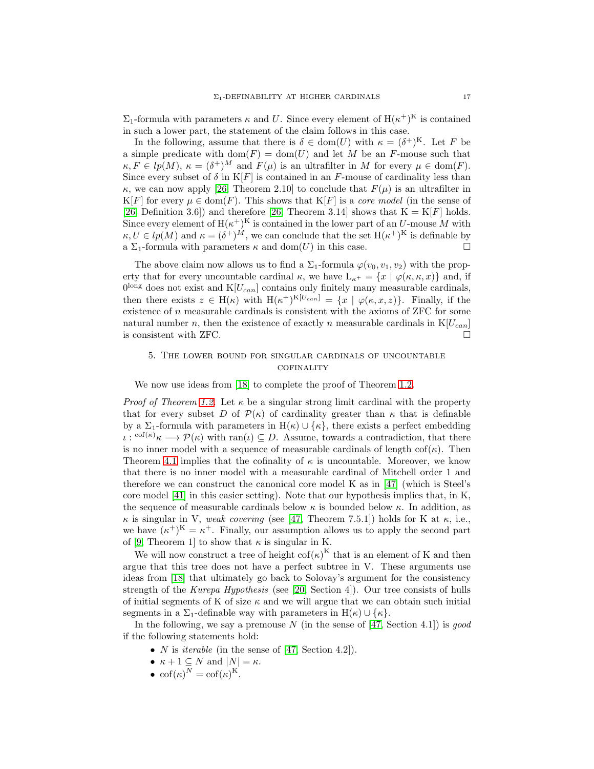$\Sigma_1$-formula with parameters $\kappa$ and $U$. Since every element of $\mathrm{H}(\kappa^+)^{\mathrm{K}}$ is contained in such a lower part, the statement of the claim follows in this case.

In the following, assume that there is $\delta \in \mathrm{dom}(U)$ with $\kappa = (\delta^+)^{\mathrm{K}}$. Let $F$ be a simple predicate with $\mathrm{dom}(F) = \mathrm{dom}(U)$ and let $M$ be an $F$-mouse such that $\kappa, F \in lp(M)$, $\kappa = (\delta^+)^M$ and $F(\mu)$ is an ultrafilter in $M$ for every $\mu \in \mathrm{dom}(F)$. Since every subset of $\delta$ in $\mathrm{K}[F]$ is contained in an $F$-mouse of cardinality less than $\kappa$, we can now apply [26, Theorem 2.10] to conclude that $F(\mu)$ is an ultrafilter in $\mathrm{K}[F]$ for every $\mu \in \mathrm{dom}(F)$. This shows that $\mathrm{K}[F]$ is a *core model* (in the sense of [26, Definition 3.6]) and therefore [26, Theorem 3.14] shows that $\mathrm{K} = \mathrm{K}[F]$ holds. Since every element of $\mathrm{H}(\kappa^+)^{\mathrm{K}}$ is contained in the lower part of an $U$-mouse $M$ with $\kappa, U \in lp(M)$ and $\kappa = (\delta^+)^M$, we can conclude that the set $\mathrm{H}(\kappa^+)^{\mathrm{K}}$ is definable by a $\Sigma_1$-formula with parameters $\kappa$ and $\mathrm{dom}(U)$ in this case. □

The above claim now allows us to find a $\Sigma_1$-formula $\varphi(v_0, v_1, v_2)$ with the property that for every uncountable cardinal $\kappa$, we have $\mathrm{L}_{\kappa^+} = \{x \mid \varphi(\kappa, \kappa, x)\}$ and, if $0^{\mathrm{long}}$ does not exist and $\mathrm{K}[U_{can}]$ contains only finitely many measurable cardinals, then there exists $z \in \mathrm{H}(\kappa)$ with $\mathrm{H}(\kappa^+)^{\mathrm{K}[U_{can}]} = \{x \mid \varphi(\kappa, x, z)\}$. Finally, if the existence of $n$ measurable cardinals is consistent with the axioms of ZFC for some natural number $n$, then the existence of exactly $n$ measurable cardinals in $\mathrm{K}[U_{can}]$ is consistent with ZFC. □

## 5. The lower bound for singular cardinals of uncountable cofinality

We now use ideas from [18] to complete the proof of Theorem 1.2.

*Proof of Theorem 1.2.* Let $\kappa$ be a singular strong limit cardinal with the property that for every subset $D$ of $\mathcal{P}(\kappa)$ of cardinality greater than $\kappa$ that is definable by a $\Sigma_1$-formula with parameters in $\mathrm{H}(\kappa) \cup \{\kappa\}$, there exists a perfect embedding $\iota : {}^{\mathrm{cof}(\kappa)}\kappa \longrightarrow \mathcal{P}(\kappa)$ with $\mathrm{ran}(\iota) \subseteq D$. Assume, towards a contradiction, that there is no inner model with a sequence of measurable cardinals of length $\mathrm{cof}(\kappa)$. Then Theorem 4.1 implies that the cofinality of $\kappa$ is uncountable. Moreover, we know that there is no inner model with a measurable cardinal of Mitchell order 1 and therefore we can construct the canonical core model K as in [47] (which is Steel's core model [41] in this easier setting). Note that our hypothesis implies that, in K, the sequence of measurable cardinals below $\kappa$ is bounded below $\kappa$. In addition, as $\kappa$ is singular in V, *weak covering* (see [47, Theorem 7.5.1]) holds for K at $\kappa$, i.e., we have $(\kappa^+)^{\mathrm{K}} = \kappa^+$. Finally, our assumption allows us to apply the second part of [9, Theorem 1] to show that $\kappa$ is singular in K.

We will now construct a tree of height $\mathrm{cof}(\kappa)^{\mathrm{K}}$ that is an element of K and then argue that this tree does not have a perfect subtree in V. These arguments use ideas from [18] that ultimately go back to Solovay's argument for the consistency strength of the *Kurepa Hypothesis* (see [20, Section 4]). Our tree consists of hulls of initial segments of K of size $\kappa$ and we will argue that we can obtain such initial segments in a $\Sigma_1$-definable way with parameters in $\mathrm{H}(\kappa) \cup \{\kappa\}$.

In the following, we say a premouse $N$ (in the sense of [47, Section 4.1]) is *good* if the following statements hold:

- $N$ is *iterable* (in the sense of [47, Section 4.2]).
- $\kappa + 1 \subseteq N$ and $|N| = \kappa$.
- $\mathrm{cof}(\kappa)^N = \mathrm{cof}(\kappa)^{\mathrm{K}}$.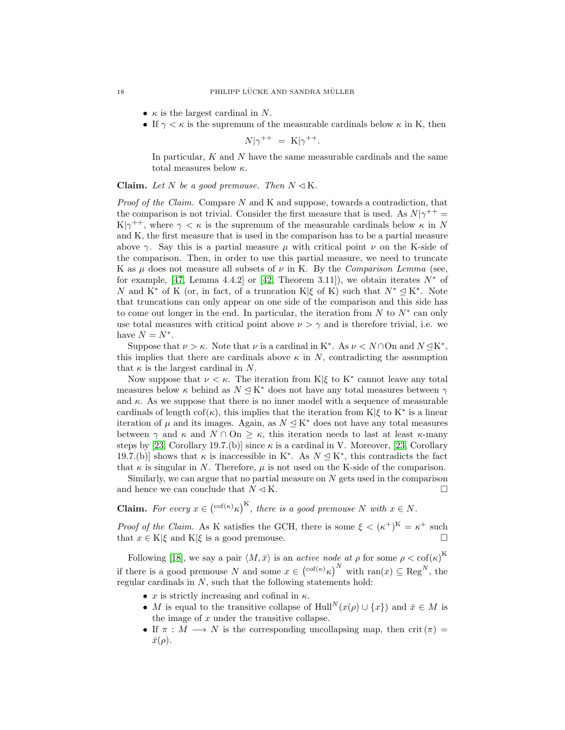- $\kappa$ is the largest cardinal in $N$.
- If $\gamma < \kappa$ is the supremum of the measurable cardinals below $\kappa$ in K, then

$$N|\gamma^{++} \;=\; \mathrm{K}|\gamma^{++}.$$

  In particular, $K$ and $N$ have the same measurable cardinals and the same total measures below $\kappa$.

**Claim.** *Let $N$ be a good premouse. Then $N \lhd \mathrm{K}$.*

*Proof of the Claim.* Compare $N$ and K and suppose, towards a contradiction, that the comparison is not trivial. Consider the first measure that is used. As $N|\gamma^{++} = \mathrm{K}|\gamma^{++}$, where $\gamma < \kappa$ is the supremum of the measurable cardinals below $\kappa$ in $N$ and K, the first measure that is used in the comparison has to be a partial measure above $\gamma$. Say this is a partial measure $\mu$ with critical point $\nu$ on the K-side of the comparison. Then, in order to use this partial measure, we need to truncate K as $\mu$ does not measure all subsets of $\nu$ in K. By the *Comparison Lemma* (see, for example, [47, Lemma 4.4.2] or [42, Theorem 3.11]), we obtain iterates $N^*$ of $N$ and $\mathrm{K}^*$ of K (or, in fact, of a truncation $\mathrm{K}|\xi$ of K) such that $N^* \unlhd \mathrm{K}^*$. Note that truncations can only appear on one side of the comparison and this side has to come out longer in the end. In particular, the iteration from $N$ to $N^*$ can only use total measures with critical point above $\nu > \gamma$ and is therefore trivial, i.e. we have $N = N^*$.

Suppose that $\nu > \kappa$. Note that $\nu$ is a cardinal in $\mathrm{K}^*$. As $\nu < N \cap \mathrm{On}$ and $N \unlhd \mathrm{K}^*$, this implies that there are cardinals above $\kappa$ in $N$, contradicting the assumption that $\kappa$ is the largest cardinal in $N$.

Now suppose that $\nu < \kappa$. The iteration from $\mathrm{K}|\xi$ to $\mathrm{K}^*$ cannot leave any total measures below $\kappa$ behind as $N \unlhd \mathrm{K}^*$ does not have any total measures between $\gamma$ and $\kappa$. As we suppose that there is no inner model with a sequence of measurable cardinals of length $\mathrm{cof}(\kappa)$, this implies that the iteration from $\mathrm{K}|\xi$ to $\mathrm{K}^*$ is a linear iteration of $\mu$ and its images. Again, as $N \unlhd \mathrm{K}^*$ does not have any total measures between $\gamma$ and $\kappa$ and $N \cap \mathrm{On} \geq \kappa$, this iteration needs to last at least $\kappa$-many steps by [23, Corollary 19.7.(b)] since $\kappa$ is a cardinal in V. Moreover, [23, Corollary 19.7.(b)] shows that $\kappa$ is inaccessible in $\mathrm{K}^*$. As $N \unlhd \mathrm{K}^*$, this contradicts the fact that $\kappa$ is singular in $N$. Therefore, $\mu$ is not used on the K-side of the comparison.

Similarly, we can argue that no partial measure on $N$ gets used in the comparison and hence we can conclude that $N \lhd \mathrm{K}$. $\square$

**Claim.** *For every $x \in \left({}^{\mathrm{cof}(\kappa)}\kappa\right)^{\mathrm{K}}$, there is a good premouse $N$ with $x \in N$.*

*Proof of the Claim.* As K satisfies the GCH, there is some $\xi < (\kappa^+)^{\mathrm{K}} = \kappa^+$ such that $x \in \mathrm{K}|\xi$ and $\mathrm{K}|\xi$ is a good premouse. $\square$

Following [18], we say a pair $\langle M, \bar{x}\rangle$ is an *active node at $\rho$* for some $\rho < \mathrm{cof}(\kappa)^{\mathrm{K}}$ if there is a good premouse $N$ and some $x \in \left({}^{\mathrm{cof}(\kappa)}\kappa\right)^{N}$ with $\mathrm{ran}(x) \subseteq \mathrm{Reg}^N$, the regular cardinals in $N$, such that the following statements hold:

- $x$ is strictly increasing and cofinal in $\kappa$.
- $M$ is equal to the transitive collapse of $\mathrm{Hull}^N(x(\rho) \cup \{x\})$ and $\bar{x} \in M$ is the image of $x$ under the transitive collapse.
- If $\pi : M \longrightarrow N$ is the corresponding uncollapsing map, then $\mathrm{crit}(\pi) = \bar{x}(\rho)$.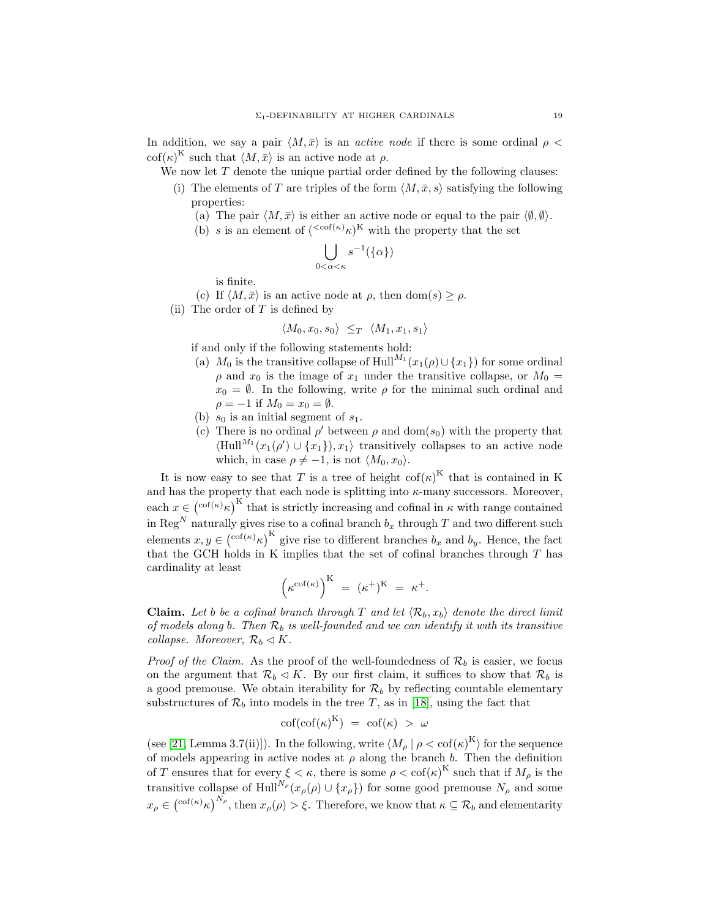In addition, we say a pair $\langle M, \bar{x}\rangle$ is an *active node* if there is some ordinal $\rho < \mathrm{cof}(\kappa)^{\mathrm{K}}$ such that $\langle M, \bar{x}\rangle$ is an active node at $\rho$.

We now let $T$ denote the unique partial order defined by the following clauses:

(i) The elements of $T$ are triples of the form $\langle M, \bar{x}, s\rangle$ satisfying the following properties:
  (a) The pair $\langle M, \bar{x}\rangle$ is either an active node or equal to the pair $\langle \emptyset, \emptyset\rangle$.
  (b) $s$ is an element of $({}^{<\mathrm{cof}(\kappa)}\kappa)^{\mathrm{K}}$ with the property that the set
  $$\bigcup_{0<\alpha<\kappa} s^{-1}(\{\alpha\})$$
  is finite.
  (c) If $\langle M, \bar{x}\rangle$ is an active node at $\rho$, then $\mathrm{dom}(s) \geq \rho$.

(ii) The order of $T$ is defined by
$$\langle M_0, x_0, s_0\rangle \ \leq_T \ \langle M_1, x_1, s_1\rangle$$
if and only if the following statements hold:
  (a) $M_0$ is the transitive collapse of $\mathrm{Hull}^{M_1}(x_1(\rho) \cup \{x_1\})$ for some ordinal $\rho$ and $x_0$ is the image of $x_1$ under the transitive collapse, or $M_0 = x_0 = \emptyset$. In the following, write $\rho$ for the minimal such ordinal and $\rho = -1$ if $M_0 = x_0 = \emptyset$.
  (b) $s_0$ is an initial segment of $s_1$.
  (c) There is no ordinal $\rho'$ between $\rho$ and $\mathrm{dom}(s_0)$ with the property that $\langle \mathrm{Hull}^{M_1}(x_1(\rho') \cup \{x_1\}), x_1\rangle$ transitively collapses to an active node which, in case $\rho \neq -1$, is not $\langle M_0, x_0\rangle$.

It is now easy to see that $T$ is a tree of height $\mathrm{cof}(\kappa)^{\mathrm{K}}$ that is contained in K and has the property that each node is splitting into $\kappa$-many successors. Moreover, each $x \in \left({}^{\mathrm{cof}(\kappa)}\kappa\right)^{\mathrm{K}}$ that is strictly increasing and cofinal in $\kappa$ with range contained in $\mathrm{Reg}^N$ naturally gives rise to a cofinal branch $b_x$ through $T$ and two different such elements $x, y \in \left({}^{\mathrm{cof}(\kappa)}\kappa\right)^{\mathrm{K}}$ give rise to different branches $b_x$ and $b_y$. Hence, the fact that the GCH holds in K implies that the set of cofinal branches through $T$ has cardinality at least
$$\left(\kappa^{\mathrm{cof}(\kappa)}\right)^{\mathrm{K}} \ = \ (\kappa^+)^{\mathrm{K}} \ = \ \kappa^+.$$

**Claim.** *Let $b$ be a cofinal branch through $T$ and let $\langle \mathcal{R}_b, x_b\rangle$ denote the direct limit of models along $b$. Then $\mathcal{R}_b$ is well-founded and we can identify it with its transitive collapse. Moreover, $\mathcal{R}_b \lhd K$.*

*Proof of the Claim.* As the proof of the well-foundedness of $\mathcal{R}_b$ is easier, we focus on the argument that $\mathcal{R}_b \lhd K$. By our first claim, it suffices to show that $\mathcal{R}_b$ is a good premouse. We obtain iterability for $\mathcal{R}_b$ by reflecting countable elementary substructures of $\mathcal{R}_b$ into models in the tree $T$, as in [18], using the fact that
$$\mathrm{cof}(\mathrm{cof}(\kappa)^{\mathrm{K}}) \ = \ \mathrm{cof}(\kappa) \ > \ \omega$$
(see [21, Lemma 3.7(ii)]). In the following, write $\langle M_\rho \mid \rho < \mathrm{cof}(\kappa)^{\mathrm{K}}\rangle$ for the sequence of models appearing in active nodes at $\rho$ along the branch $b$. Then the definition of $T$ ensures that for every $\xi < \kappa$, there is some $\rho < \mathrm{cof}(\kappa)^{\mathrm{K}}$ such that if $M_\rho$ is the transitive collapse of $\mathrm{Hull}^{N_\rho}(x_\rho(\rho) \cup \{x_\rho\})$ for some good premouse $N_\rho$ and some $x_\rho \in \left({}^{\mathrm{cof}(\kappa)}\kappa\right)^{N_\rho}$, then $x_\rho(\rho) > \xi$. Therefore, we know that $\kappa \subseteq \mathcal{R}_b$ and elementarity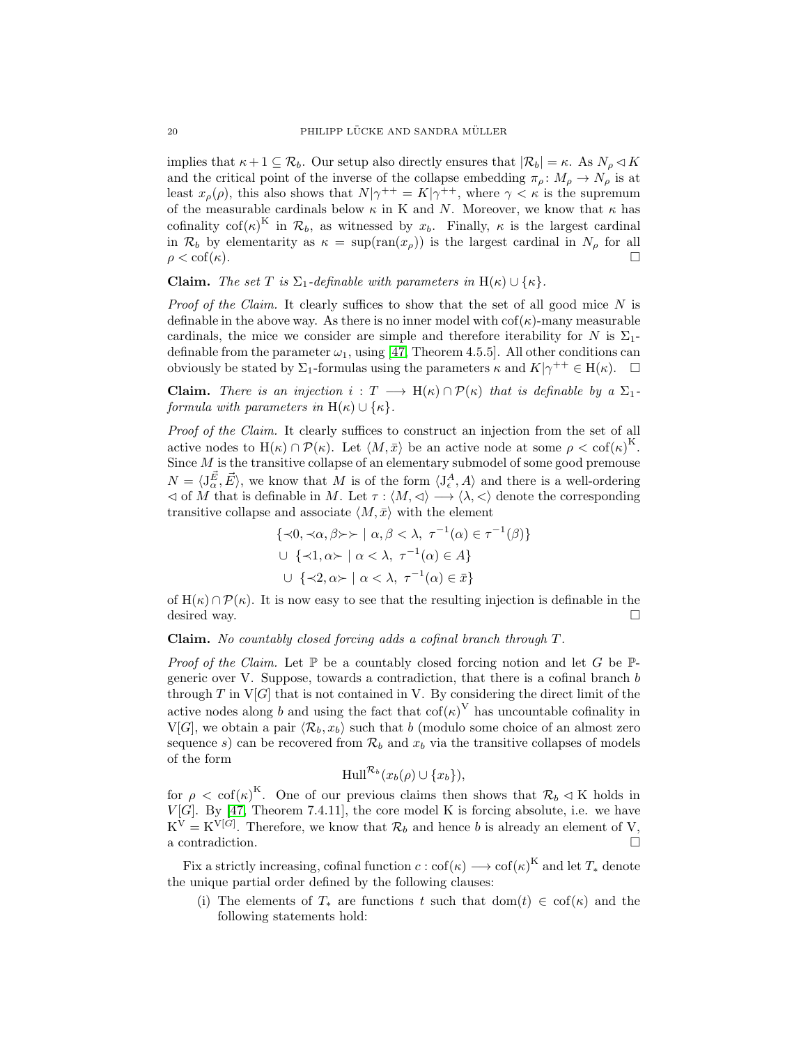implies that $\kappa+1 \subseteq \mathcal{R}_b$. Our setup also directly ensures that $|\mathcal{R}_b| = \kappa$. As $N_\rho \lhd K$ and the critical point of the inverse of the collapse embedding $\pi_\rho \colon M_\rho \to N_\rho$ is at least $x_\rho(\rho)$, this also shows that $N|\gamma^{++} = K|\gamma^{++}$, where $\gamma < \kappa$ is the supremum of the measurable cardinals below $\kappa$ in K and $N$. Moreover, we know that $\kappa$ has cofinality $\mathrm{cof}(\kappa)^{\mathrm{K}}$ in $\mathcal{R}_b$, as witnessed by $x_b$. Finally, $\kappa$ is the largest cardinal in $\mathcal{R}_b$ by elementarity as $\kappa = \sup(\mathrm{ran}(x_\rho))$ is the largest cardinal in $N_\rho$ for all $\rho < \mathrm{cof}(\kappa)$. $\square$

**Claim.** *The set $T$ is $\Sigma_1$-definable with parameters in $\mathrm{H}(\kappa) \cup \{\kappa\}$.*

*Proof of the Claim.* It clearly suffices to show that the set of all good mice $N$ is definable in the above way. As there is no inner model with $\mathrm{cof}(\kappa)$-many measurable cardinals, the mice we consider are simple and therefore iterability for $N$ is $\Sigma_1$-definable from the parameter $\omega_1$, using [47, Theorem 4.5.5]. All other conditions can obviously be stated by $\Sigma_1$-formulas using the parameters $\kappa$ and $K|\gamma^{++} \in \mathrm{H}(\kappa)$. $\square$

**Claim.** *There is an injection $i : T \longrightarrow \mathrm{H}(\kappa) \cap \mathcal{P}(\kappa)$ that is definable by a $\Sigma_1$-formula with parameters in $\mathrm{H}(\kappa) \cup \{\kappa\}$.*

*Proof of the Claim.* It clearly suffices to construct an injection from the set of all active nodes to $\mathrm{H}(\kappa) \cap \mathcal{P}(\kappa)$. Let $\langle M, \bar{x}\rangle$ be an active node at some $\rho < \mathrm{cof}(\kappa)^{\mathrm{K}}$. Since $M$ is the transitive collapse of an elementary submodel of some good premouse $N = \langle \mathrm{J}^{\vec{E}}_\alpha, \vec{E}\rangle$, we know that $M$ is of the form $\langle \mathrm{J}^A_\epsilon, A\rangle$ and there is a well-ordering $\lhd$ of $M$ that is definable in $M$. Let $\tau : \langle M, \lhd\rangle \longrightarrow \langle \lambda, <\rangle$ denote the corresponding transitive collapse and associate $\langle M, \bar{x}\rangle$ with the element

$$
\begin{aligned}
&\{\prec 0, \prec\alpha, \beta\succ\succ \mid \alpha, \beta < \lambda,\ \tau^{-1}(\alpha) \in \tau^{-1}(\beta)\} \\
\cup\ &\{\prec 1, \alpha\succ \mid \alpha < \lambda,\ \tau^{-1}(\alpha) \in A\} \\
\cup\ &\{\prec 2, \alpha\succ \mid \alpha < \lambda,\ \tau^{-1}(\alpha) \in \bar{x}\}
\end{aligned}
$$

of $\mathrm{H}(\kappa) \cap \mathcal{P}(\kappa)$. It is now easy to see that the resulting injection is definable in the desired way. $\square$

**Claim.** *No countably closed forcing adds a cofinal branch through $T$.*

*Proof of the Claim.* Let $\mathbb{P}$ be a countably closed forcing notion and let $G$ be $\mathbb{P}$-generic over V. Suppose, towards a contradiction, that there is a cofinal branch $b$ through $T$ in $\mathrm{V}[G]$ that is not contained in V. By considering the direct limit of the active nodes along $b$ and using the fact that $\mathrm{cof}(\kappa)^{\mathrm{V}}$ has uncountable cofinality in $\mathrm{V}[G]$, we obtain a pair $\langle \mathcal{R}_b, x_b\rangle$ such that $b$ (modulo some choice of an almost zero sequence $s$) can be recovered from $\mathcal{R}_b$ and $x_b$ via the transitive collapses of models of the form

$$
\mathrm{Hull}^{\mathcal{R}_b}(x_b(\rho) \cup \{x_b\}),
$$

for $\rho < \mathrm{cof}(\kappa)^{\mathrm{K}}$. One of our previous claims then shows that $\mathcal{R}_b \lhd \mathrm{K}$ holds in $V[G]$. By [47, Theorem 7.4.11], the core model K is forcing absolute, i.e. we have $\mathrm{K}^{\mathrm{V}} = \mathrm{K}^{\mathrm{V}[G]}$. Therefore, we know that $\mathcal{R}_b$ and hence $b$ is already an element of V, a contradiction. $\square$

Fix a strictly increasing, cofinal function $c : \mathrm{cof}(\kappa) \longrightarrow \mathrm{cof}(\kappa)^{\mathrm{K}}$ and let $T_*$ denote the unique partial order defined by the following clauses:

(i) The elements of $T_*$ are functions $t$ such that $\mathrm{dom}(t) \in \mathrm{cof}(\kappa)$ and the following statements hold: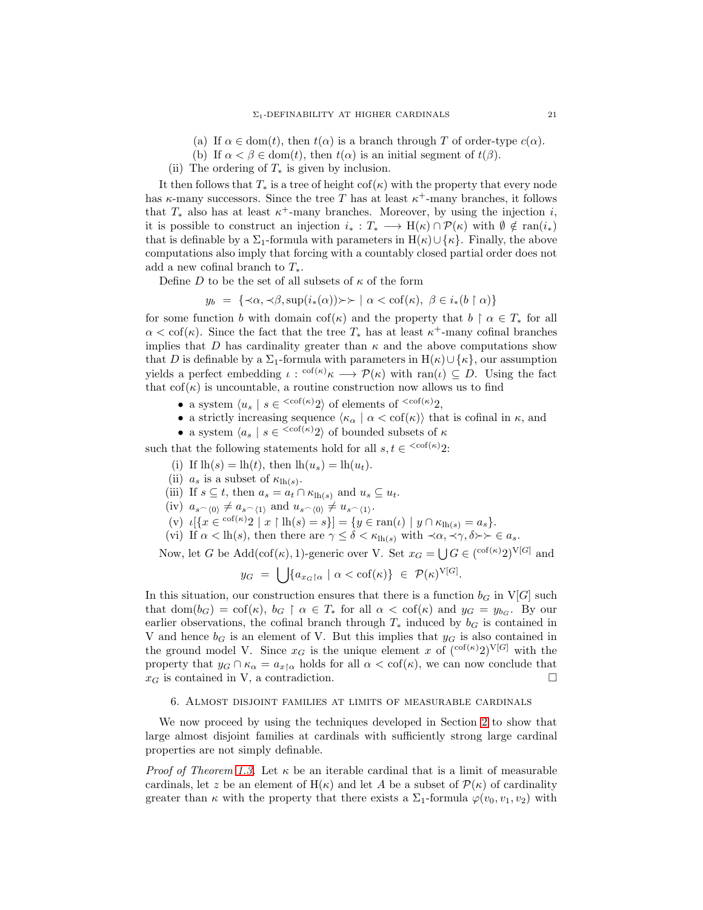(a) If $\alpha \in \mathrm{dom}(t)$, then $t(\alpha)$ is a branch through $T$ of order-type $c(\alpha)$.

(b) If $\alpha < \beta \in \mathrm{dom}(t)$, then $t(\alpha)$ is an initial segment of $t(\beta)$.

(ii) The ordering of $T_*$ is given by inclusion.

It then follows that $T_*$ is a tree of height $\mathrm{cof}(\kappa)$ with the property that every node has $\kappa$-many successors. Since the tree $T$ has at least $\kappa^+$-many branches, it follows that $T_*$ also has at least $\kappa^+$-many branches. Moreover, by using the injection $i$, it is possible to construct an injection $i_* : T_* \longrightarrow \mathrm{H}(\kappa) \cap \mathcal{P}(\kappa)$ with $\emptyset \notin \mathrm{ran}(i_*)$ that is definable by a $\Sigma_1$-formula with parameters in $\mathrm{H}(\kappa) \cup \{\kappa\}$. Finally, the above computations also imply that forcing with a countably closed partial order does not add a new cofinal branch to $T_*$.

Define $D$ to be the set of all subsets of $\kappa$ of the form

$$y_b \ = \ \{\prec\alpha, \prec\beta, \sup(i_*(\alpha))\succ\succ \mid \alpha < \mathrm{cof}(\kappa), \ \beta \in i_*(b \restriction \alpha)\}$$

for some function $b$ with domain $\mathrm{cof}(\kappa)$ and the property that $b \restriction \alpha \in T_*$ for all $\alpha < \mathrm{cof}(\kappa)$. Since the fact that the tree $T_*$ has at least $\kappa^+$-many cofinal branches implies that $D$ has cardinality greater than $\kappa$ and the above computations show that $D$ is definable by a $\Sigma_1$-formula with parameters in $\mathrm{H}(\kappa) \cup \{\kappa\}$, our assumption yields a perfect embedding $\iota : {}^{\mathrm{cof}(\kappa)}\kappa \longrightarrow \mathcal{P}(\kappa)$ with $\mathrm{ran}(\iota) \subseteq D$. Using the fact that $\mathrm{cof}(\kappa)$ is uncountable, a routine construction now allows us to find

- a system $\langle u_s \mid s \in {}^{<\mathrm{cof}(\kappa)}2\rangle$ of elements of ${}^{<\mathrm{cof}(\kappa)}2$,
- a strictly increasing sequence $\langle \kappa_\alpha \mid \alpha < \mathrm{cof}(\kappa)\rangle$ that is cofinal in $\kappa$, and
- a system $\langle a_s \mid s \in {}^{<\mathrm{cof}(\kappa)}2\rangle$ of bounded subsets of $\kappa$

such that the following statements hold for all $s, t \in {}^{<\mathrm{cof}(\kappa)}2$:

(i) If $\mathrm{lh}(s) = \mathrm{lh}(t)$, then $\mathrm{lh}(u_s) = \mathrm{lh}(u_t)$.

(ii) $a_s$ is a subset of $\kappa_{\mathrm{lh}(s)}$.

(iii) If $s \subseteq t$, then $a_s = a_t \cap \kappa_{\mathrm{lh}(s)}$ and $u_s \subseteq u_t$.

(iv) $a_{s^\frown\langle 0\rangle} \neq a_{s^\frown\langle 1\rangle}$ and $u_{s^\frown\langle 0\rangle} \neq u_{s^\frown\langle 1\rangle}$.

(v) $\iota[\{x \in {}^{\mathrm{cof}(\kappa)}2 \mid x \restriction \mathrm{lh}(s) = s\}] = \{y \in \mathrm{ran}(\iota) \mid y \cap \kappa_{\mathrm{lh}(s)} = a_s\}$.

(vi) If $\alpha < \mathrm{lh}(s)$, then there are $\gamma \leq \delta < \kappa_{\mathrm{lh}(s)}$ with $\prec\alpha, \prec\gamma, \delta\succ\succ \in a_s$.

Now, let $G$ be $\mathrm{Add}(\mathrm{cof}(\kappa), 1)$-generic over $\mathrm{V}$. Set $x_G = \bigcup G \in ({}^{\mathrm{cof}(\kappa)}2)^{\mathrm{V}[G]}$ and

$$y_G \ = \ \bigcup\{a_{x_G \restriction \alpha} \mid \alpha < \mathrm{cof}(\kappa)\} \ \in \ \mathcal{P}(\kappa)^{\mathrm{V}[G]}.$$

In this situation, our construction ensures that there is a function $b_G$ in $\mathrm{V}[G]$ such that $\mathrm{dom}(b_G) = \mathrm{cof}(\kappa)$, $b_G \restriction \alpha \in T_*$ for all $\alpha < \mathrm{cof}(\kappa)$ and $y_G = y_{b_G}$. By our earlier observations, the cofinal branch through $T_*$ induced by $b_G$ is contained in $\mathrm{V}$ and hence $b_G$ is an element of $\mathrm{V}$. But this implies that $y_G$ is also contained in the ground model $\mathrm{V}$. Since $x_G$ is the unique element $x$ of $({}^{\mathrm{cof}(\kappa)}2)^{\mathrm{V}[G]}$ with the property that $y_G \cap \kappa_\alpha = a_{x \restriction \alpha}$ holds for all $\alpha < \mathrm{cof}(\kappa)$, we can now conclude that $x_G$ is contained in $\mathrm{V}$, a contradiction. □

## 6. Almost disjoint families at limits of measurable cardinals

We now proceed by using the techniques developed in Section 2 to show that large almost disjoint families at cardinals with sufficiently strong large cardinal properties are not simply definable.

*Proof of Theorem 1.3.* Let $\kappa$ be an iterable cardinal that is a limit of measurable cardinals, let $z$ be an element of $\mathrm{H}(\kappa)$ and let $A$ be a subset of $\mathcal{P}(\kappa)$ of cardinality greater than $\kappa$ with the property that there exists a $\Sigma_1$-formula $\varphi(v_0, v_1, v_2)$ with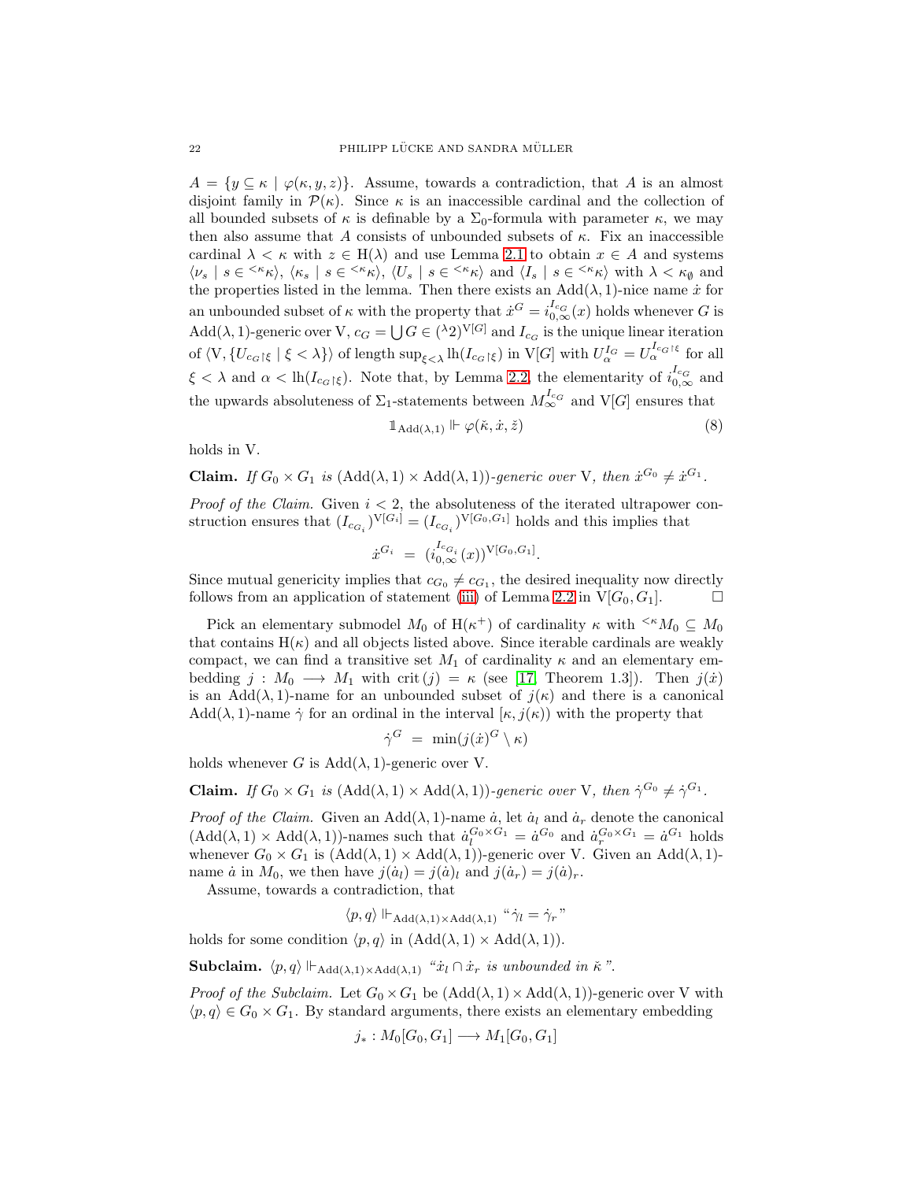$A = \{y \subseteq \kappa \mid \varphi(\kappa, y, z)\}$. Assume, towards a contradiction, that $A$ is an almost disjoint family in $\mathcal{P}(\kappa)$. Since $\kappa$ is an inaccessible cardinal and the collection of all bounded subsets of $\kappa$ is definable by a $\Sigma_0$-formula with parameter $\kappa$, we may then also assume that $A$ consists of unbounded subsets of $\kappa$. Fix an inaccessible cardinal $\lambda < \kappa$ with $z \in \mathrm{H}(\lambda)$ and use Lemma 2.1 to obtain $x \in A$ and systems $\langle \nu_s \mid s \in {}^{<\kappa}\kappa\rangle$, $\langle \kappa_s \mid s \in {}^{<\kappa}\kappa\rangle$, $\langle U_s \mid s \in {}^{<\kappa}\kappa\rangle$ and $\langle I_s \mid s \in {}^{<\kappa}\kappa\rangle$ with $\lambda < \kappa_\emptyset$ and the properties listed in the lemma. Then there exists an $\mathrm{Add}(\lambda, 1)$-nice name $\dot{x}$ for an unbounded subset of $\kappa$ with the property that $\dot{x}^G = i^{I_{c_G}}_{0,\infty}(x)$ holds whenever $G$ is $\mathrm{Add}(\lambda, 1)$-generic over $\mathrm{V}$, $c_G = \bigcup G \in ({}^\lambda 2)^{\mathrm{V}[G]}$ and $I_{c_G}$ is the unique linear iteration of $\langle \mathrm{V}, \{U_{c_G \restriction \xi} \mid \xi < \lambda\}\rangle$ of length $\sup_{\xi<\lambda} \mathrm{lh}(I_{c_G \restriction \xi})$ in $\mathrm{V}[G]$ with $U^{I_G}_\alpha = U^{I_{c_G \restriction \xi}}_\alpha$ for all $\xi < \lambda$ and $\alpha < \mathrm{lh}(I_{c_G \restriction \xi})$. Note that, by Lemma 2.2, the elementarity of $i^{I_{c_G}}_{0,\infty}$ and the upwards absoluteness of $\Sigma_1$-statements between $M^{I_{c_G}}_\infty$ and $\mathrm{V}[G]$ ensures that

$$\mathbb{1}_{\mathrm{Add}(\lambda,1)} \Vdash \varphi(\check{\kappa}, \dot{x}, \check{z}) \tag{8}$$

holds in $\mathrm{V}$.

**Claim.** *If $G_0 \times G_1$ is $(\mathrm{Add}(\lambda, 1) \times \mathrm{Add}(\lambda, 1))$-generic over* $\mathrm{V}$*, then $\dot{x}^{G_0} \neq \dot{x}^{G_1}$.*

*Proof of the Claim.* Given $i < 2$, the absoluteness of the iterated ultrapower construction ensures that $(I_{c_{G_i}})^{\mathrm{V}[G_i]} = (I_{c_{G_i}})^{\mathrm{V}[G_0,G_1]}$ holds and this implies that

$$\dot{x}^{G_i} \ = \ (i^{I_{c_{G_i}}}_{0,\infty}(x))^{\mathrm{V}[G_0,G_1]}.$$

Since mutual genericity implies that $c_{G_0} \neq c_{G_1}$, the desired inequality now directly follows from an application of statement (iii) of Lemma 2.2 in $\mathrm{V}[G_0, G_1]$. □

Pick an elementary submodel $M_0$ of $\mathrm{H}(\kappa^+)$ of cardinality $\kappa$ with ${}^{<\kappa}M_0 \subseteq M_0$ that contains $\mathrm{H}(\kappa)$ and all objects listed above. Since iterable cardinals are weakly compact, we can find a transitive set $M_1$ of cardinality $\kappa$ and an elementary embedding $j : M_0 \longrightarrow M_1$ with $\mathrm{crit}\,(j) = \kappa$ (see [17, Theorem 1.3]). Then $j(\dot{x})$ is an $\mathrm{Add}(\lambda, 1)$-name for an unbounded subset of $j(\kappa)$ and there is a canonical $\mathrm{Add}(\lambda, 1)$-name $\dot{\gamma}$ for an ordinal in the interval $[\kappa, j(\kappa))$ with the property that

$$\dot{\gamma}^G \ = \ \min(j(\dot{x})^G \setminus \kappa)$$

holds whenever $G$ is $\mathrm{Add}(\lambda, 1)$-generic over $\mathrm{V}$.

**Claim.** *If $G_0 \times G_1$ is $(\mathrm{Add}(\lambda, 1) \times \mathrm{Add}(\lambda, 1))$-generic over* $\mathrm{V}$*, then $\dot{\gamma}^{G_0} \neq \dot{\gamma}^{G_1}$.*

*Proof of the Claim.* Given an $\mathrm{Add}(\lambda, 1)$-name $\dot{a}$, let $\dot{a}_l$ and $\dot{a}_r$ denote the canonical $(\mathrm{Add}(\lambda, 1) \times \mathrm{Add}(\lambda, 1))$-names such that $\dot{a}_l^{G_0 \times G_1} = \dot{a}^{G_0}$ and $\dot{a}_r^{G_0 \times G_1} = \dot{a}^{G_1}$ holds whenever $G_0 \times G_1$ is $(\mathrm{Add}(\lambda, 1) \times \mathrm{Add}(\lambda, 1))$-generic over $\mathrm{V}$. Given an $\mathrm{Add}(\lambda, 1)$-name $\dot{a}$ in $M_0$, we then have $j(\dot{a}_l) = j(\dot{a})_l$ and $j(\dot{a}_r) = j(\dot{a})_r$.

Assume, towards a contradiction, that

$$\langle p, q\rangle \Vdash_{\mathrm{Add}(\lambda,1)\times\mathrm{Add}(\lambda,1)} \text{“}\dot{\gamma}_l = \dot{\gamma}_r\text{”}$$

holds for some condition $\langle p, q\rangle$ in $(\mathrm{Add}(\lambda, 1) \times \mathrm{Add}(\lambda, 1))$.

**Subclaim.** $\langle p, q\rangle \Vdash_{\mathrm{Add}(\lambda,1)\times\mathrm{Add}(\lambda,1)}$ *“$\dot{x}_l \cap \dot{x}_r$ is unbounded in $\check{\kappa}$”.*

*Proof of the Subclaim.* Let $G_0 \times G_1$ be $(\mathrm{Add}(\lambda, 1) \times \mathrm{Add}(\lambda, 1))$-generic over $\mathrm{V}$ with $\langle p, q\rangle \in G_0 \times G_1$. By standard arguments, there exists an elementary embedding

$$j_* : M_0[G_0, G_1] \longrightarrow M_1[G_0, G_1]$$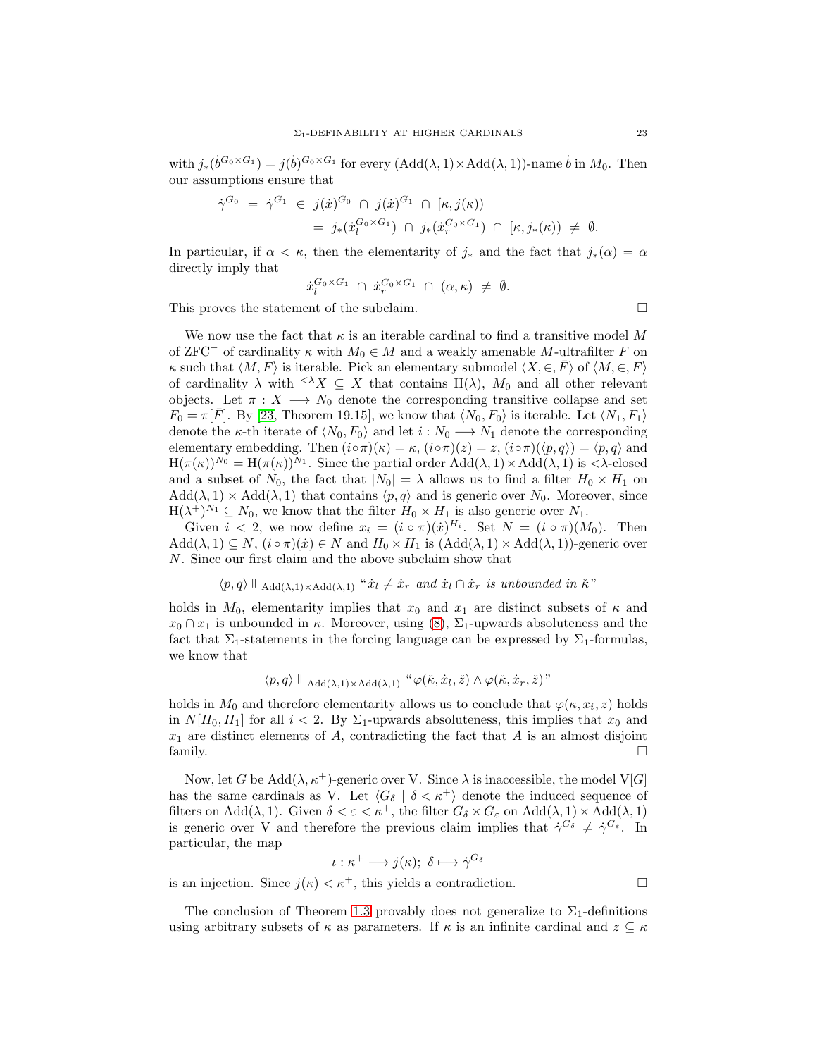with $j_*(\dot{b}^{G_0 \times G_1}) = j(\dot{b})^{G_0 \times G_1}$ for every $(\mathrm{Add}(\lambda,1) \times \mathrm{Add}(\lambda,1))$-name $\dot{b}$ in $M_0$. Then our assumptions ensure that

$$
\begin{aligned}
\dot{\gamma}^{G_0} \;=\; \dot{\gamma}^{G_1} \;\in\; & j(\dot{x})^{G_0} \,\cap\, j(\dot{x})^{G_1} \,\cap\, [\kappa, j(\kappa)) \\
&= \; j_*(\dot{x}_l^{G_0 \times G_1}) \,\cap\, j_*(\dot{x}_r^{G_0 \times G_1}) \,\cap\, [\kappa, j_*(\kappa)) \;\neq\; \emptyset.
\end{aligned}
$$

In particular, if $\alpha < \kappa$, then the elementarity of $j_*$ and the fact that $j_*(\alpha) = \alpha$ directly imply that

$$
\dot{x}_l^{G_0 \times G_1} \,\cap\, \dot{x}_r^{G_0 \times G_1} \,\cap\, (\alpha, \kappa) \;\neq\; \emptyset.
$$

This proves the statement of the subclaim. $\square$

We now use the fact that $\kappa$ is an iterable cardinal to find a transitive model $M$ of $\mathrm{ZFC}^-$ of cardinality $\kappa$ with $M_0 \in M$ and a weakly amenable $M$-ultrafilter $F$ on $\kappa$ such that $\langle M, F\rangle$ is iterable. Pick an elementary submodel $\langle X, \in, \bar{F}\rangle$ of $\langle M, \in, F\rangle$ of cardinality $\lambda$ with ${}^{<\lambda}X \subseteq X$ that contains $\mathrm{H}(\lambda)$, $M_0$ and all other relevant objects. Let $\pi : X \longrightarrow N_0$ denote the corresponding transitive collapse and set $F_0 = \pi[\bar{F}]$. By [23, Theorem 19.15], we know that $\langle N_0, F_0\rangle$ is iterable. Let $\langle N_1, F_1\rangle$ denote the $\kappa$-th iterate of $\langle N_0, F_0\rangle$ and let $i : N_0 \longrightarrow N_1$ denote the corresponding elementary embedding. Then $(i \circ \pi)(\kappa) = \kappa$, $(i \circ \pi)(z) = z$, $(i \circ \pi)(\langle p, q\rangle) = \langle p, q\rangle$ and $\mathrm{H}(\pi(\kappa))^{N_0} = \mathrm{H}(\pi(\kappa))^{N_1}$. Since the partial order $\mathrm{Add}(\lambda,1) \times \mathrm{Add}(\lambda,1)$ is $<\lambda$-closed and a subset of $N_0$, the fact that $|N_0| = \lambda$ allows us to find a filter $H_0 \times H_1$ on $\mathrm{Add}(\lambda,1) \times \mathrm{Add}(\lambda,1)$ that contains $\langle p, q\rangle$ and is generic over $N_0$. Moreover, since $\mathrm{H}(\lambda^+)^{N_1} \subseteq N_0$, we know that the filter $H_0 \times H_1$ is also generic over $N_1$.

Given $i < 2$, we now define $x_i = (i \circ \pi)(\dot{x})^{H_i}$. Set $N = (i \circ \pi)(M_0)$. Then $\mathrm{Add}(\lambda,1) \subseteq N$, $(i \circ \pi)(\dot{x}) \in N$ and $H_0 \times H_1$ is $(\mathrm{Add}(\lambda,1) \times \mathrm{Add}(\lambda,1))$-generic over $N$. Since our first claim and the above subclaim show that

$$
\langle p, q\rangle \Vdash_{\mathrm{Add}(\lambda,1)\times\mathrm{Add}(\lambda,1)} \text{“}\dot{x}_l \neq \dot{x}_r \textit{ and } \dot{x}_l \cap \dot{x}_r \textit{ is unbounded in } \check{\kappa}\text{”}
$$

holds in $M_0$, elementarity implies that $x_0$ and $x_1$ are distinct subsets of $\kappa$ and $x_0 \cap x_1$ is unbounded in $\kappa$. Moreover, using (8), $\Sigma_1$-upwards absoluteness and the fact that $\Sigma_1$-statements in the forcing language can be expressed by $\Sigma_1$-formulas, we know that

$$
\langle p, q\rangle \Vdash_{\mathrm{Add}(\lambda,1)\times\mathrm{Add}(\lambda,1)} \text{“}\varphi(\check{\kappa}, \dot{x}_l, \check{z}) \wedge \varphi(\check{\kappa}, \dot{x}_r, \check{z})\text{”}
$$

holds in $M_0$ and therefore elementarity allows us to conclude that $\varphi(\kappa, x_i, z)$ holds in $N[H_0, H_1]$ for all $i < 2$. By $\Sigma_1$-upwards absoluteness, this implies that $x_0$ and $x_1$ are distinct elements of $A$, contradicting the fact that $A$ is an almost disjoint family. $\square$

Now, let $G$ be $\mathrm{Add}(\lambda, \kappa^+)$-generic over $\mathrm{V}$. Since $\lambda$ is inaccessible, the model $\mathrm{V}[G]$ has the same cardinals as $\mathrm{V}$. Let $\langle G_\delta \mid \delta < \kappa^+\rangle$ denote the induced sequence of filters on $\mathrm{Add}(\lambda,1)$. Given $\delta < \varepsilon < \kappa^+$, the filter $G_\delta \times G_\varepsilon$ on $\mathrm{Add}(\lambda,1) \times \mathrm{Add}(\lambda,1)$ is generic over $\mathrm{V}$ and therefore the previous claim implies that $\dot{\gamma}^{G_\delta} \neq \dot{\gamma}^{G_\varepsilon}$. In particular, the map

$$
\iota : \kappa^+ \longrightarrow j(\kappa);\; \delta \longmapsto \dot{\gamma}^{G_\delta}
$$

is an injection. Since $j(\kappa) < \kappa^+$, this yields a contradiction. $\square$

The conclusion of Theorem 1.3 provably does not generalize to $\Sigma_1$-definitions using arbitrary subsets of $\kappa$ as parameters. If $\kappa$ is an infinite cardinal and $z \subseteq \kappa$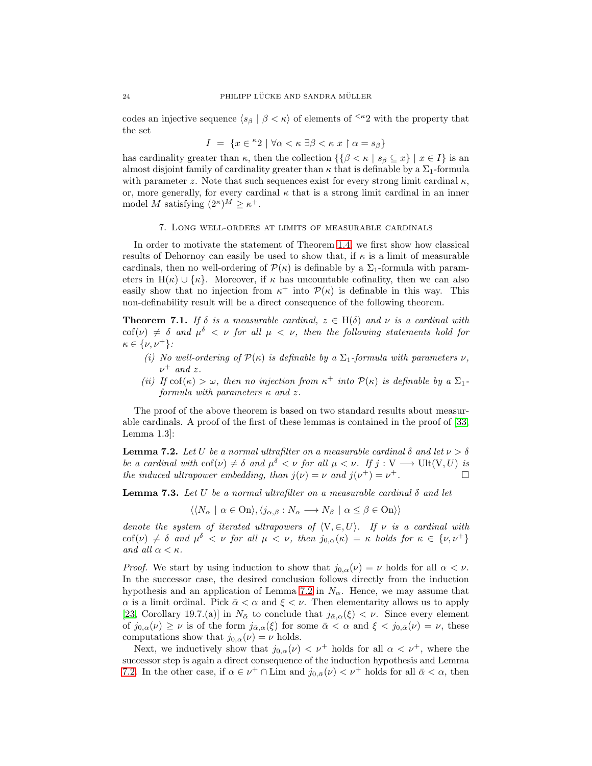codes an injective sequence $\langle s_\beta \mid \beta < \kappa\rangle$ of elements of ${}^{<\kappa}2$ with the property that the set

$$I \;=\; \{x \in {}^{\kappa}2 \mid \forall \alpha < \kappa \; \exists \beta < \kappa \; x \restriction \alpha = s_\beta\}$$

has cardinality greater than $\kappa$, then the collection $\{\{\beta < \kappa \mid s_\beta \subseteq x\} \mid x \in I\}$ is an almost disjoint family of cardinality greater than $\kappa$ that is definable by a $\Sigma_1$-formula with parameter $z$. Note that such sequences exist for every strong limit cardinal $\kappa$, or, more generally, for every cardinal $\kappa$ that is a strong limit cardinal in an inner model $M$ satisfying $(2^\kappa)^M \geq \kappa^+$.

## 7. Long well-orders at limits of measurable cardinals

In order to motivate the statement of Theorem 1.4, we first show how classical results of Dehornoy can easily be used to show that, if $\kappa$ is a limit of measurable cardinals, then no well-ordering of $\mathcal{P}(\kappa)$ is definable by a $\Sigma_1$-formula with parameters in $\mathrm{H}(\kappa) \cup \{\kappa\}$. Moreover, if $\kappa$ has uncountable cofinality, then we can also easily show that no injection from $\kappa^+$ into $\mathcal{P}(\kappa)$ is definable in this way. This non-definability result will be a direct consequence of the following theorem.

**Theorem 7.1.** *If $\delta$ is a measurable cardinal, $z \in \mathrm{H}(\delta)$ and $\nu$ is a cardinal with $\mathrm{cof}(\nu) \neq \delta$ and $\mu^\delta < \nu$ for all $\mu < \nu$, then the following statements hold for $\kappa \in \{\nu, \nu^+\}$:*

- *(i) No well-ordering of $\mathcal{P}(\kappa)$ is definable by a $\Sigma_1$-formula with parameters $\nu$, $\nu^+$ and $z$.*
- *(ii) If $\mathrm{cof}(\kappa) > \omega$, then no injection from $\kappa^+$ into $\mathcal{P}(\kappa)$ is definable by a $\Sigma_1$-formula with parameters $\kappa$ and $z$.*

The proof of the above theorem is based on two standard results about measurable cardinals. A proof of the first of these lemmas is contained in the proof of [33, Lemma 1.3]:

**Lemma 7.2.** *Let $U$ be a normal ultrafilter on a measurable cardinal $\delta$ and let $\nu > \delta$ be a cardinal with $\mathrm{cof}(\nu) \neq \delta$ and $\mu^\delta < \nu$ for all $\mu < \nu$. If $j : \mathrm{V} \longrightarrow \mathrm{Ult}(\mathrm{V}, U)$ is the induced ultrapower embedding, than $j(\nu) = \nu$ and $j(\nu^+) = \nu^+$.* $\square$

**Lemma 7.3.** *Let $U$ be a normal ultrafilter on a measurable cardinal $\delta$ and let*

$$\langle \langle N_\alpha \mid \alpha \in \mathrm{On}\rangle, \langle j_{\alpha,\beta} : N_\alpha \longrightarrow N_\beta \mid \alpha \leq \beta \in \mathrm{On}\rangle\rangle$$

*denote the system of iterated ultrapowers of $\langle \mathrm{V}, \in, U\rangle$. If $\nu$ is a cardinal with $\mathrm{cof}(\nu) \neq \delta$ and $\mu^\delta < \nu$ for all $\mu < \nu$, then $j_{0,\alpha}(\kappa) = \kappa$ holds for $\kappa \in \{\nu, \nu^+\}$ and all $\alpha < \kappa$.*

*Proof.* We start by using induction to show that $j_{0,\alpha}(\nu) = \nu$ holds for all $\alpha < \nu$. In the successor case, the desired conclusion follows directly from the induction hypothesis and an application of Lemma 7.2 in $N_\alpha$. Hence, we may assume that $\alpha$ is a limit ordinal. Pick $\bar{\alpha} < \alpha$ and $\xi < \nu$. Then elementarity allows us to apply [23, Corollary 19.7.(a)] in $N_{\bar{\alpha}}$ to conclude that $j_{\bar{\alpha},\alpha}(\xi) < \nu$. Since every element of $j_{0,\alpha}(\nu) \geq \nu$ is of the form $j_{\bar{\alpha},\alpha}(\xi)$ for some $\bar{\alpha} < \alpha$ and $\xi < j_{0,\bar{\alpha}}(\nu) = \nu$, these computations show that $j_{0,\alpha}(\nu) = \nu$ holds.

Next, we inductively show that $j_{0,\alpha}(\nu) < \nu^+$ holds for all $\alpha < \nu^+$, where the successor step is again a direct consequence of the induction hypothesis and Lemma 7.2. In the other case, if $\alpha \in \nu^+ \cap \mathrm{Lim}$ and $j_{0,\bar{\alpha}}(\nu) < \nu^+$ holds for all $\bar{\alpha} < \alpha$, then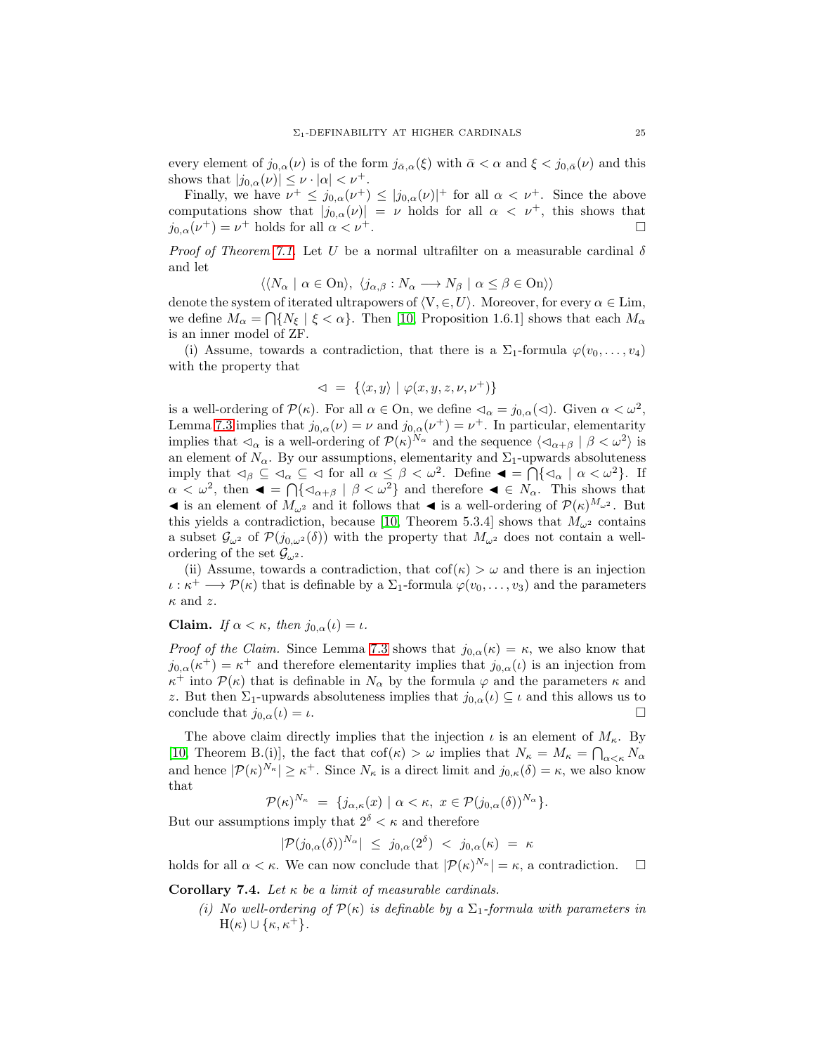every element of $j_{0,\alpha}(\nu)$ is of the form $j_{\bar{\alpha},\alpha}(\xi)$ with $\bar{\alpha} < \alpha$ and $\xi < j_{0,\bar{\alpha}}(\nu)$ and this shows that $|j_{0,\alpha}(\nu)| \leq \nu \cdot |\alpha| < \nu^+$.

Finally, we have $\nu^+ \leq j_{0,\alpha}(\nu^+) \leq |j_{0,\alpha}(\nu)|^+$ for all $\alpha < \nu^+$. Since the above computations show that $|j_{0,\alpha}(\nu)| = \nu$ holds for all $\alpha < \nu^+$, this shows that $j_{0,\alpha}(\nu^+) = \nu^+$ holds for all $\alpha < \nu^+$. □

*Proof of Theorem 7.1.* Let $U$ be a normal ultrafilter on a measurable cardinal $\delta$ and let

$$\langle \langle N_\alpha \mid \alpha \in \mathrm{On}\rangle,\ \langle j_{\alpha,\beta} : N_\alpha \longrightarrow N_\beta \mid \alpha \leq \beta \in \mathrm{On}\rangle\rangle$$

denote the system of iterated ultrapowers of $\langle \mathrm{V}, \in, U\rangle$. Moreover, for every $\alpha \in \mathrm{Lim}$, we define $M_\alpha = \bigcap\{N_\xi \mid \xi < \alpha\}$. Then [10, Proposition 1.6.1] shows that each $M_\alpha$ is an inner model of ZF.

(i) Assume, towards a contradiction, that there is a $\Sigma_1$-formula $\varphi(v_0, \ldots, v_4)$ with the property that

$$\lhd \ = \ \{\langle x, y\rangle \mid \varphi(x, y, z, \nu, \nu^+)\}$$

is a well-ordering of $\mathcal{P}(\kappa)$. For all $\alpha \in \mathrm{On}$, we define $\lhd_\alpha = j_{0,\alpha}(\lhd)$. Given $\alpha < \omega^2$, Lemma 7.3 implies that $j_{0,\alpha}(\nu) = \nu$ and $j_{0,\alpha}(\nu^+) = \nu^+$. In particular, elementarity implies that $\lhd_\alpha$ is a well-ordering of $\mathcal{P}(\kappa)^{N_\alpha}$ and the sequence $\langle \lhd_{\alpha+\beta} \mid \beta < \omega^2\rangle$ is an element of $N_\alpha$. By our assumptions, elementarity and $\Sigma_1$-upwards absoluteness imply that $\lhd_\beta \subseteq \lhd_\alpha \subseteq \lhd$ for all $\alpha \leq \beta < \omega^2$. Define $\blacktriangleleft = \bigcap\{\lhd_\alpha \mid \alpha < \omega^2\}$. If $\alpha < \omega^2$, then $\blacktriangleleft = \bigcap\{\lhd_{\alpha+\beta} \mid \beta < \omega^2\}$ and therefore $\blacktriangleleft \in N_\alpha$. This shows that $\blacktriangleleft$ is an element of $M_{\omega^2}$ and it follows that $\blacktriangleleft$ is a well-ordering of $\mathcal{P}(\kappa)^{M_{\omega^2}}$. But this yields a contradiction, because [10, Theorem 5.3.4] shows that $M_{\omega^2}$ contains a subset $\mathcal{G}_{\omega^2}$ of $\mathcal{P}(j_{0,\omega^2}(\delta))$ with the property that $M_{\omega^2}$ does not contain a well-ordering of the set $\mathcal{G}_{\omega^2}$.

(ii) Assume, towards a contradiction, that $\mathrm{cof}(\kappa) > \omega$ and there is an injection $\iota : \kappa^+ \longrightarrow \mathcal{P}(\kappa)$ that is definable by a $\Sigma_1$-formula $\varphi(v_0, \ldots, v_3)$ and the parameters $\kappa$ and $z$.

**Claim.** *If $\alpha < \kappa$, then $j_{0,\alpha}(\iota) = \iota$.*

*Proof of the Claim.* Since Lemma 7.3 shows that $j_{0,\alpha}(\kappa) = \kappa$, we also know that $j_{0,\alpha}(\kappa^+) = \kappa^+$ and therefore elementarity implies that $j_{0,\alpha}(\iota)$ is an injection from $\kappa^+$ into $\mathcal{P}(\kappa)$ that is definable in $N_\alpha$ by the formula $\varphi$ and the parameters $\kappa$ and $z$. But then $\Sigma_1$-upwards absoluteness implies that $j_{0,\alpha}(\iota) \subseteq \iota$ and this allows us to conclude that $j_{0,\alpha}(\iota) = \iota$. □

The above claim directly implies that the injection $\iota$ is an element of $M_\kappa$. By [10, Theorem B.(i)], the fact that $\mathrm{cof}(\kappa) > \omega$ implies that $N_\kappa = M_\kappa = \bigcap_{\alpha<\kappa} N_\alpha$ and hence $|\mathcal{P}(\kappa)^{N_\kappa}| \geq \kappa^+$. Since $N_\kappa$ is a direct limit and $j_{0,\kappa}(\delta) = \kappa$, we also know that

$$\mathcal{P}(\kappa)^{N_\kappa} \ = \ \{j_{\alpha,\kappa}(x) \mid \alpha < \kappa,\ x \in \mathcal{P}(j_{0,\alpha}(\delta))^{N_\alpha}\}.$$

But our assumptions imply that $2^\delta < \kappa$ and therefore

$$|\mathcal{P}(j_{0,\alpha}(\delta))^{N_\alpha}| \ \leq \ j_{0,\alpha}(2^\delta) \ < \ j_{0,\alpha}(\kappa) \ = \ \kappa$$

holds for all $\alpha < \kappa$. We can now conclude that $|\mathcal{P}(\kappa)^{N_\kappa}| = \kappa$, a contradiction. □

**Corollary 7.4.** *Let $\kappa$ be a limit of measurable cardinals.*

(i) *No well-ordering of $\mathcal{P}(\kappa)$ is definable by a $\Sigma_1$-formula with parameters in $\mathrm{H}(\kappa) \cup \{\kappa, \kappa^+\}$.*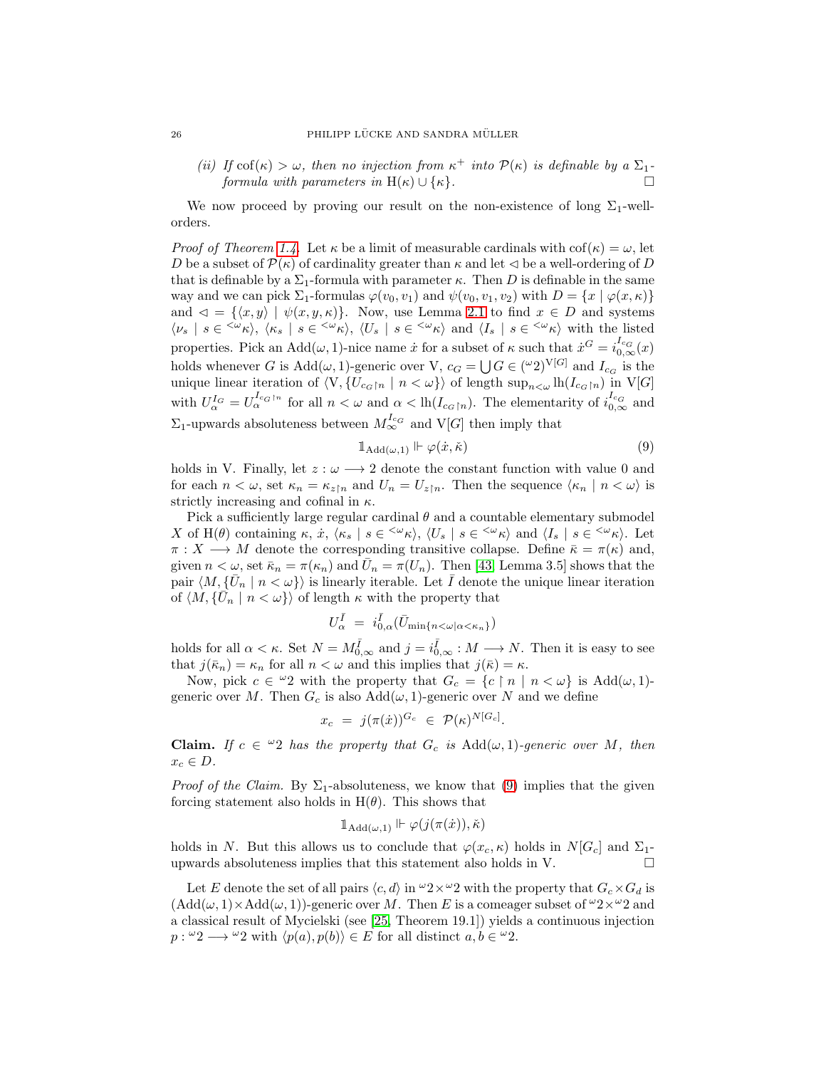(ii) *If $\mathrm{cof}(\kappa) > \omega$, then no injection from $\kappa^+$ into $\mathcal{P}(\kappa)$ is definable by a $\Sigma_1$-formula with parameters in $\mathrm{H}(\kappa) \cup \{\kappa\}$.* □

We now proceed by proving our result on the non-existence of long $\Sigma_1$-well-orders.

*Proof of Theorem 1.4.* Let $\kappa$ be a limit of measurable cardinals with $\mathrm{cof}(\kappa) = \omega$, let $D$ be a subset of $\mathcal{P}(\kappa)$ of cardinality greater than $\kappa$ and let $\lhd$ be a well-ordering of $D$ that is definable by a $\Sigma_1$-formula with parameter $\kappa$. Then $D$ is definable in the same way and we can pick $\Sigma_1$-formulas $\varphi(v_0, v_1)$ and $\psi(v_0, v_1, v_2)$ with $D = \{x \mid \varphi(x, \kappa)\}$ and $\lhd = \{\langle x, y \rangle \mid \psi(x, y, \kappa)\}$. Now, use Lemma 2.1 to find $x \in D$ and systems $\langle \nu_s \mid s \in {}^{<\omega}\kappa \rangle$, $\langle \kappa_s \mid s \in {}^{<\omega}\kappa \rangle$, $\langle U_s \mid s \in {}^{<\omega}\kappa \rangle$ and $\langle I_s \mid s \in {}^{<\omega}\kappa \rangle$ with the listed properties. Pick an $\mathrm{Add}(\omega, 1)$-nice name $\dot{x}$ for a subset of $\kappa$ such that $\dot{x}^G = i^{I_{c_G}}_{0,\infty}(x)$ holds whenever $G$ is $\mathrm{Add}(\omega, 1)$-generic over $\mathrm{V}$, $c_G = \bigcup G \in ({}^{\omega}2)^{\mathrm{V}[G]}$ and $I_{c_G}$ is the unique linear iteration of $\langle \mathrm{V}, \{U_{c_G \restriction n} \mid n < \omega\} \rangle$ of length $\sup_{n<\omega} \mathrm{lh}(I_{c_G \restriction n})$ in $\mathrm{V}[G]$ with $U^{I_G}_\alpha = U^{I_{c_G \restriction n}}_\alpha$ for all $n < \omega$ and $\alpha < \mathrm{lh}(I_{c_G \restriction n})$. The elementarity of $i^{I_{c_G}}_{0,\infty}$ and $\Sigma_1$-upwards absoluteness between $M^{I_{c_G}}_\infty$ and $\mathrm{V}[G]$ then imply that

$$\mathbb{1}_{\mathrm{Add}(\omega,1)} \Vdash \varphi(\dot{x}, \check{\kappa}) \tag{9}$$

holds in $\mathrm{V}$. Finally, let $z : \omega \longrightarrow 2$ denote the constant function with value $0$ and for each $n < \omega$, set $\kappa_n = \kappa_{z \restriction n}$ and $U_n = U_{z \restriction n}$. Then the sequence $\langle \kappa_n \mid n < \omega \rangle$ is strictly increasing and cofinal in $\kappa$.

Pick a sufficiently large regular cardinal $\theta$ and a countable elementary submodel $X$ of $\mathrm{H}(\theta)$ containing $\kappa$, $\dot{x}$, $\langle \kappa_s \mid s \in {}^{<\omega}\kappa \rangle$, $\langle U_s \mid s \in {}^{<\omega}\kappa \rangle$ and $\langle I_s \mid s \in {}^{<\omega}\kappa \rangle$. Let $\pi : X \longrightarrow M$ denote the corresponding transitive collapse. Define $\bar{\kappa} = \pi(\kappa)$ and, given $n < \omega$, set $\bar{\kappa}_n = \pi(\kappa_n)$ and $\bar{U}_n = \pi(U_n)$. Then [43, Lemma 3.5] shows that the pair $\langle M, \{\bar{U}_n \mid n < \omega\} \rangle$ is linearly iterable. Let $\bar{I}$ denote the unique linear iteration of $\langle M, \{\bar{U}_n \mid n < \omega\} \rangle$ of length $\kappa$ with the property that

$$U^{\bar{I}}_\alpha \ = \ i^{\bar{I}}_{0,\alpha}(\bar{U}_{\min\{n<\omega \mid \alpha < \kappa_n\}})$$

holds for all $\alpha < \kappa$. Set $N = M^{\bar{I}}_{0,\infty}$ and $j = i^{\bar{I}}_{0,\infty} : M \longrightarrow N$. Then it is easy to see that $j(\bar{\kappa}_n) = \kappa_n$ for all $n < \omega$ and this implies that $j(\bar{\kappa}) = \kappa$.

Now, pick $c \in {}^{\omega}2$ with the property that $G_c = \{c \restriction n \mid n < \omega\}$ is $\mathrm{Add}(\omega, 1)$-generic over $M$. Then $G_c$ is also $\mathrm{Add}(\omega, 1)$-generic over $N$ and we define

$$x_c \ = \ j(\pi(\dot{x}))^{G_c} \ \in \ \mathcal{P}(\kappa)^{N[G_c]}.$$

**Claim.** *If $c \in {}^{\omega}2$ has the property that $G_c$ is $\mathrm{Add}(\omega, 1)$-generic over $M$, then $x_c \in D$.*

*Proof of the Claim.* By $\Sigma_1$-absoluteness, we know that (9) implies that the given forcing statement also holds in $\mathrm{H}(\theta)$. This shows that

$$\mathbb{1}_{\mathrm{Add}(\omega,1)} \Vdash \varphi(j(\pi(\dot{x})), \check{\kappa})$$

holds in $N$. But this allows us to conclude that $\varphi(x_c, \kappa)$ holds in $N[G_c]$ and $\Sigma_1$-upwards absoluteness implies that this statement also holds in $\mathrm{V}$. □

Let $E$ denote the set of all pairs $\langle c, d \rangle$ in ${}^{\omega}2 \times {}^{\omega}2$ with the property that $G_c \times G_d$ is $(\mathrm{Add}(\omega, 1) \times \mathrm{Add}(\omega, 1))$-generic over $M$. Then $E$ is a comeager subset of ${}^{\omega}2 \times {}^{\omega}2$ and a classical result of Mycielski (see [25, Theorem 19.1]) yields a continuous injection $p : {}^{\omega}2 \longrightarrow {}^{\omega}2$ with $\langle p(a), p(b) \rangle \in E$ for all distinct $a, b \in {}^{\omega}2$.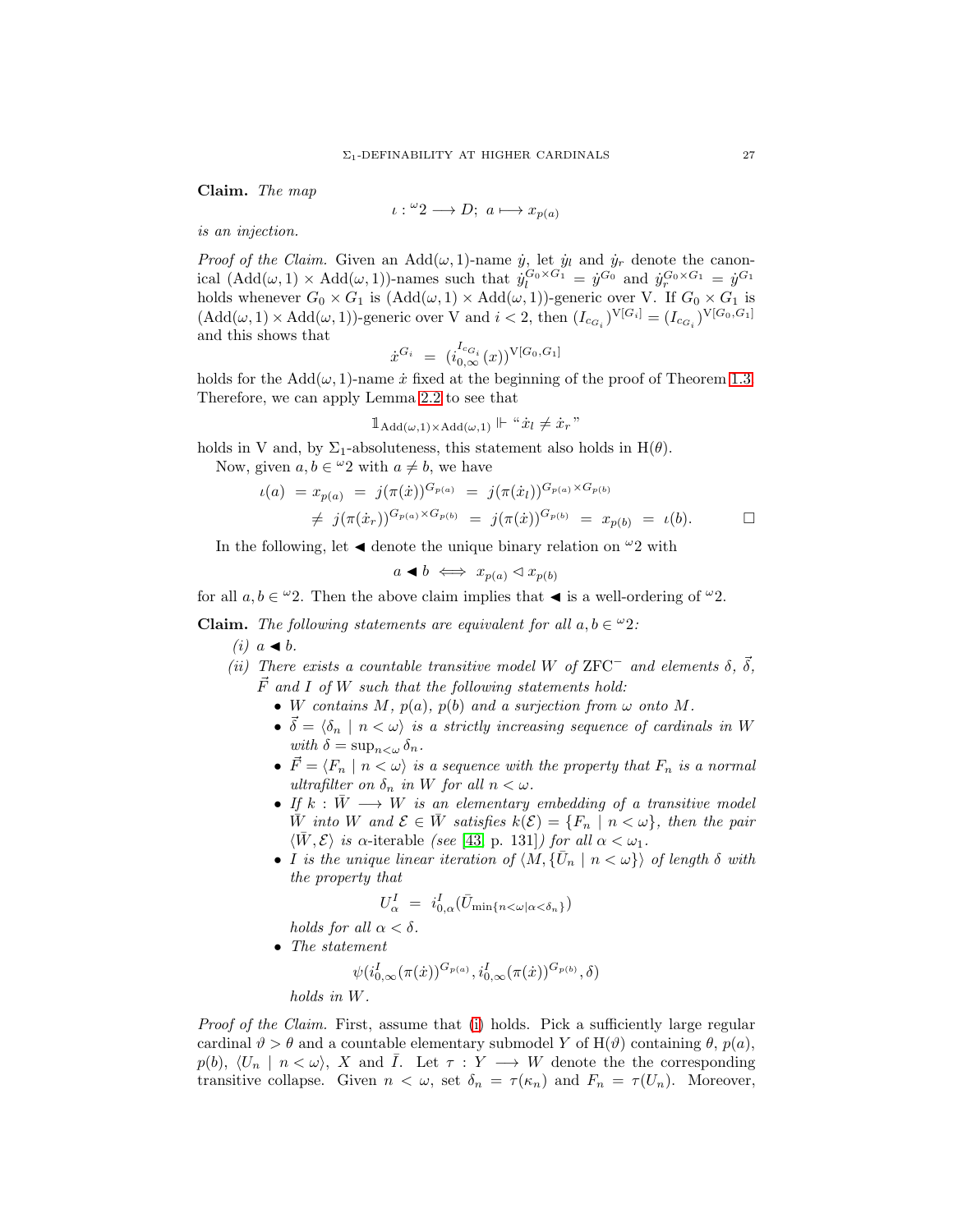**Claim.** *The map*

$$\iota : {}^{\omega}2 \longrightarrow D;\ a \longmapsto x_{p(a)}$$

*is an injection.*

*Proof of the Claim.* Given an $\mathrm{Add}(\omega,1)$-name $\dot{y}$, let $\dot{y}_l$ and $\dot{y}_r$ denote the canonical $(\mathrm{Add}(\omega,1)\times\mathrm{Add}(\omega,1))$-names such that $\dot{y}_l^{G_0\times G_1} = \dot{y}^{G_0}$ and $\dot{y}_r^{G_0\times G_1} = \dot{y}^{G_1}$ holds whenever $G_0 \times G_1$ is $(\mathrm{Add}(\omega,1)\times\mathrm{Add}(\omega,1))$-generic over V. If $G_0\times G_1$ is $(\mathrm{Add}(\omega,1)\times\mathrm{Add}(\omega,1))$-generic over V and $i<2$, then $(I_{c_{G_i}})^{\mathrm{V}[G_i]} = (I_{c_{G_i}})^{\mathrm{V}[G_0,G_1]}$ and this shows that

$$\dot{x}^{G_i} \ = \ (i_{0,\infty}^{I_{c_{G_i}}}(x))^{\mathrm{V}[G_0,G_1]}$$

holds for the $\mathrm{Add}(\omega,1)$-name $\dot{x}$ fixed at the beginning of the proof of Theorem 1.3. Therefore, we can apply Lemma 2.2 to see that

$$\mathbb{1}_{\mathrm{Add}(\omega,1)\times\mathrm{Add}(\omega,1)} \Vdash \text{“}\dot{x}_l \neq \dot{x}_r\text{”}$$

holds in V and, by $\Sigma_1$-absoluteness, this statement also holds in $\mathrm{H}(\theta)$.

Now, given $a,b\in{}^{\omega}2$ with $a\neq b$, we have

$$\begin{aligned}\iota(a) \ &= x_{p(a)} \ = \ j(\pi(\dot{x}))^{G_{p(a)}} \ = \ j(\pi(\dot{x}_l))^{G_{p(a)}\times G_{p(b)}} \\ &\neq \ j(\pi(\dot{x}_r))^{G_{p(a)}\times G_{p(b)}} \ = \ j(\pi(\dot{x}))^{G_{p(b)}} \ = \ x_{p(b)} \ = \ \iota(b).\end{aligned}$$

□

In the following, let $\blacktriangleleft$ denote the unique binary relation on ${}^{\omega}2$ with

$$a \blacktriangleleft b \iff x_{p(a)} \lhd x_{p(b)}$$

for all $a,b\in{}^{\omega}2$. Then the above claim implies that $\blacktriangleleft$ is a well-ordering of ${}^{\omega}2$.

**Claim.** *The following statements are equivalent for all $a,b\in{}^{\omega}2$:*

*(i) $a \blacktriangleleft b$.*

*(ii) There exists a countable transitive model $W$ of $\mathrm{ZFC}^-$ and elements $\delta$, $\vec{\delta}$, $\vec{F}$ and $I$ of $W$ such that the following statements hold:*

- *$W$ contains $M$, $p(a)$, $p(b)$ and a surjection from $\omega$ onto $M$.*
- *$\vec{\delta} = \langle \delta_n \mid n<\omega\rangle$ is a strictly increasing sequence of cardinals in $W$ with $\delta = \sup_{n<\omega}\delta_n$.*
- *$\vec{F} = \langle F_n \mid n<\omega\rangle$ is a sequence with the property that $F_n$ is a normal ultrafilter on $\delta_n$ in $W$ for all $n<\omega$.*
- *If $k : \bar{W} \longrightarrow W$ is an elementary embedding of a transitive model $\bar{W}$ into $W$ and $\mathcal{E}\in\bar{W}$ satisfies $k(\mathcal{E}) = \{F_n \mid n<\omega\}$, then the pair $\langle \bar{W},\mathcal{E}\rangle$ is $\alpha$-iterable (see [43, p. 131]) for all $\alpha<\omega_1$.*
- *$I$ is the unique linear iteration of $\langle M, \{\bar{U}_n \mid n<\omega\}\rangle$ of length $\delta$ with the property that*

$$U^I_\alpha \ = \ i^I_{0,\alpha}(\bar{U}_{\min\{n<\omega \mid \alpha<\delta_n\}})$$

*holds for all $\alpha<\delta$.*

- *The statement*

$$\psi(i^I_{0,\infty}(\pi(\dot{x}))^{G_{p(a)}}, i^I_{0,\infty}(\pi(\dot{x}))^{G_{p(b)}}, \delta)$$

*holds in $W$.*

*Proof of the Claim.* First, assume that (i) holds. Pick a sufficiently large regular cardinal $\vartheta>\theta$ and a countable elementary submodel $Y$ of $\mathrm{H}(\vartheta)$ containing $\theta$, $p(a)$, $p(b)$, $\langle U_n \mid n<\omega\rangle$, $X$ and $\bar{I}$. Let $\tau : Y \longrightarrow W$ denote the the corresponding transitive collapse. Given $n<\omega$, set $\delta_n = \tau(\kappa_n)$ and $F_n = \tau(U_n)$. Moreover,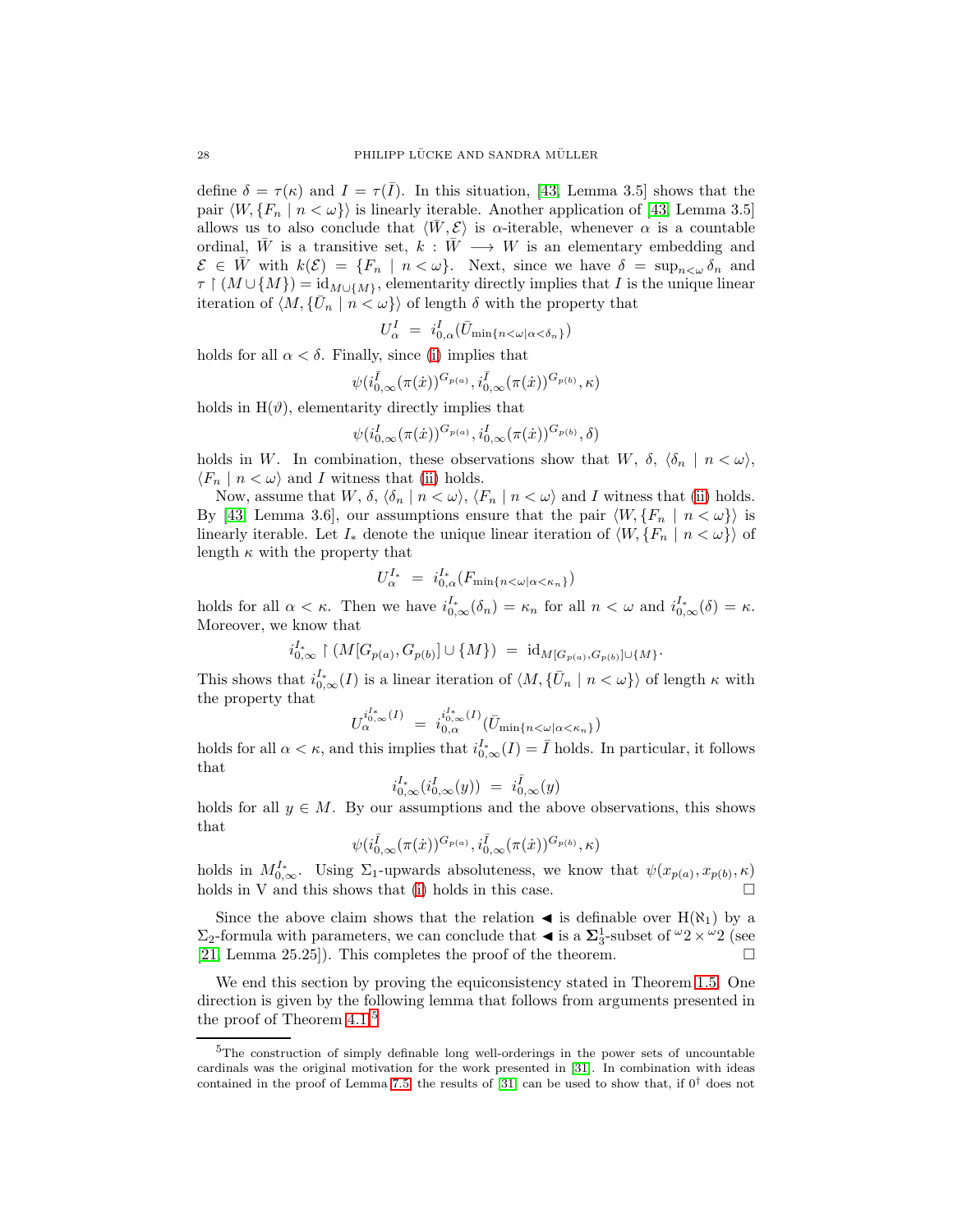define $\delta = \tau(\kappa)$ and $I = \tau(\bar{I})$. In this situation, [43, Lemma 3.5] shows that the pair $\langle W, \{F_n \mid n < \omega\}\rangle$ is linearly iterable. Another application of [43, Lemma 3.5] allows us to also conclude that $\langle \bar{W}, \mathcal{E}\rangle$ is $\alpha$-iterable, whenever $\alpha$ is a countable ordinal, $\bar{W}$ is a transitive set, $k : \bar{W} \longrightarrow W$ is an elementary embedding and $\mathcal{E} \in \bar{W}$ with $k(\mathcal{E}) = \{F_n \mid n < \omega\}$. Next, since we have $\delta = \sup_{n<\omega} \delta_n$ and $\tau \restriction (M \cup \{M\}) = \mathrm{id}_{M \cup \{M\}}$, elementarity directly implies that $I$ is the unique linear iteration of $\langle M, \{\bar{U}_n \mid n < \omega\}\rangle$ of length $\delta$ with the property that

$$U^I_\alpha \ = \ i^I_{0,\alpha}(\bar{U}_{\min\{n<\omega \mid \alpha<\delta_n\}})$$

holds for all $\alpha < \delta$. Finally, since (i) implies that

$$\psi(i^{\bar{I}}_{0,\infty}(\pi(\dot{x}))^{G_{p(a)}}, i^{\bar{I}}_{0,\infty}(\pi(\dot{x}))^{G_{p(b)}}, \kappa)$$

holds in $\mathrm{H}(\vartheta)$, elementarity directly implies that

$$\psi(i^{I}_{0,\infty}(\pi(\dot{x}))^{G_{p(a)}}, i^{I}_{0,\infty}(\pi(\dot{x}))^{G_{p(b)}}, \delta)$$

holds in $W$. In combination, these observations show that $W$, $\delta$, $\langle \delta_n \mid n < \omega\rangle$, $\langle F_n \mid n < \omega\rangle$ and $I$ witness that (ii) holds.

Now, assume that $W$, $\delta$, $\langle \delta_n \mid n < \omega\rangle$, $\langle F_n \mid n < \omega\rangle$ and $I$ witness that (ii) holds. By [43, Lemma 3.6], our assumptions ensure that the pair $\langle W, \{F_n \mid n < \omega\}\rangle$ is linearly iterable. Let $I_*$ denote the unique linear iteration of $\langle W, \{F_n \mid n < \omega\}\rangle$ of length $\kappa$ with the property that

$$U^{I_*}_\alpha \ = \ i^{I_*}_{0,\alpha}(F_{\min\{n<\omega \mid \alpha<\kappa_n\}})$$

holds for all $\alpha < \kappa$. Then we have $i^{I_*}_{0,\infty}(\delta_n) = \kappa_n$ for all $n < \omega$ and $i^{I_*}_{0,\infty}(\delta) = \kappa$. Moreover, we know that

$$i^{I_*}_{0,\infty} \restriction (M[G_{p(a)}, G_{p(b)}] \cup \{M\}) \ = \ \mathrm{id}_{M[G_{p(a)}, G_{p(b)}] \cup \{M\}}.$$

This shows that $i^{I_*}_{0,\infty}(I)$ is a linear iteration of $\langle M, \{\bar{U}_n \mid n < \omega\}\rangle$ of length $\kappa$ with the property that

$$U^{i^{I_*}_{0,\infty}(I)}_\alpha \ = \ i^{i^{I_*}_{0,\infty}(I)}_{0,\alpha}(\bar{U}_{\min\{n<\omega \mid \alpha<\kappa_n\}})$$

holds for all $\alpha < \kappa$, and this implies that $i^{I_*}_{0,\infty}(I) = \bar{I}$ holds. In particular, it follows that

$$i^{I_*}_{0,\infty}(i^{I}_{0,\infty}(y)) \ = \ i^{\bar{I}}_{0,\infty}(y)$$

holds for all $y \in M$. By our assumptions and the above observations, this shows that

$$\psi(i^{\bar{I}}_{0,\infty}(\pi(\dot{x}))^{G_{p(a)}}, i^{\bar{I}}_{0,\infty}(\pi(\dot{x}))^{G_{p(b)}}, \kappa)$$

holds in $M^{I_*}_{0,\infty}$. Using $\Sigma_1$-upwards absoluteness, we know that $\psi(x_{p(a)}, x_{p(b)}, \kappa)$ holds in V and this shows that (i) holds in this case. □

Since the above claim shows that the relation $\blacktriangleleft$ is definable over $\mathrm{H}(\aleph_1)$ by a $\Sigma_2$-formula with parameters, we can conclude that $\blacktriangleleft$ is a $\mathbf{\Sigma}^1_3$-subset of ${}^\omega 2 \times {}^\omega 2$ (see [21, Lemma 25.25]). This completes the proof of the theorem. □

We end this section by proving the equiconsistency stated in Theorem 1.5. One direction is given by the following lemma that follows from arguments presented in the proof of Theorem 4.1.[5]

[5]The construction of simply definable long well-orderings in the power sets of uncountable cardinals was the original motivation for the work presented in [31]. In combination with ideas contained in the proof of Lemma 7.5, the results of [31] can be used to show that, if $0^\dagger$ does not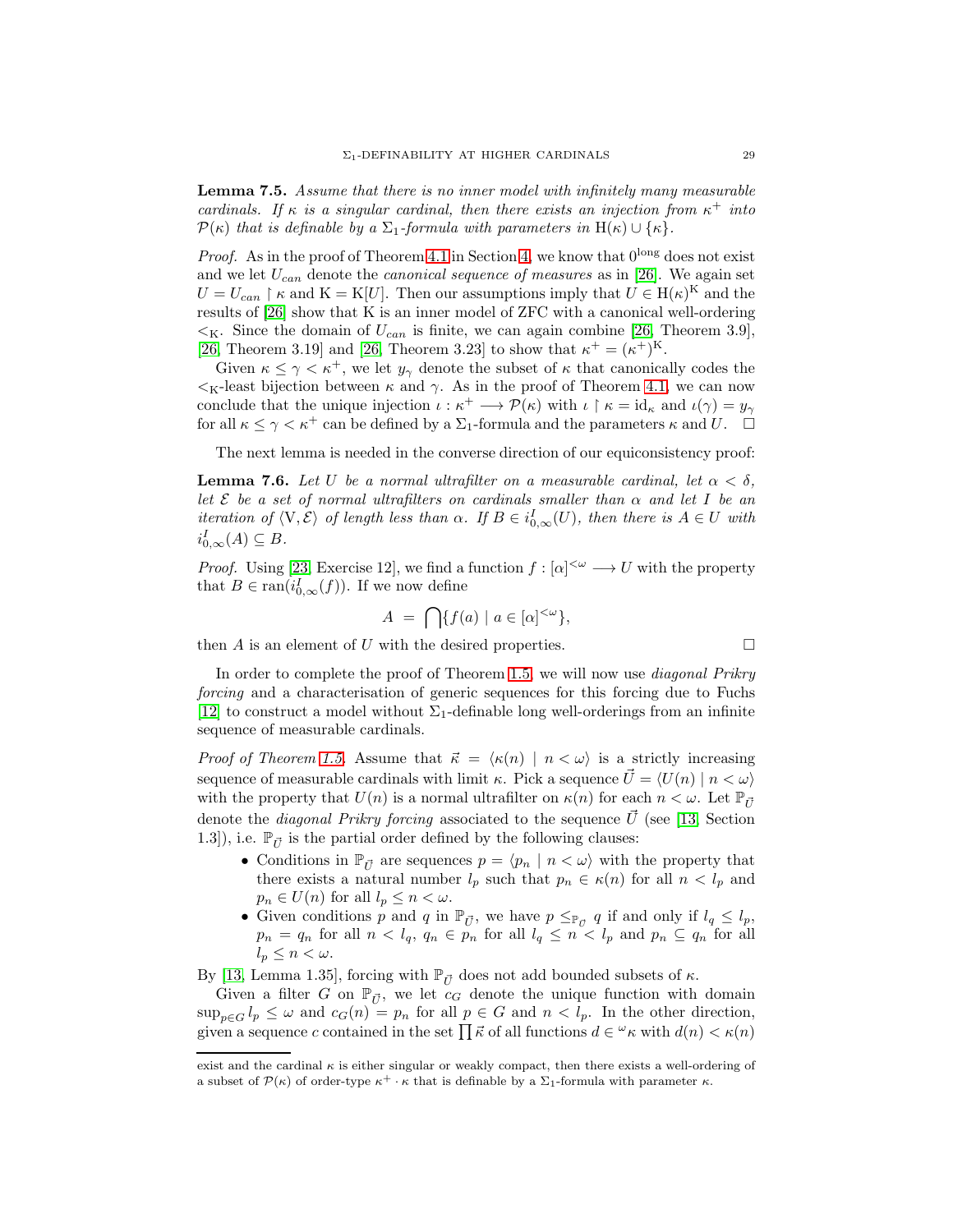**Lemma 7.5.** *Assume that there is no inner model with infinitely many measurable cardinals. If $\kappa$ is a singular cardinal, then there exists an injection from $\kappa^+$ into $\mathcal{P}(\kappa)$ that is definable by a $\Sigma_1$-formula with parameters in $\mathrm{H}(\kappa) \cup \{\kappa\}$.*

*Proof.* As in the proof of Theorem 4.1 in Section 4, we know that $0^{\mathrm{long}}$ does not exist and we let $U_{can}$ denote the *canonical sequence of measures* as in [26]. We again set $U = U_{can} \restriction \kappa$ and $\mathrm{K} = \mathrm{K}[U]$. Then our assumptions imply that $U \in \mathrm{H}(\kappa)^{\mathrm{K}}$ and the results of [26] show that K is an inner model of ZFC with a canonical well-ordering $<_{\mathrm{K}}$. Since the domain of $U_{can}$ is finite, we can again combine [26, Theorem 3.9], [26, Theorem 3.19] and [26, Theorem 3.23] to show that $\kappa^+ = (\kappa^+)^{\mathrm{K}}$.

Given $\kappa \leq \gamma < \kappa^+$, we let $y_\gamma$ denote the subset of $\kappa$ that canonically codes the $<_{\mathrm{K}}$-least bijection between $\kappa$ and $\gamma$. As in the proof of Theorem 4.1, we can now conclude that the unique injection $\iota : \kappa^+ \longrightarrow \mathcal{P}(\kappa)$ with $\iota \restriction \kappa = \mathrm{id}_\kappa$ and $\iota(\gamma) = y_\gamma$ for all $\kappa \leq \gamma < \kappa^+$ can be defined by a $\Sigma_1$-formula and the parameters $\kappa$ and $U$. $\square$

The next lemma is needed in the converse direction of our equiconsistency proof:

**Lemma 7.6.** *Let $U$ be a normal ultrafilter on a measurable cardinal, let $\alpha < \delta$, let $\mathcal{E}$ be a set of normal ultrafilters on cardinals smaller than $\alpha$ and let $I$ be an iteration of $\langle \mathrm{V}, \mathcal{E} \rangle$ of length less than $\alpha$. If $B \in i^I_{0,\infty}(U)$, then there is $A \in U$ with $i^I_{0,\infty}(A) \subseteq B$.*

*Proof.* Using [23, Exercise 12], we find a function $f : [\alpha]^{<\omega} \longrightarrow U$ with the property that $B \in \mathrm{ran}(i^I_{0,\infty}(f))$. If we now define

$$A = \bigcap \{ f(a) \mid a \in [\alpha]^{<\omega} \},$$

then $A$ is an element of $U$ with the desired properties. $\square$

In order to complete the proof of Theorem 1.5, we will now use *diagonal Prikry forcing* and a characterisation of generic sequences for this forcing due to Fuchs [12] to construct a model without $\Sigma_1$-definable long well-orderings from an infinite sequence of measurable cardinals.

*Proof of Theorem 1.5.* Assume that $\vec{\kappa} = \langle \kappa(n) \mid n < \omega \rangle$ is a strictly increasing sequence of measurable cardinals with limit $\kappa$. Pick a sequence $\vec{U} = \langle U(n) \mid n < \omega \rangle$ with the property that $U(n)$ is a normal ultrafilter on $\kappa(n)$ for each $n < \omega$. Let $\mathbb{P}_{\vec{U}}$ denote the *diagonal Prikry forcing* associated to the sequence $\vec{U}$ (see [13, Section 1.3]), i.e. $\mathbb{P}_{\vec{U}}$ is the partial order defined by the following clauses:

- Conditions in $\mathbb{P}_{\vec{U}}$ are sequences $p = \langle p_n \mid n < \omega \rangle$ with the property that there exists a natural number $l_p$ such that $p_n \in \kappa(n)$ for all $n < l_p$ and $p_n \in U(n)$ for all $l_p \leq n < \omega$.
- Given conditions $p$ and $q$ in $\mathbb{P}_{\vec{U}}$, we have $p \leq_{\mathbb{P}_{\vec{U}}} q$ if and only if $l_q \leq l_p$, $p_n = q_n$ for all $n < l_q$, $q_n \in p_n$ for all $l_q \leq n < l_p$ and $p_n \subseteq q_n$ for all $l_p \leq n < \omega$.

By [13, Lemma 1.35], forcing with $\mathbb{P}_{\vec{U}}$ does not add bounded subsets of $\kappa$.

Given a filter $G$ on $\mathbb{P}_{\vec{U}}$, we let $c_G$ denote the unique function with domain $\sup_{p \in G} l_p \leq \omega$ and $c_G(n) = p_n$ for all $p \in G$ and $n < l_p$. In the other direction, given a sequence $c$ contained in the set $\prod \vec{\kappa}$ of all functions $d \in {}^\omega\kappa$ with $d(n) < \kappa(n)$

---

exist and the cardinal $\kappa$ is either singular or weakly compact, then there exists a well-ordering of a subset of $\mathcal{P}(\kappa)$ of order-type $\kappa^+ \cdot \kappa$ that is definable by a $\Sigma_1$-formula with parameter $\kappa$.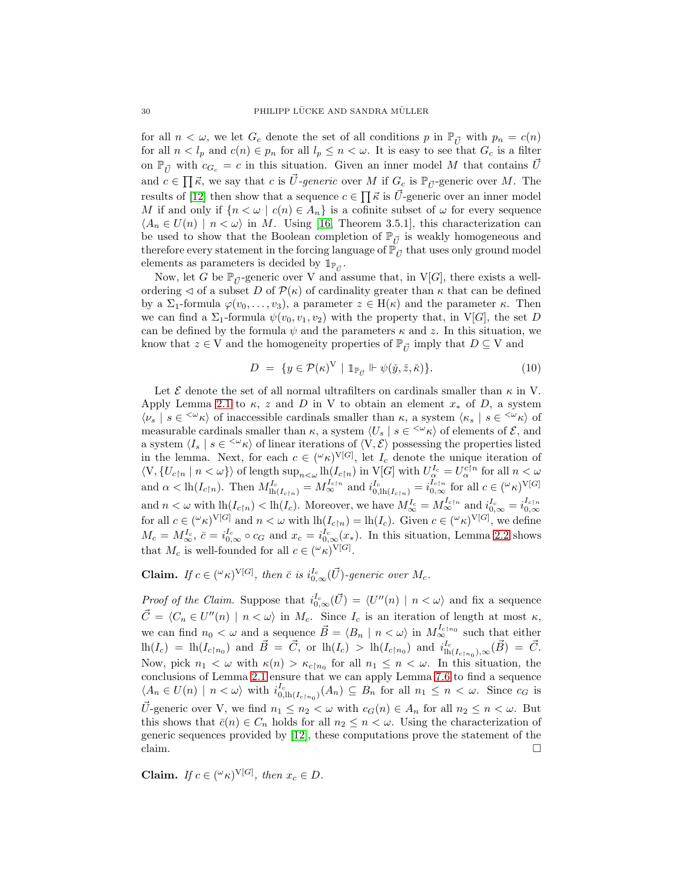for all $n < \omega$, we let $G_c$ denote the set of all conditions $p$ in $\mathbb{P}_{\vec{U}}$ with $p_n = c(n)$ for all $n < l_p$ and $c(n) \in p_n$ for all $l_p \leq n < \omega$. It is easy to see that $G_c$ is a filter on $\mathbb{P}_{\vec{U}}$ with $c_{G_c} = c$ in this situation. Given an inner model $M$ that contains $\vec{U}$ and $c \in \prod \vec{\kappa}$, we say that $c$ is *$\vec{U}$-generic* over $M$ if $G_c$ is $\mathbb{P}_{\vec{U}}$-generic over $M$. The results of [12] then show that a sequence $c \in \prod \vec{\kappa}$ is $\vec{U}$-generic over an inner model $M$ if and only if $\{n < \omega \mid c(n) \in A_n\}$ is a cofinite subset of $\omega$ for every sequence $\langle A_n \in U(n) \mid n < \omega \rangle$ in $M$. Using [16, Theorem 3.5.1], this characterization can be used to show that the Boolean completion of $\mathbb{P}_{\vec{U}}$ is weakly homogeneous and therefore every statement in the forcing language of $\mathbb{P}_{\vec{U}}$ that uses only ground model elements as parameters is decided by $\mathbb{1}_{\mathbb{P}_{\vec{U}}}$.

Now, let $G$ be $\mathbb{P}_{\vec{U}}$-generic over $\mathrm{V}$ and assume that, in $\mathrm{V}[G]$, there exists a well-ordering $\lhd$ of a subset $D$ of $\mathcal{P}(\kappa)$ of cardinality greater than $\kappa$ that can be defined by a $\Sigma_1$-formula $\varphi(v_0, \ldots, v_3)$, a parameter $z \in \mathrm{H}(\kappa)$ and the parameter $\kappa$. Then we can find a $\Sigma_1$-formula $\psi(v_0, v_1, v_2)$ with the property that, in $\mathrm{V}[G]$, the set $D$ can be defined by the formula $\psi$ and the parameters $\kappa$ and $z$. In this situation, we know that $z \in \mathrm{V}$ and the homogeneity properties of $\mathbb{P}_{\vec{U}}$ imply that $D \subseteq \mathrm{V}$ and

$$D \;=\; \{y \in \mathcal{P}(\kappa)^{\mathrm{V}} \mid \mathbb{1}_{\mathbb{P}_{\vec{U}}} \Vdash \psi(\check{y}, \check{z}, \check{\kappa})\}. \tag{10}$$

Let $\mathcal{E}$ denote the set of all normal ultrafilters on cardinals smaller than $\kappa$ in $\mathrm{V}$. Apply Lemma 2.1 to $\kappa$, $z$ and $D$ in $\mathrm{V}$ to obtain an element $x_*$ of $D$, a system $\langle \nu_s \mid s \in {}^{<\omega}\kappa \rangle$ of inaccessible cardinals smaller than $\kappa$, a system $\langle \kappa_s \mid s \in {}^{<\omega}\kappa \rangle$ of measurable cardinals smaller than $\kappa$, a system $\langle U_s \mid s \in {}^{<\omega}\kappa \rangle$ of elements of $\mathcal{E}$, and a system $\langle I_s \mid s \in {}^{<\omega}\kappa \rangle$ of linear iterations of $\langle \mathrm{V}, \mathcal{E} \rangle$ possessing the properties listed in the lemma. Next, for each $c \in ({}^{\omega}\kappa)^{\mathrm{V}[G]}$, let $I_c$ denote the unique iteration of $\langle \mathrm{V}, \{U_{c \restriction n} \mid n < \omega\} \rangle$ of length $\sup_{n<\omega} \mathrm{lh}(I_{c \restriction n})$ in $\mathrm{V}[G]$ with $U^{I_c}_\alpha = U^{c \restriction n}_\alpha$ for all $n < \omega$ and $\alpha < \mathrm{lh}(I_{c \restriction n})$. Then $M^{I_c}_{\mathrm{lh}(I_{c \restriction n})} = M^{I_{c \restriction n}}_\infty$ and $i^{I_c}_{0,\mathrm{lh}(I_{c \restriction n})} = i^{I_{c \restriction n}}_{0,\infty}$ for all $c \in ({}^{\omega}\kappa)^{\mathrm{V}[G]}$ and $n < \omega$ with $\mathrm{lh}(I_{c \restriction n}) < \mathrm{lh}(I_c)$. Moreover, we have $M^{I_c}_\infty = M^{I_{c \restriction n}}_\infty$ and $i^{I_c}_{0,\infty} = i^{I_{c \restriction n}}_{0,\infty}$ for all $c \in ({}^{\omega}\kappa)^{\mathrm{V}[G]}$ and $n < \omega$ with $\mathrm{lh}(I_{c \restriction n}) = \mathrm{lh}(I_c)$. Given $c \in ({}^{\omega}\kappa)^{\mathrm{V}[G]}$, we define $M_c = M^{I_c}_\infty$, $\bar{c} = i^{I_c}_{0,\infty} \circ c_G$ and $x_c = i^{I_c}_{0,\infty}(x_*)$. In this situation, Lemma 2.2 shows that $M_c$ is well-founded for all $c \in ({}^{\omega}\kappa)^{\mathrm{V}[G]}$.

**Claim.** *If $c \in ({}^{\omega}\kappa)^{\mathrm{V}[G]}$, then $\bar{c}$ is $i^{I_c}_{0,\infty}(\vec{U})$-generic over $M_c$.*

*Proof of the Claim.* Suppose that $i^{I_c}_{0,\infty}(\vec{U}) = \langle U''(n) \mid n < \omega \rangle$ and fix a sequence $\vec{C} = \langle C_n \in U''(n) \mid n < \omega \rangle$ in $M_c$. Since $I_c$ is an iteration of length at most $\kappa$, we can find $n_0 < \omega$ and a sequence $\vec{B} = \langle B_n \mid n < \omega \rangle$ in $M^{I_{c \restriction n_0}}_\infty$ such that either $\mathrm{lh}(I_c) = \mathrm{lh}(I_{c \restriction n_0})$ and $\vec{B} = \vec{C}$, or $\mathrm{lh}(I_c) > \mathrm{lh}(I_{c \restriction n_0})$ and $i^{I_c}_{\mathrm{lh}(I_{c \restriction n_0}),\infty}(\vec{B}) = \vec{C}$. Now, pick $n_1 < \omega$ with $\kappa(n) > \kappa_{c \restriction n_0}$ for all $n_1 \leq n < \omega$. In this situation, the conclusions of Lemma 2.1 ensure that we can apply Lemma 7.6 to find a sequence $\langle A_n \in U(n) \mid n < \omega \rangle$ with $i^{I_c}_{0,\mathrm{lh}(I_{c \restriction n_0})}(A_n) \subseteq B_n$ for all $n_1 \leq n < \omega$. Since $c_G$ is $\vec{U}$-generic over $\mathrm{V}$, we find $n_1 \leq n_2 < \omega$ with $c_G(n) \in A_n$ for all $n_2 \leq n < \omega$. But this shows that $\bar{c}(n) \in C_n$ holds for all $n_2 \leq n < \omega$. Using the characterization of generic sequences provided by [12], these computations prove the statement of the claim. $\square$

**Claim.** *If $c \in ({}^{\omega}\kappa)^{\mathrm{V}[G]}$, then $x_c \in D$.*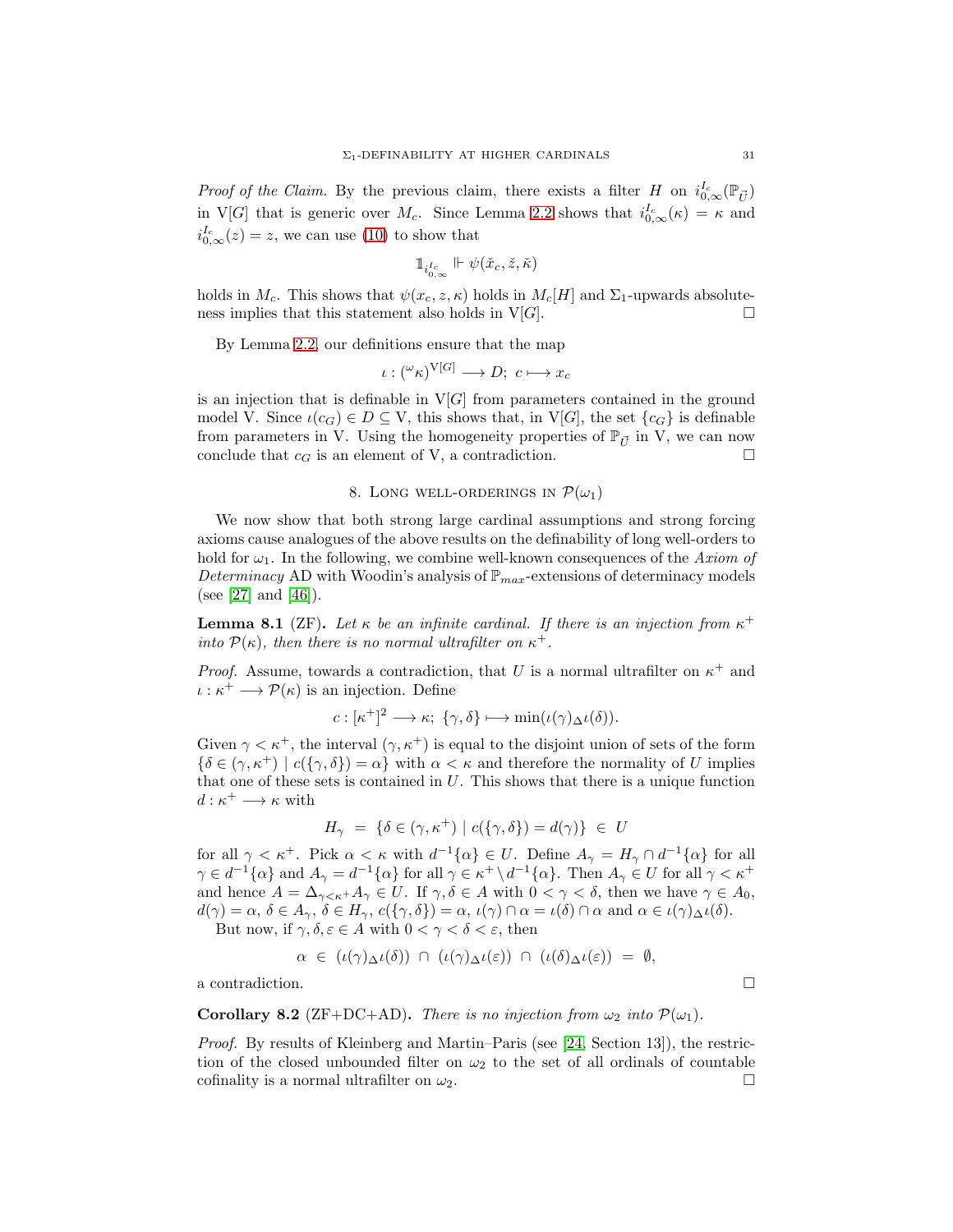*Proof of the Claim.* By the previous claim, there exists a filter $H$ on $i^{I_c}_{0,\infty}(\mathbb{P}_{\vec{U}})$ in $\mathrm{V}[G]$ that is generic over $M_c$. Since Lemma 2.2 shows that $i^{I_c}_{0,\infty}(\kappa) = \kappa$ and $i^{I_c}_{0,\infty}(z) = z$, we can use (10) to show that

$$\mathbb{1}_{i^{I_c}_{0,\infty}} \Vdash \psi(\check{x}_c, \check{z}, \check{\kappa})$$

holds in $M_c$. This shows that $\psi(x_c, z, \kappa)$ holds in $M_c[H]$ and $\Sigma_1$-upwards absoluteness implies that this statement also holds in $\mathrm{V}[G]$. □

By Lemma 2.2, our definitions ensure that the map

$$\iota : ({}^{\omega}\kappa)^{\mathrm{V}[G]} \longrightarrow D;\ c \longmapsto x_c$$

is an injection that is definable in $\mathrm{V}[G]$ from parameters contained in the ground model V. Since $\iota(c_G) \in D \subseteq \mathrm{V}$, this shows that, in $\mathrm{V}[G]$, the set $\{c_G\}$ is definable from parameters in V. Using the homogeneity properties of $\mathbb{P}_{\vec{U}}$ in V, we can now conclude that $c_G$ is an element of V, a contradiction. □

## 8. Long well-orderings in $\mathcal{P}(\omega_1)$

We now show that both strong large cardinal assumptions and strong forcing axioms cause analogues of the above results on the definability of long well-orders to hold for $\omega_1$. In the following, we combine well-known consequences of the *Axiom of Determinacy* AD with Woodin's analysis of $\mathbb{P}_{max}$-extensions of determinacy models (see [27] and [46]).

**Lemma 8.1** (ZF)**.** *Let $\kappa$ be an infinite cardinal. If there is an injection from $\kappa^+$ into $\mathcal{P}(\kappa)$, then there is no normal ultrafilter on $\kappa^+$.*

*Proof.* Assume, towards a contradiction, that $U$ is a normal ultrafilter on $\kappa^+$ and $\iota : \kappa^+ \longrightarrow \mathcal{P}(\kappa)$ is an injection. Define

$$c : [\kappa^+]^2 \longrightarrow \kappa;\ \{\gamma, \delta\} \longmapsto \min(\iota(\gamma)_\Delta\iota(\delta)).$$

Given $\gamma < \kappa^+$, the interval $(\gamma, \kappa^+)$ is equal to the disjoint union of sets of the form $\{\delta \in (\gamma, \kappa^+) \mid c(\{\gamma, \delta\}) = \alpha\}$ with $\alpha < \kappa$ and therefore the normality of $U$ implies that one of these sets is contained in $U$. This shows that there is a unique function $d : \kappa^+ \longrightarrow \kappa$ with

$$H_\gamma \ = \ \{\delta \in (\gamma, \kappa^+) \mid c(\{\gamma, \delta\}) = d(\gamma)\} \ \in \ U$$

for all $\gamma < \kappa^+$. Pick $\alpha < \kappa$ with $d^{-1}\{\alpha\} \in U$. Define $A_\gamma = H_\gamma \cap d^{-1}\{\alpha\}$ for all $\gamma \in d^{-1}\{\alpha\}$ and $A_\gamma = d^{-1}\{\alpha\}$ for all $\gamma \in \kappa^+ \setminus d^{-1}\{\alpha\}$. Then $A_\gamma \in U$ for all $\gamma < \kappa^+$ and hence $A = \Delta_{\gamma<\kappa^+} A_\gamma \in U$. If $\gamma, \delta \in A$ with $0 < \gamma < \delta$, then we have $\gamma \in A_0$, $d(\gamma) = \alpha$, $\delta \in A_\gamma$, $\delta \in H_\gamma$, $c(\{\gamma, \delta\}) = \alpha$, $\iota(\gamma) \cap \alpha = \iota(\delta) \cap \alpha$ and $\alpha \in \iota(\gamma)_\Delta\iota(\delta)$.

But now, if $\gamma, \delta, \varepsilon \in A$ with $0 < \gamma < \delta < \varepsilon$, then

$$\alpha \ \in \ (\iota(\gamma)_\Delta\iota(\delta)) \ \cap \ (\iota(\gamma)_\Delta\iota(\varepsilon)) \ \cap \ (\iota(\delta)_\Delta\iota(\varepsilon)) \ = \ \emptyset,$$

a contradiction. □

**Corollary 8.2** (ZF+DC+AD)**.** *There is no injection from $\omega_2$ into $\mathcal{P}(\omega_1)$.*

*Proof.* By results of Kleinberg and Martin–Paris (see [24, Section 13]), the restriction of the closed unbounded filter on $\omega_2$ to the set of all ordinals of countable cofinality is a normal ultrafilter on $\omega_2$. □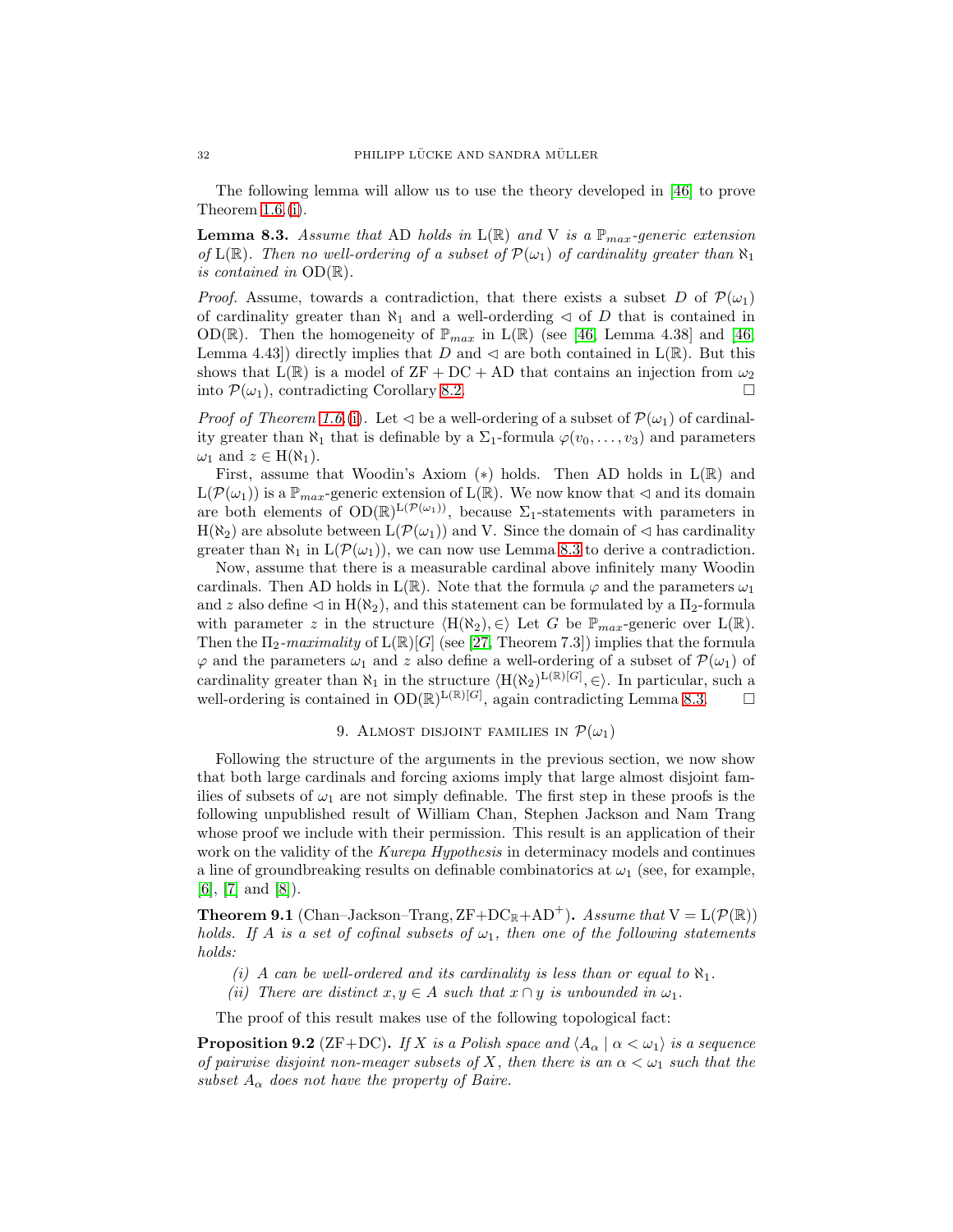The following lemma will allow us to use the theory developed in [46] to prove Theorem 1.6.(i).

**Lemma 8.3.** *Assume that* AD *holds in* $\mathrm{L}(\mathbb{R})$ *and* V *is a* $\mathbb{P}_{max}$*-generic extension of* $\mathrm{L}(\mathbb{R})$*. Then no well-ordering of a subset of* $\mathcal{P}(\omega_1)$ *of cardinality greater than* $\aleph_1$ *is contained in* $\mathrm{OD}(\mathbb{R})$*.*

*Proof.* Assume, towards a contradiction, that there exists a subset $D$ of $\mathcal{P}(\omega_1)$ of cardinality greater than $\aleph_1$ and a well-ordering $\lhd$ of $D$ that is contained in $\mathrm{OD}(\mathbb{R})$. Then the homogeneity of $\mathbb{P}_{max}$ in $\mathrm{L}(\mathbb{R})$ (see [46, Lemma 4.38] and [46, Lemma 4.43]) directly implies that $D$ and $\lhd$ are both contained in $\mathrm{L}(\mathbb{R})$. But this shows that $\mathrm{L}(\mathbb{R})$ is a model of $\mathrm{ZF} + \mathrm{DC} + \mathrm{AD}$ that contains an injection from $\omega_2$ into $\mathcal{P}(\omega_1)$, contradicting Corollary 8.2. □

*Proof of Theorem 1.6.(i).* Let $\lhd$ be a well-ordering of a subset of $\mathcal{P}(\omega_1)$ of cardinality greater than $\aleph_1$ that is definable by a $\Sigma_1$-formula $\varphi(v_0, \ldots, v_3)$ and parameters $\omega_1$ and $z \in \mathrm{H}(\aleph_1)$.

First, assume that Woodin's Axiom $(*)$ holds. Then AD holds in $\mathrm{L}(\mathbb{R})$ and $\mathrm{L}(\mathcal{P}(\omega_1))$ is a $\mathbb{P}_{max}$-generic extension of $\mathrm{L}(\mathbb{R})$. We now know that $\lhd$ and its domain are both elements of $\mathrm{OD}(\mathbb{R})^{\mathrm{L}(\mathcal{P}(\omega_1))}$, because $\Sigma_1$-statements with parameters in $\mathrm{H}(\aleph_2)$ are absolute between $\mathrm{L}(\mathcal{P}(\omega_1))$ and V. Since the domain of $\lhd$ has cardinality greater than $\aleph_1$ in $\mathrm{L}(\mathcal{P}(\omega_1))$, we can now use Lemma 8.3 to derive a contradiction.

Now, assume that there is a measurable cardinal above infinitely many Woodin cardinals. Then AD holds in $\mathrm{L}(\mathbb{R})$. Note that the formula $\varphi$ and the parameters $\omega_1$ and $z$ also define $\lhd$ in $\mathrm{H}(\aleph_2)$, and this statement can be formulated by a $\Pi_2$-formula with parameter $z$ in the structure $\langle \mathrm{H}(\aleph_2), \in \rangle$ Let $G$ be $\mathbb{P}_{max}$-generic over $\mathrm{L}(\mathbb{R})$. Then the $\Pi_2$-*maximality* of $\mathrm{L}(\mathbb{R})[G]$ (see [27, Theorem 7.3]) implies that the formula $\varphi$ and the parameters $\omega_1$ and $z$ also define a well-ordering of a subset of $\mathcal{P}(\omega_1)$ of cardinality greater than $\aleph_1$ in the structure $\langle \mathrm{H}(\aleph_2)^{\mathrm{L}(\mathbb{R})[G]}, \in \rangle$. In particular, such a well-ordering is contained in $\mathrm{OD}(\mathbb{R})^{\mathrm{L}(\mathbb{R})[G]}$, again contradicting Lemma 8.3. □

## 9. Almost disjoint families in $\mathcal{P}(\omega_1)$

Following the structure of the arguments in the previous section, we now show that both large cardinals and forcing axioms imply that large almost disjoint families of subsets of $\omega_1$ are not simply definable. The first step in these proofs is the following unpublished result of William Chan, Stephen Jackson and Nam Trang whose proof we include with their permission. This result is an application of their work on the validity of the *Kurepa Hypothesis* in determinacy models and continues a line of groundbreaking results on definable combinatorics at $\omega_1$ (see, for example, [6], [7] and [8]).

**Theorem 9.1** (Chan–Jackson–Trang, $\mathrm{ZF}+\mathrm{DC}_{\mathbb{R}}+\mathrm{AD}^+$)**.** *Assume that* $\mathrm{V} = \mathrm{L}(\mathcal{P}(\mathbb{R}))$ *holds. If* $A$ *is a set of cofinal subsets of* $\omega_1$*, then one of the following statements holds:*

*(i) $A$ can be well-ordered and its cardinality is less than or equal to $\aleph_1$.*
*(ii) There are distinct $x, y \in A$ such that $x \cap y$ is unbounded in $\omega_1$.*

The proof of this result makes use of the following topological fact:

**Proposition 9.2** (ZF+DC)**.** *If* $X$ *is a Polish space and* $\langle A_\alpha \mid \alpha < \omega_1 \rangle$ *is a sequence of pairwise disjoint non-meager subsets of* $X$*, then there is an* $\alpha < \omega_1$ *such that the subset* $A_\alpha$ *does not have the property of Baire.*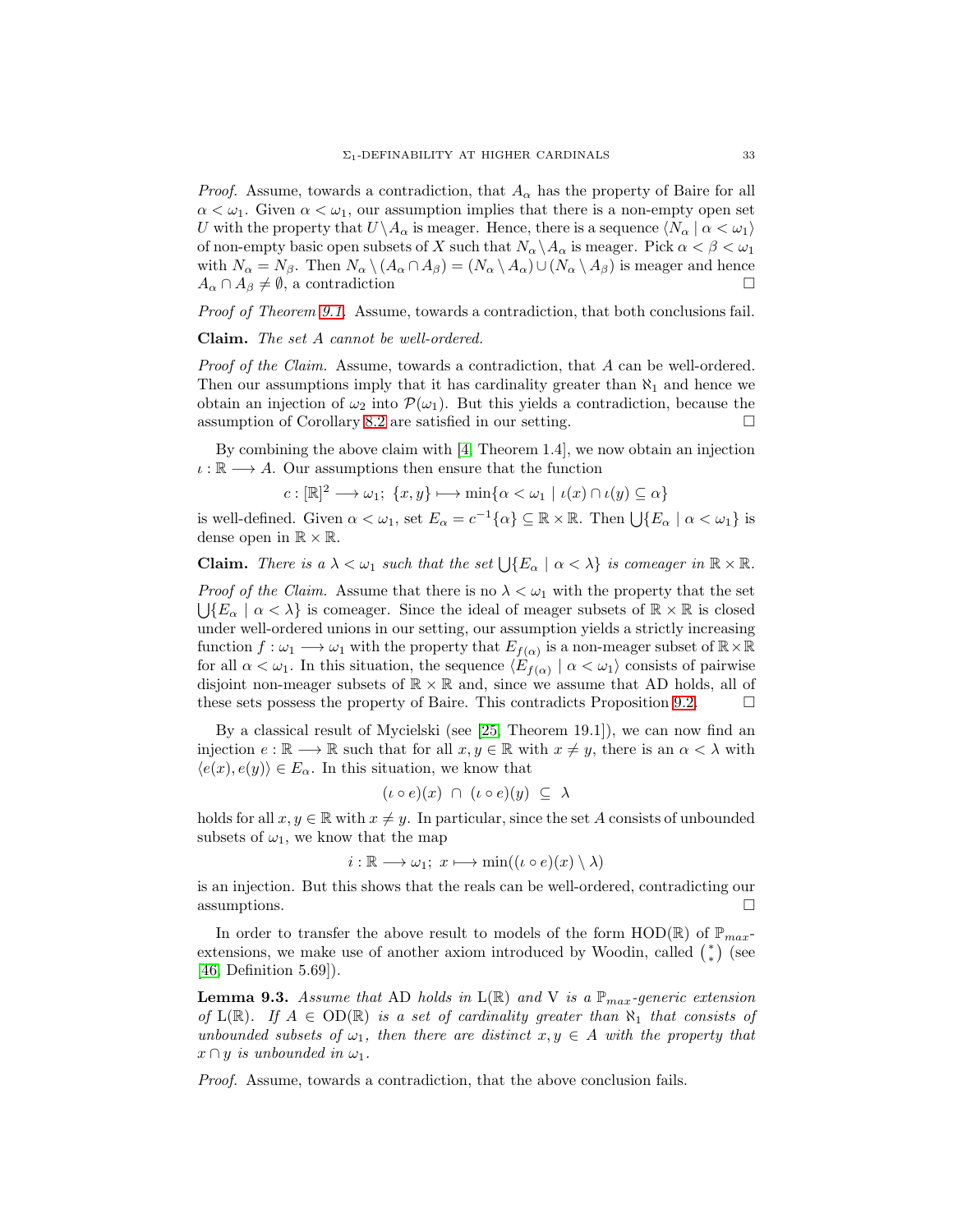*Proof.* Assume, towards a contradiction, that $A_\alpha$ has the property of Baire for all $\alpha < \omega_1$. Given $\alpha < \omega_1$, our assumption implies that there is a non-empty open set $U$ with the property that $U \setminus A_\alpha$ is meager. Hence, there is a sequence $\langle N_\alpha \mid \alpha < \omega_1 \rangle$ of non-empty basic open subsets of $X$ such that $N_\alpha \setminus A_\alpha$ is meager. Pick $\alpha < \beta < \omega_1$ with $N_\alpha = N_\beta$. Then $N_\alpha \setminus (A_\alpha \cap A_\beta) = (N_\alpha \setminus A_\alpha) \cup (N_\alpha \setminus A_\beta)$ is meager and hence $A_\alpha \cap A_\beta \neq \emptyset$, a contradiction $\square$

*Proof of Theorem 9.1.* Assume, towards a contradiction, that both conclusions fail.

**Claim.** *The set $A$ cannot be well-ordered.*

*Proof of the Claim.* Assume, towards a contradiction, that $A$ can be well-ordered. Then our assumptions imply that it has cardinality greater than $\aleph_1$ and hence we obtain an injection of $\omega_2$ into $\mathcal{P}(\omega_1)$. But this yields a contradiction, because the assumption of Corollary 8.2 are satisfied in our setting. $\square$

By combining the above claim with [4, Theorem 1.4], we now obtain an injection $\iota : \mathbb{R} \longrightarrow A$. Our assumptions then ensure that the function

$$c : [\mathbb{R}]^2 \longrightarrow \omega_1; \ \{x, y\} \longmapsto \min\{\alpha < \omega_1 \mid \iota(x) \cap \iota(y) \subseteq \alpha\}$$

is well-defined. Given $\alpha < \omega_1$, set $E_\alpha = c^{-1}\{\alpha\} \subseteq \mathbb{R} \times \mathbb{R}$. Then $\bigcup\{E_\alpha \mid \alpha < \omega_1\}$ is dense open in $\mathbb{R} \times \mathbb{R}$.

**Claim.** *There is a $\lambda < \omega_1$ such that the set $\bigcup\{E_\alpha \mid \alpha < \lambda\}$ is comeager in $\mathbb{R} \times \mathbb{R}$.*

*Proof of the Claim.* Assume that there is no $\lambda < \omega_1$ with the property that the set $\bigcup\{E_\alpha \mid \alpha < \lambda\}$ is comeager. Since the ideal of meager subsets of $\mathbb{R} \times \mathbb{R}$ is closed under well-ordered unions in our setting, our assumption yields a strictly increasing function $f : \omega_1 \longrightarrow \omega_1$ with the property that $E_{f(\alpha)}$ is a non-meager subset of $\mathbb{R} \times \mathbb{R}$ for all $\alpha < \omega_1$. In this situation, the sequence $\langle E_{f(\alpha)} \mid \alpha < \omega_1 \rangle$ consists of pairwise disjoint non-meager subsets of $\mathbb{R} \times \mathbb{R}$ and, since we assume that AD holds, all of these sets possess the property of Baire. This contradicts Proposition 9.2. $\square$

By a classical result of Mycielski (see [25, Theorem 19.1]), we can now find an injection $e : \mathbb{R} \longrightarrow \mathbb{R}$ such that for all $x, y \in \mathbb{R}$ with $x \neq y$, there is an $\alpha < \lambda$ with $\langle e(x), e(y) \rangle \in E_\alpha$. In this situation, we know that

$$(\iota \circ e)(x) \ \cap \ (\iota \circ e)(y) \ \subseteq \ \lambda$$

holds for all $x, y \in \mathbb{R}$ with $x \neq y$. In particular, since the set $A$ consists of unbounded subsets of $\omega_1$, we know that the map

$$i : \mathbb{R} \longrightarrow \omega_1; \ x \longmapsto \min((\iota \circ e)(x) \setminus \lambda)$$

is an injection. But this shows that the reals can be well-ordered, contradicting our assumptions. $\square$

In order to transfer the above result to models of the form $\mathrm{HOD}(\mathbb{R})$ of $\mathbb{P}_{max}$-extensions, we make use of another axiom introduced by Woodin, called $\binom{*}{*}$ (see [46, Definition 5.69]).

**Lemma 9.3.** *Assume that* AD *holds in* $\mathrm{L}(\mathbb{R})$ *and* V *is a* $\mathbb{P}_{max}$*-generic extension of* $\mathrm{L}(\mathbb{R})$*. If* $A \in \mathrm{OD}(\mathbb{R})$ *is a set of cardinality greater than* $\aleph_1$ *that consists of unbounded subsets of* $\omega_1$*, then there are distinct* $x, y \in A$ *with the property that* $x \cap y$ *is unbounded in* $\omega_1$*.*

*Proof.* Assume, towards a contradiction, that the above conclusion fails.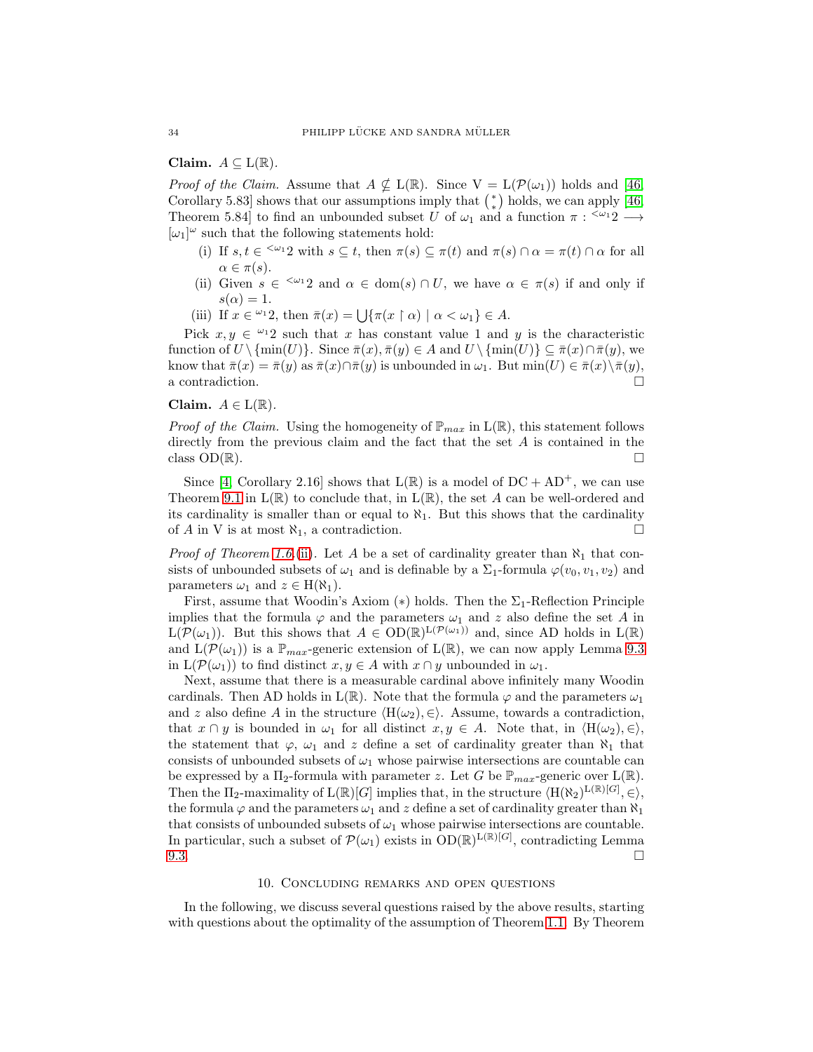**Claim.** $A \subseteq \mathrm{L}(\mathbb{R})$.

*Proof of the Claim.* Assume that $A \nsubseteq \mathrm{L}(\mathbb{R})$. Since $\mathrm{V} = \mathrm{L}(\mathcal{P}(\omega_1))$ holds and [46, Corollary 5.83] shows that our assumptions imply that $\binom{*}{*}$ holds, we can apply [46, Theorem 5.84] to find an unbounded subset $U$ of $\omega_1$ and a function $\pi : {}^{<\omega_1}2 \longrightarrow [\omega_1]^\omega$ such that the following statements hold:

(i) If $s, t \in {}^{<\omega_1}2$ with $s \subseteq t$, then $\pi(s) \subseteq \pi(t)$ and $\pi(s) \cap \alpha = \pi(t) \cap \alpha$ for all $\alpha \in \pi(s)$.

(ii) Given $s \in {}^{<\omega_1}2$ and $\alpha \in \mathrm{dom}(s) \cap U$, we have $\alpha \in \pi(s)$ if and only if $s(\alpha) = 1$.

(iii) If $x \in {}^{\omega_1}2$, then $\bar{\pi}(x) = \bigcup\{\pi(x \restriction \alpha) \mid \alpha < \omega_1\} \in A$.

Pick $x, y \in {}^{\omega_1}2$ such that $x$ has constant value 1 and $y$ is the characteristic function of $U \setminus \{\min(U)\}$. Since $\bar{\pi}(x), \bar{\pi}(y) \in A$ and $U \setminus \{\min(U)\} \subseteq \bar{\pi}(x) \cap \bar{\pi}(y)$, we know that $\bar{\pi}(x) = \bar{\pi}(y)$ as $\bar{\pi}(x) \cap \bar{\pi}(y)$ is unbounded in $\omega_1$. But $\min(U) \in \bar{\pi}(x) \setminus \bar{\pi}(y)$, a contradiction. □

**Claim.** $A \in \mathrm{L}(\mathbb{R})$.

*Proof of the Claim.* Using the homogeneity of $\mathbb{P}_{max}$ in $\mathrm{L}(\mathbb{R})$, this statement follows directly from the previous claim and the fact that the set $A$ is contained in the class $\mathrm{OD}(\mathbb{R})$. □

Since [4, Corollary 2.16] shows that $\mathrm{L}(\mathbb{R})$ is a model of $\mathrm{DC} + \mathrm{AD}^+$, we can use Theorem 9.1 in $\mathrm{L}(\mathbb{R})$ to conclude that, in $\mathrm{L}(\mathbb{R})$, the set $A$ can be well-ordered and its cardinality is smaller than or equal to $\aleph_1$. But this shows that the cardinality of $A$ in $\mathrm{V}$ is at most $\aleph_1$, a contradiction. □

*Proof of Theorem 1.6.(ii).* Let $A$ be a set of cardinality greater than $\aleph_1$ that consists of unbounded subsets of $\omega_1$ and is definable by a $\Sigma_1$-formula $\varphi(v_0, v_1, v_2)$ and parameters $\omega_1$ and $z \in \mathrm{H}(\aleph_1)$.

First, assume that Woodin's Axiom $(*)$ holds. Then the $\Sigma_1$-Reflection Principle implies that the formula $\varphi$ and the parameters $\omega_1$ and $z$ also define the set $A$ in $\mathrm{L}(\mathcal{P}(\omega_1))$. But this shows that $A \in \mathrm{OD}(\mathbb{R})^{\mathrm{L}(\mathcal{P}(\omega_1))}$ and, since AD holds in $\mathrm{L}(\mathbb{R})$ and $\mathrm{L}(\mathcal{P}(\omega_1))$ is a $\mathbb{P}_{max}$-generic extension of $\mathrm{L}(\mathbb{R})$, we can now apply Lemma 9.3 in $\mathrm{L}(\mathcal{P}(\omega_1))$ to find distinct $x, y \in A$ with $x \cap y$ unbounded in $\omega_1$.

Next, assume that there is a measurable cardinal above infinitely many Woodin cardinals. Then AD holds in $\mathrm{L}(\mathbb{R})$. Note that the formula $\varphi$ and the parameters $\omega_1$ and $z$ also define $A$ in the structure $\langle \mathrm{H}(\omega_2), \in \rangle$. Assume, towards a contradiction, that $x \cap y$ is bounded in $\omega_1$ for all distinct $x, y \in A$. Note that, in $\langle \mathrm{H}(\omega_2), \in \rangle$, the statement that $\varphi$, $\omega_1$ and $z$ define a set of cardinality greater than $\aleph_1$ that consists of unbounded subsets of $\omega_1$ whose pairwise intersections are countable can be expressed by a $\Pi_2$-formula with parameter $z$. Let $G$ be $\mathbb{P}_{max}$-generic over $\mathrm{L}(\mathbb{R})$. Then the $\Pi_2$-maximality of $\mathrm{L}(\mathbb{R})[G]$ implies that, in the structure $\langle \mathrm{H}(\aleph_2)^{\mathrm{L}(\mathbb{R})[G]}, \in \rangle$, the formula $\varphi$ and the parameters $\omega_1$ and $z$ define a set of cardinality greater than $\aleph_1$ that consists of unbounded subsets of $\omega_1$ whose pairwise intersections are countable. In particular, such a subset of $\mathcal{P}(\omega_1)$ exists in $\mathrm{OD}(\mathbb{R})^{\mathrm{L}(\mathbb{R})[G]}$, contradicting Lemma 9.3. □

## 10. Concluding remarks and open questions

In the following, we discuss several questions raised by the above results, starting with questions about the optimality of the assumption of Theorem 1.1. By Theorem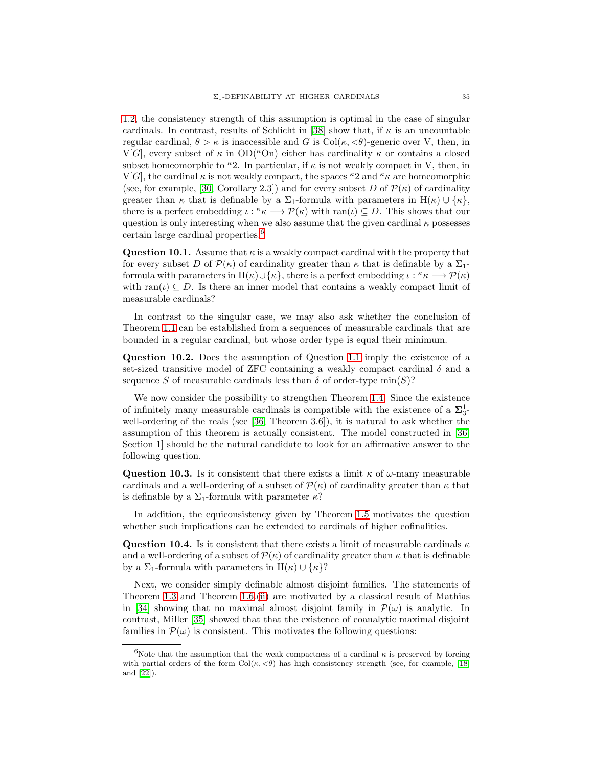1.2, the consistency strength of this assumption is optimal in the case of singular cardinals. In contrast, results of Schlicht in [38] show that, if $\kappa$ is an uncountable regular cardinal, $\theta > \kappa$ is inaccessible and $G$ is $\mathrm{Col}(\kappa,{<}\theta)$-generic over V, then, in $\mathrm{V}[G]$, every subset of $\kappa$ in $\mathrm{OD}({}^\kappa\mathrm{On})$ either has cardinality $\kappa$ or contains a closed subset homeomorphic to ${}^\kappa 2$. In particular, if $\kappa$ is not weakly compact in V, then, in $\mathrm{V}[G]$, the cardinal $\kappa$ is not weakly compact, the spaces ${}^\kappa 2$ and ${}^\kappa\kappa$ are homeomorphic (see, for example, [30, Corollary 2.3]) and for every subset $D$ of $\mathcal{P}(\kappa)$ of cardinality greater than $\kappa$ that is definable by a $\Sigma_1$-formula with parameters in $\mathrm{H}(\kappa) \cup \{\kappa\}$, there is a perfect embedding $\iota : {}^\kappa\kappa \longrightarrow \mathcal{P}(\kappa)$ with $\mathrm{ran}(\iota) \subseteq D$. This shows that our question is only interesting when we also assume that the given cardinal $\kappa$ possesses certain large cardinal properties.[6]

**Question 10.1.** Assume that $\kappa$ is a weakly compact cardinal with the property that for every subset $D$ of $\mathcal{P}(\kappa)$ of cardinality greater than $\kappa$ that is definable by a $\Sigma_1$-formula with parameters in $\mathrm{H}(\kappa) \cup \{\kappa\}$, there is a perfect embedding $\iota : {}^\kappa\kappa \longrightarrow \mathcal{P}(\kappa)$ with $\mathrm{ran}(\iota) \subseteq D$. Is there an inner model that contains a weakly compact limit of measurable cardinals?

In contrast to the singular case, we may also ask whether the conclusion of Theorem 1.1 can be established from a sequences of measurable cardinals that are bounded in a regular cardinal, but whose order type is equal their minimum.

**Question 10.2.** Does the assumption of Question 1.1 imply the existence of a set-sized transitive model of ZFC containing a weakly compact cardinal $\delta$ and a sequence $S$ of measurable cardinals less than $\delta$ of order-type $\min(S)$?

We now consider the possibility to strengthen Theorem 1.4. Since the existence of infinitely many measurable cardinals is compatible with the existence of a $\mathbf{\Sigma}^1_3$-well-ordering of the reals (see [36, Theorem 3.6]), it is natural to ask whether the assumption of this theorem is actually consistent. The model constructed in [36, Section 1] should be the natural candidate to look for an affirmative answer to the following question.

**Question 10.3.** Is it consistent that there exists a limit $\kappa$ of $\omega$-many measurable cardinals and a well-ordering of a subset of $\mathcal{P}(\kappa)$ of cardinality greater than $\kappa$ that is definable by a $\Sigma_1$-formula with parameter $\kappa$?

In addition, the equiconsistency given by Theorem 1.5 motivates the question whether such implications can be extended to cardinals of higher cofinalities.

**Question 10.4.** Is it consistent that there exists a limit of measurable cardinals $\kappa$ and a well-ordering of a subset of $\mathcal{P}(\kappa)$ of cardinality greater than $\kappa$ that is definable by a $\Sigma_1$-formula with parameters in $\mathrm{H}(\kappa) \cup \{\kappa\}$?

Next, we consider simply definable almost disjoint families. The statements of Theorem 1.3 and Theorem 1.6.(ii) are motivated by a classical result of Mathias in [34] showing that no maximal almost disjoint family in $\mathcal{P}(\omega)$ is analytic. In contrast, Miller [35] showed that that the existence of coanalytic maximal disjoint families in $\mathcal{P}(\omega)$ is consistent. This motivates the following questions:

[6] Note that the assumption that the weak compactness of a cardinal $\kappa$ is preserved by forcing with partial orders of the form $\mathrm{Col}(\kappa,{<}\theta)$ has high consistency strength (see, for example, [18] and [22]).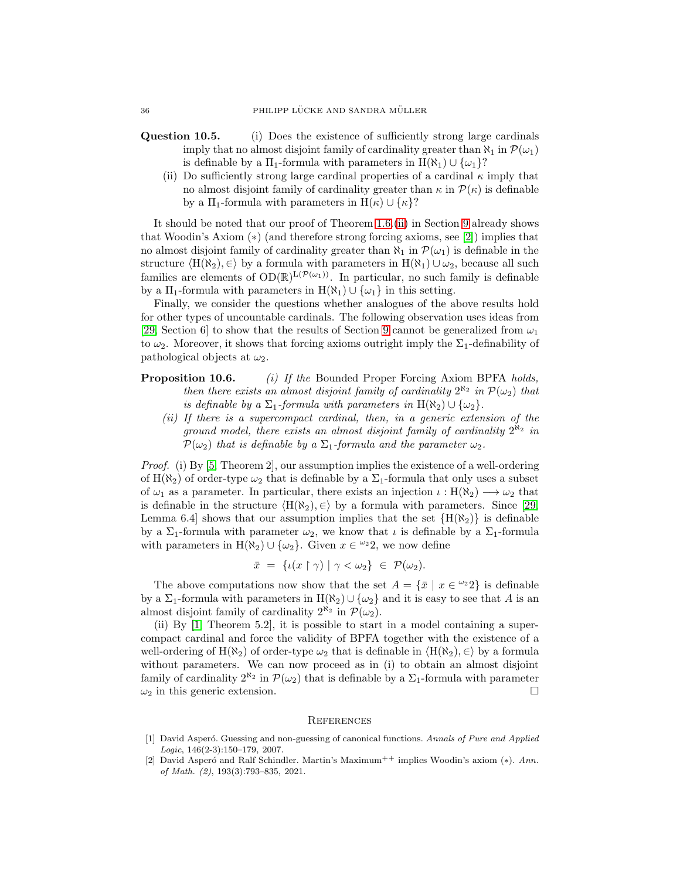**Question 10.5.**
(i) Does the existence of sufficiently strong large cardinals imply that no almost disjoint family of cardinality greater than $\aleph_1$ in $\mathcal{P}(\omega_1)$ is definable by a $\Pi_1$-formula with parameters in $\mathrm{H}(\aleph_1) \cup \{\omega_1\}$?

(ii) Do sufficiently strong large cardinal properties of a cardinal $\kappa$ imply that no almost disjoint family of cardinality greater than $\kappa$ in $\mathcal{P}(\kappa)$ is definable by a $\Pi_1$-formula with parameters in $\mathrm{H}(\kappa) \cup \{\kappa\}$?

It should be noted that our proof of Theorem 1.6.(ii) in Section 9 already shows that Woodin's Axiom $(*)$ (and therefore strong forcing axioms, see [2]) implies that no almost disjoint family of cardinality greater than $\aleph_1$ in $\mathcal{P}(\omega_1)$ is definable in the structure $\langle \mathrm{H}(\aleph_2), \in\rangle$ by a formula with parameters in $\mathrm{H}(\aleph_1) \cup \omega_2$, because all such families are elements of $\mathrm{OD}(\mathbb{R})^{\mathrm{L}(\mathcal{P}(\omega_1))}$. In particular, no such family is definable by a $\Pi_1$-formula with parameters in $\mathrm{H}(\aleph_1) \cup \{\omega_1\}$ in this setting.

Finally, we consider the questions whether analogues of the above results hold for other types of uncountable cardinals. The following observation uses ideas from [29, Section 6] to show that the results of Section 9 cannot be generalized from $\omega_1$ to $\omega_2$. Moreover, it shows that forcing axioms outright imply the $\Sigma_1$-definability of pathological objects at $\omega_2$.

**Proposition 10.6.**
*(i) If the* Bounded Proper Forcing Axiom BPFA *holds, then there exists an almost disjoint family of cardinality $2^{\aleph_2}$ in $\mathcal{P}(\omega_2)$ that is definable by a $\Sigma_1$-formula with parameters in $\mathrm{H}(\aleph_2) \cup \{\omega_2\}$.*

*(ii) If there is a supercompact cardinal, then, in a generic extension of the ground model, there exists an almost disjoint family of cardinality $2^{\aleph_2}$ in $\mathcal{P}(\omega_2)$ that is definable by a $\Sigma_1$-formula and the parameter $\omega_2$.*

*Proof.* (i) By [5, Theorem 2], our assumption implies the existence of a well-ordering of $\mathrm{H}(\aleph_2)$ of order-type $\omega_2$ that is definable by a $\Sigma_1$-formula that only uses a subset of $\omega_1$ as a parameter. In particular, there exists an injection $\iota : \mathrm{H}(\aleph_2) \longrightarrow \omega_2$ that is definable in the structure $\langle \mathrm{H}(\aleph_2), \in\rangle$ by a formula with parameters. Since [29, Lemma 6.4] shows that our assumption implies that the set $\{\mathrm{H}(\aleph_2)\}$ is definable by a $\Sigma_1$-formula with parameter $\omega_2$, we know that $\iota$ is definable by a $\Sigma_1$-formula with parameters in $\mathrm{H}(\aleph_2) \cup \{\omega_2\}$. Given $x \in {}^{\omega_2}2$, we now define

$$\bar{x} \ = \ \{\iota(x \restriction \gamma) \mid \gamma < \omega_2\} \ \in \ \mathcal{P}(\omega_2).$$

The above computations now show that the set $A = \{\bar{x} \mid x \in {}^{\omega_2}2\}$ is definable by a $\Sigma_1$-formula with parameters in $\mathrm{H}(\aleph_2) \cup \{\omega_2\}$ and it is easy to see that $A$ is an almost disjoint family of cardinality $2^{\aleph_2}$ in $\mathcal{P}(\omega_2)$.

(ii) By [1, Theorem 5.2], it is possible to start in a model containing a supercompact cardinal and force the validity of BPFA together with the existence of a well-ordering of $\mathrm{H}(\aleph_2)$ of order-type $\omega_2$ that is definable in $\langle \mathrm{H}(\aleph_2), \in\rangle$ by a formula without parameters. We can now proceed as in (i) to obtain an almost disjoint family of cardinality $2^{\aleph_2}$ in $\mathcal{P}(\omega_2)$ that is definable by a $\Sigma_1$-formula with parameter $\omega_2$ in this generic extension. □

## References

[1] David Asperó. Guessing and non-guessing of canonical functions. *Annals of Pure and Applied Logic*, 146(2-3):150–179, 2007.

[2] David Asperó and Ralf Schindler. Martin's Maximum$^{++}$ implies Woodin's axiom $(*)$. *Ann. of Math. (2)*, 193(3):793–835, 2021.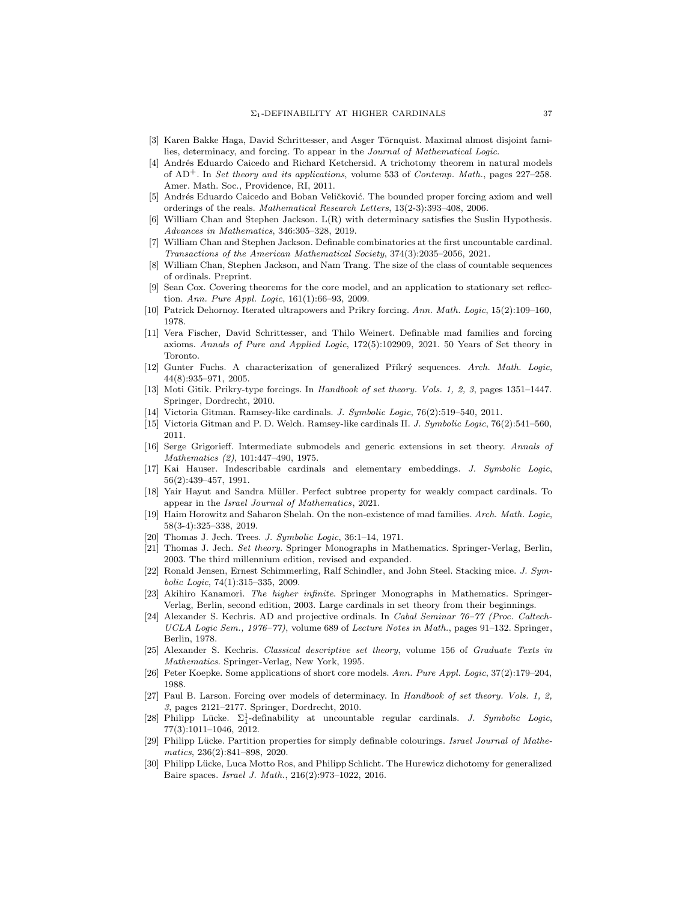[3] Karen Bakke Haga, David Schrittesser, and Asger Törnquist. Maximal almost disjoint families, determinacy, and forcing. To appear in the *Journal of Mathematical Logic*.

[4] Andrés Eduardo Caicedo and Richard Ketchersid. A trichotomy theorem in natural models of $\mathrm{AD}^+$. In *Set theory and its applications*, volume 533 of *Contemp. Math.*, pages 227–258. Amer. Math. Soc., Providence, RI, 2011.

[5] Andrés Eduardo Caicedo and Boban Veličković. The bounded proper forcing axiom and well orderings of the reals. *Mathematical Research Letters*, 13(2-3):393–408, 2006.

[6] William Chan and Stephen Jackson. L(R) with determinacy satisfies the Suslin Hypothesis. *Advances in Mathematics*, 346:305–328, 2019.

[7] William Chan and Stephen Jackson. Definable combinatorics at the first uncountable cardinal. *Transactions of the American Mathematical Society*, 374(3):2035–2056, 2021.

[8] William Chan, Stephen Jackson, and Nam Trang. The size of the class of countable sequences of ordinals. Preprint.

[9] Sean Cox. Covering theorems for the core model, and an application to stationary set reflection. *Ann. Pure Appl. Logic*, 161(1):66–93, 2009.

[10] Patrick Dehornoy. Iterated ultrapowers and Prikry forcing. *Ann. Math. Logic*, 15(2):109–160, 1978.

[11] Vera Fischer, David Schrittesser, and Thilo Weinert. Definable mad families and forcing axioms. *Annals of Pure and Applied Logic*, 172(5):102909, 2021. 50 Years of Set theory in Toronto.

[12] Gunter Fuchs. A characterization of generalized Příkrý sequences. *Arch. Math. Logic*, 44(8):935–971, 2005.

[13] Moti Gitik. Prikry-type forcings. In *Handbook of set theory. Vols. 1, 2, 3*, pages 1351–1447. Springer, Dordrecht, 2010.

[14] Victoria Gitman. Ramsey-like cardinals. *J. Symbolic Logic*, 76(2):519–540, 2011.

[15] Victoria Gitman and P. D. Welch. Ramsey-like cardinals II. *J. Symbolic Logic*, 76(2):541–560, 2011.

[16] Serge Grigorieff. Intermediate submodels and generic extensions in set theory. *Annals of Mathematics (2)*, 101:447–490, 1975.

[17] Kai Hauser. Indescribable cardinals and elementary embeddings. *J. Symbolic Logic*, 56(2):439–457, 1991.

[18] Yair Hayut and Sandra Müller. Perfect subtree property for weakly compact cardinals. To appear in the *Israel Journal of Mathematics*, 2021.

[19] Haim Horowitz and Saharon Shelah. On the non-existence of mad families. *Arch. Math. Logic*, 58(3-4):325–338, 2019.

[20] Thomas J. Jech. Trees. *J. Symbolic Logic*, 36:1–14, 1971.

[21] Thomas J. Jech. *Set theory*. Springer Monographs in Mathematics. Springer-Verlag, Berlin, 2003. The third millennium edition, revised and expanded.

[22] Ronald Jensen, Ernest Schimmerling, Ralf Schindler, and John Steel. Stacking mice. *J. Symbolic Logic*, 74(1):315–335, 2009.

[23] Akihiro Kanamori. *The higher infinite*. Springer Monographs in Mathematics. Springer-Verlag, Berlin, second edition, 2003. Large cardinals in set theory from their beginnings.

[24] Alexander S. Kechris. AD and projective ordinals. In *Cabal Seminar 76–77 (Proc. Caltech-UCLA Logic Sem., 1976–77)*, volume 689 of *Lecture Notes in Math.*, pages 91–132. Springer, Berlin, 1978.

[25] Alexander S. Kechris. *Classical descriptive set theory*, volume 156 of *Graduate Texts in Mathematics*. Springer-Verlag, New York, 1995.

[26] Peter Koepke. Some applications of short core models. *Ann. Pure Appl. Logic*, 37(2):179–204, 1988.

[27] Paul B. Larson. Forcing over models of determinacy. In *Handbook of set theory. Vols. 1, 2, 3*, pages 2121–2177. Springer, Dordrecht, 2010.

[28] Philipp Lücke. $\Sigma^1_1$-definability at uncountable regular cardinals. *J. Symbolic Logic*, 77(3):1011–1046, 2012.

[29] Philipp Lücke. Partition properties for simply definable colourings. *Israel Journal of Mathematics*, 236(2):841–898, 2020.

[30] Philipp Lücke, Luca Motto Ros, and Philipp Schlicht. The Hurewicz dichotomy for generalized Baire spaces. *Israel J. Math.*, 216(2):973–1022, 2016.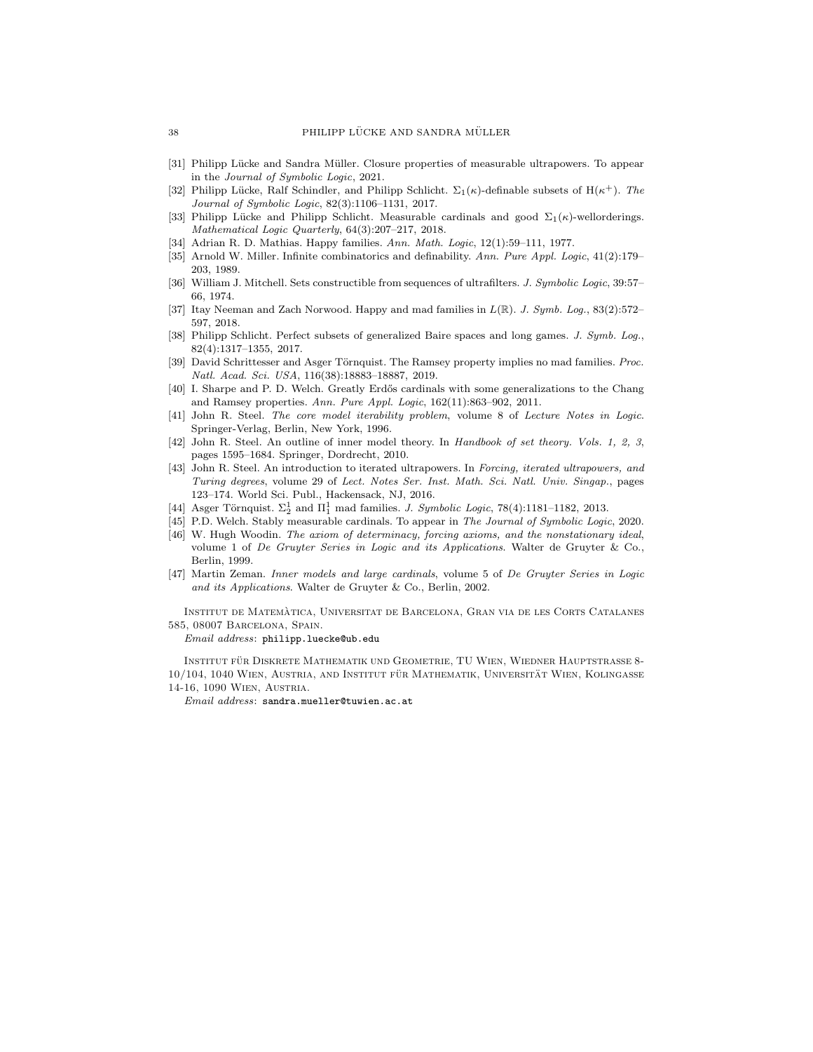[31] Philipp Lücke and Sandra Müller. Closure properties of measurable ultrapowers. To appear in the *Journal of Symbolic Logic*, 2021.

[32] Philipp Lücke, Ralf Schindler, and Philipp Schlicht. $\Sigma_1(\kappa)$-definable subsets of $\mathrm{H}(\kappa^+)$. *The Journal of Symbolic Logic*, 82(3):1106–1131, 2017.

[33] Philipp Lücke and Philipp Schlicht. Measurable cardinals and good $\Sigma_1(\kappa)$-wellorderings. *Mathematical Logic Quarterly*, 64(3):207–217, 2018.

[34] Adrian R. D. Mathias. Happy families. *Ann. Math. Logic*, 12(1):59–111, 1977.

[35] Arnold W. Miller. Infinite combinatorics and definability. *Ann. Pure Appl. Logic*, 41(2):179–203, 1989.

[36] William J. Mitchell. Sets constructible from sequences of ultrafilters. *J. Symbolic Logic*, 39:57–66, 1974.

[37] Itay Neeman and Zach Norwood. Happy and mad families in $L(\mathbb{R})$. *J. Symb. Log.*, 83(2):572–597, 2018.

[38] Philipp Schlicht. Perfect subsets of generalized Baire spaces and long games. *J. Symb. Log.*, 82(4):1317–1355, 2017.

[39] David Schrittesser and Asger Törnquist. The Ramsey property implies no mad families. *Proc. Natl. Acad. Sci. USA*, 116(38):18883–18887, 2019.

[40] I. Sharpe and P. D. Welch. Greatly Erdős cardinals with some generalizations to the Chang and Ramsey properties. *Ann. Pure Appl. Logic*, 162(11):863–902, 2011.

[41] John R. Steel. *The core model iterability problem*, volume 8 of *Lecture Notes in Logic*. Springer-Verlag, Berlin, New York, 1996.

[42] John R. Steel. An outline of inner model theory. In *Handbook of set theory. Vols. 1, 2, 3*, pages 1595–1684. Springer, Dordrecht, 2010.

[43] John R. Steel. An introduction to iterated ultrapowers. In *Forcing, iterated ultrapowers, and Turing degrees*, volume 29 of *Lect. Notes Ser. Inst. Math. Sci. Natl. Univ. Singap.*, pages 123–174. World Sci. Publ., Hackensack, NJ, 2016.

[44] Asger Törnquist. $\Sigma^1_2$ and $\Pi^1_1$ mad families. *J. Symbolic Logic*, 78(4):1181–1182, 2013.

[45] P.D. Welch. Stably measurable cardinals. To appear in *The Journal of Symbolic Logic*, 2020.

[46] W. Hugh Woodin. *The axiom of determinacy, forcing axioms, and the nonstationary ideal*, volume 1 of *De Gruyter Series in Logic and its Applications*. Walter de Gruyter & Co., Berlin, 1999.

[47] Martin Zeman. *Inner models and large cardinals*, volume 5 of *De Gruyter Series in Logic and its Applications*. Walter de Gruyter & Co., Berlin, 2002.

Institut de Matemàtica, Universitat de Barcelona, Gran via de les Corts Catalanes 585, 08007 Barcelona, Spain.

*Email address*: philipp.luecke@ub.edu

Institut für Diskrete Mathematik und Geometrie, TU Wien, Wiedner Hauptstrasse 8-10/104, 1040 Wien, Austria, and Institut für Mathematik, Universität Wien, Kolingasse 14-16, 1090 Wien, Austria.

*Email address*: sandra.mueller@tuwien.ac.at